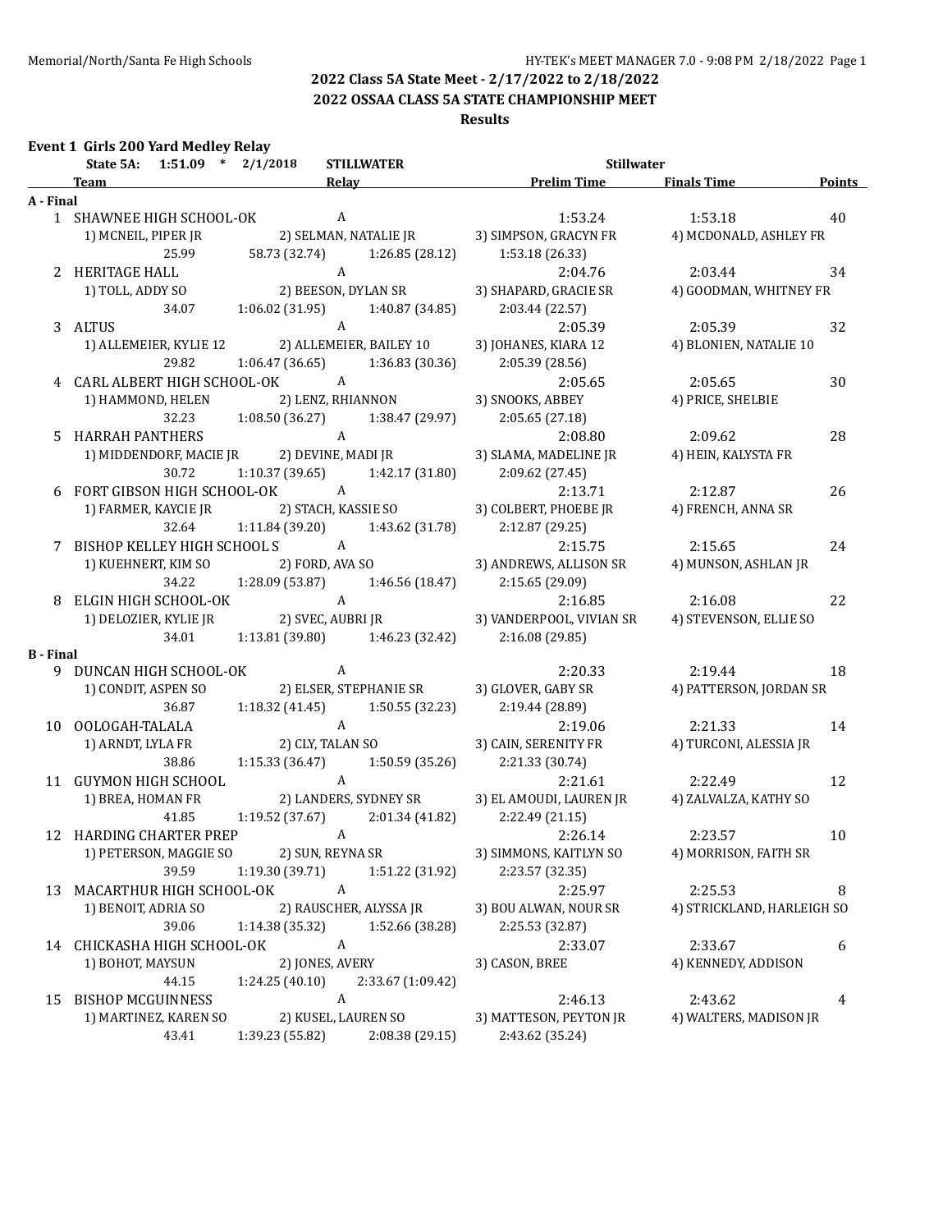## 2022 Class 5A State Meet - 2/17/2022 to 2/18/2022
## 2022 OSSAA CLASS 5A STATE CHAMPIONSHIP MEET
### Results

**Event 1 Girls 200 Yard Medley Relay**

State 5A: 1:51.09 * 2/1/2018 STILLWATER Stillwater

| | Team | Relay | Prelim Time | Finals Time | Points |
|---|---|---|---|---|---|
| **A - Final** | | | | | |
| 1 | SHAWNEE HIGH SCHOOL-OK | A | 1:53.24 | 1:53.18 | 40 |
| | 1) MCNEIL, PIPER JR | 2) SELMAN, NATALIE JR | 3) SIMPSON, GRACYN FR | 4) MCDONALD, ASHLEY FR | |
| | 25.99 | 58.73 (32.74) | 1:26.85 (28.12) | 1:53.18 (26.33) | |
| 2 | HERITAGE HALL | A | 2:04.76 | 2:03.44 | 34 |
| | 1) TOLL, ADDY SO | 2) BEESON, DYLAN SR | 3) SHAPARD, GRACIE SR | 4) GOODMAN, WHITNEY FR | |
| | 34.07 | 1:06.02 (31.95) | 1:40.87 (34.85) | 2:03.44 (22.57) | |
| 3 | ALTUS | A | 2:05.39 | 2:05.39 | 32 |
| | 1) ALLEMEIER, KYLIE 12 | 2) ALLEMEIER, BAILEY 10 | 3) JOHANES, KIARA 12 | 4) BLONIEN, NATALIE 10 | |
| | 29.82 | 1:06.47 (36.65) | 1:36.83 (30.36) | 2:05.39 (28.56) | |
| 4 | CARL ALBERT HIGH SCHOOL-OK | A | 2:05.65 | 2:05.65 | 30 |
| | 1) HAMMOND, HELEN | 2) LENZ, RHIANNON | 3) SNOOKS, ABBEY | 4) PRICE, SHELBIE | |
| | 32.23 | 1:08.50 (36.27) | 1:38.47 (29.97) | 2:05.65 (27.18) | |
| 5 | HARRAH PANTHERS | A | 2:08.80 | 2:09.62 | 28 |
| | 1) MIDDENDORF, MACIE JR | 2) DEVINE, MADI JR | 3) SLAMA, MADELINE JR | 4) HEIN, KALYSTA FR | |
| | 30.72 | 1:10.37 (39.65) | 1:42.17 (31.80) | 2:09.62 (27.45) | |
| 6 | FORT GIBSON HIGH SCHOOL-OK | A | 2:13.71 | 2:12.87 | 26 |
| | 1) FARMER, KAYCIE JR | 2) STACH, KASSIE SO | 3) COLBERT, PHOEBE JR | 4) FRENCH, ANNA SR | |
| | 32.64 | 1:11.84 (39.20) | 1:43.62 (31.78) | 2:12.87 (29.25) | |
| 7 | BISHOP KELLEY HIGH SCHOOL S | A | 2:15.75 | 2:15.65 | 24 |
| | 1) KUEHNERT, KIM SO | 2) FORD, AVA SO | 3) ANDREWS, ALLISON SR | 4) MUNSON, ASHLAN JR | |
| | 34.22 | 1:28.09 (53.87) | 1:46.56 (18.47) | 2:15.65 (29.09) | |
| 8 | ELGIN HIGH SCHOOL-OK | A | 2:16.85 | 2:16.08 | 22 |
| | 1) DELOZIER, KYLIE JR | 2) SVEC, AUBRI JR | 3) VANDERPOOL, VIVIAN SR | 4) STEVENSON, ELLIE SO | |
| | 34.01 | 1:13.81 (39.80) | 1:46.23 (32.42) | 2:16.08 (29.85) | |
| **B - Final** | | | | | |
| 9 | DUNCAN HIGH SCHOOL-OK | A | 2:20.33 | 2:19.44 | 18 |
| | 1) CONDIT, ASPEN SO | 2) ELSER, STEPHANIE SR | 3) GLOVER, GABY SR | 4) PATTERSON, JORDAN SR | |
| | 36.87 | 1:18.32 (41.45) | 1:50.55 (32.23) | 2:19.44 (28.89) | |
| 10 | OOLOGAH-TALALA | A | 2:19.06 | 2:21.33 | 14 |
| | 1) ARNDT, LYLA FR | 2) CLY, TALAN SO | 3) CAIN, SERENITY FR | 4) TURCONI, ALESSIA JR | |
| | 38.86 | 1:15.33 (36.47) | 1:50.59 (35.26) | 2:21.33 (30.74) | |
| 11 | GUYMON HIGH SCHOOL | A | 2:21.61 | 2:22.49 | 12 |
| | 1) BREA, HOMAN FR | 2) LANDERS, SYDNEY SR | 3) EL AMOUDI, LAUREN JR | 4) ZALVALZA, KATHY SO | |
| | 41.85 | 1:19.52 (37.67) | 2:01.34 (41.82) | 2:22.49 (21.15) | |
| 12 | HARDING CHARTER PREP | A | 2:26.14 | 2:23.57 | 10 |
| | 1) PETERSON, MAGGIE SO | 2) SUN, REYNA SR | 3) SIMMONS, KAITLYN SO | 4) MORRISON, FAITH SR | |
| | 39.59 | 1:19.30 (39.71) | 1:51.22 (31.92) | 2:23.57 (32.35) | |
| 13 | MACARTHUR HIGH SCHOOL-OK | A | 2:25.97 | 2:25.53 | 8 |
| | 1) BENOIT, ADRIA SO | 2) RAUSCHER, ALYSSA JR | 3) BOU ALWAN, NOUR SR | 4) STRICKLAND, HARLEIGH SO | |
| | 39.06 | 1:14.38 (35.32) | 1:52.66 (38.28) | 2:25.53 (32.87) | |
| 14 | CHICKASHA HIGH SCHOOL-OK | A | 2:33.07 | 2:33.67 | 6 |
| | 1) BOHOT, MAYSUN | 2) JONES, AVERY | 3) CASON, BREE | 4) KENNEDY, ADDISON | |
| | 44.15 | 1:24.25 (40.10) | 2:33.67 (1:09.42) | | |
| 15 | BISHOP MCGUINNESS | A | 2:46.13 | 2:43.62 | 4 |
| | 1) MARTINEZ, KAREN SO | 2) KUSEL, LAUREN SO | 3) MATTESON, PEYTON JR | 4) WALTERS, MADISON JR | |
| | 43.41 | 1:39.23 (55.82) | 2:08.38 (29.15) | 2:43.62 (35.24) | |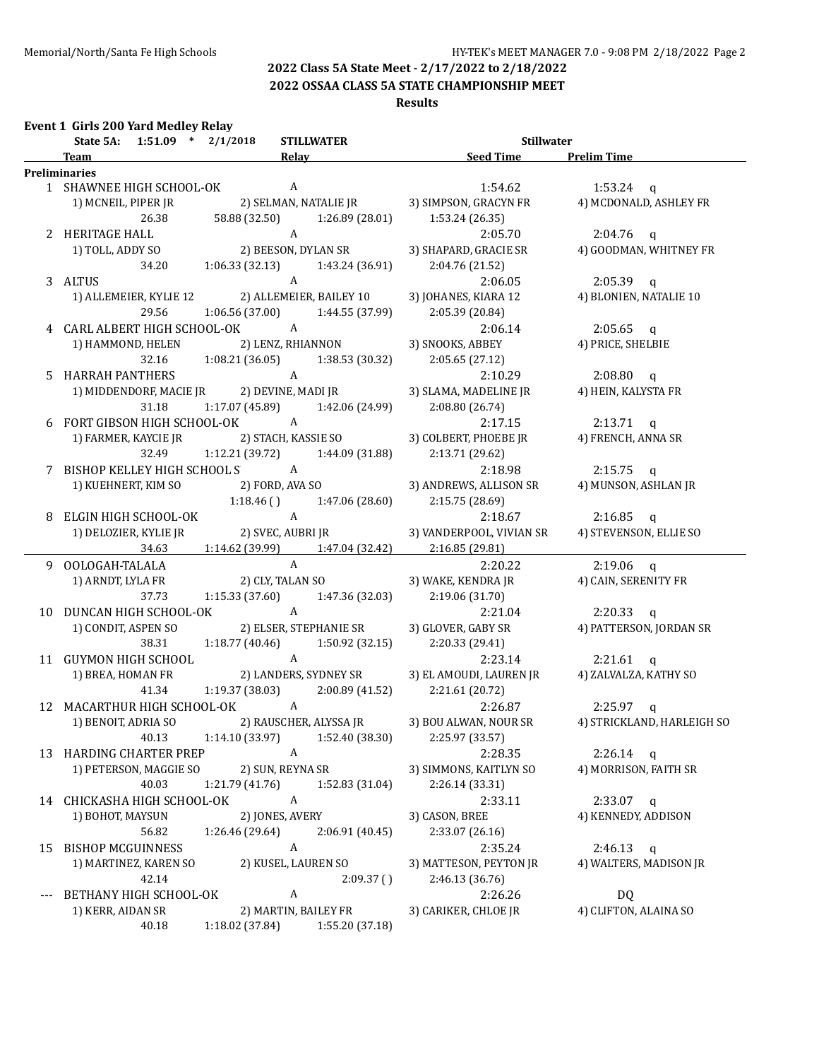## 2022 Class 5A State Meet - 2/17/2022 to 2/18/2022

## 2022 OSSAA CLASS 5A STATE CHAMPIONSHIP MEET

### Results

**Event 1 Girls 200 Yard Medley Relay**

State 5A: 1:51.09 * 2/1/2018 STILLWATER Stillwater

| | Team | Relay | Seed Time | Prelim Time |
|---|---|---|---|---|
| **Preliminaries** | | | | |
| 1 | SHAWNEE HIGH SCHOOL-OK | A | 1:54.62 | 1:53.24 q |
| | 1) MCNEIL, PIPER JR | 2) SELMAN, NATALIE JR | 3) SIMPSON, GRACYN FR | 4) MCDONALD, ASHLEY FR |
| | 26.38 | 58.88 (32.50) | 1:26.89 (28.01) | 1:53.24 (26.35) |
| 2 | HERITAGE HALL | A | 2:05.70 | 2:04.76 q |
| | 1) TOLL, ADDY SO | 2) BEESON, DYLAN SR | 3) SHAPARD, GRACIE SR | 4) GOODMAN, WHITNEY FR |
| | 34.20 | 1:06.33 (32.13) | 1:43.24 (36.91) | 2:04.76 (21.52) |
| 3 | ALTUS | A | 2:06.05 | 2:05.39 q |
| | 1) ALLEMEIER, KYLIE 12 | 2) ALLEMEIER, BAILEY 10 | 3) JOHANES, KIARA 12 | 4) BLONIEN, NATALIE 10 |
| | 29.56 | 1:06.56 (37.00) | 1:44.55 (37.99) | 2:05.39 (20.84) |
| 4 | CARL ALBERT HIGH SCHOOL-OK | A | 2:06.14 | 2:05.65 q |
| | 1) HAMMOND, HELEN | 2) LENZ, RHIANNON | 3) SNOOKS, ABBEY | 4) PRICE, SHELBIE |
| | 32.16 | 1:08.21 (36.05) | 1:38.53 (30.32) | 2:05.65 (27.12) |
| 5 | HARRAH PANTHERS | A | 2:10.29 | 2:08.80 q |
| | 1) MIDDENDORF, MACIE JR | 2) DEVINE, MADI JR | 3) SLAMA, MADELINE JR | 4) HEIN, KALYSTA FR |
| | 31.18 | 1:17.07 (45.89) | 1:42.06 (24.99) | 2:08.80 (26.74) |
| 6 | FORT GIBSON HIGH SCHOOL-OK | A | 2:17.15 | 2:13.71 q |
| | 1) FARMER, KAYCIE JR | 2) STACH, KASSIE SO | 3) COLBERT, PHOEBE JR | 4) FRENCH, ANNA SR |
| | 32.49 | 1:12.21 (39.72) | 1:44.09 (31.88) | 2:13.71 (29.62) |
| 7 | BISHOP KELLEY HIGH SCHOOL S | A | 2:18.98 | 2:15.75 q |
| | 1) KUEHNERT, KIM SO | 2) FORD, AVA SO | 3) ANDREWS, ALLISON SR | 4) MUNSON, ASHLAN JR |
| | | 1:18.46 ( ) | 1:47.06 (28.60) | 2:15.75 (28.69) |
| 8 | ELGIN HIGH SCHOOL-OK | A | 2:18.67 | 2:16.85 q |
| | 1) DELOZIER, KYLIE JR | 2) SVEC, AUBRI JR | 3) VANDERPOOL, VIVIAN SR | 4) STEVENSON, ELLIE SO |
| | 34.63 | 1:14.62 (39.99) | 1:47.04 (32.42) | 2:16.85 (29.81) |
| 9 | OOLOGAH-TALALA | A | 2:20.22 | 2:19.06 q |
| | 1) ARNDT, LYLA FR | 2) CLY, TALAN SO | 3) WAKE, KENDRA JR | 4) CAIN, SERENITY FR |
| | 37.73 | 1:15.33 (37.60) | 1:47.36 (32.03) | 2:19.06 (31.70) |
| 10 | DUNCAN HIGH SCHOOL-OK | A | 2:21.04 | 2:20.33 q |
| | 1) CONDIT, ASPEN SO | 2) ELSER, STEPHANIE SR | 3) GLOVER, GABY SR | 4) PATTERSON, JORDAN SR |
| | 38.31 | 1:18.77 (40.46) | 1:50.92 (32.15) | 2:20.33 (29.41) |
| 11 | GUYMON HIGH SCHOOL | A | 2:23.14 | 2:21.61 q |
| | 1) BREA, HOMAN FR | 2) LANDERS, SYDNEY SR | 3) EL AMOUDI, LAUREN JR | 4) ZALVALZA, KATHY SO |
| | 41.34 | 1:19.37 (38.03) | 2:00.89 (41.52) | 2:21.61 (20.72) |
| 12 | MACARTHUR HIGH SCHOOL-OK | A | 2:26.87 | 2:25.97 q |
| | 1) BENOIT, ADRIA SO | 2) RAUSCHER, ALYSSA JR | 3) BOU ALWAN, NOUR SR | 4) STRICKLAND, HARLEIGH SO |
| | 40.13 | 1:14.10 (33.97) | 1:52.40 (38.30) | 2:25.97 (33.57) |
| 13 | HARDING CHARTER PREP | A | 2:28.35 | 2:26.14 q |
| | 1) PETERSON, MAGGIE SO | 2) SUN, REYNA SR | 3) SIMMONS, KAITLYN SO | 4) MORRISON, FAITH SR |
| | 40.03 | 1:21.79 (41.76) | 1:52.83 (31.04) | 2:26.14 (33.31) |
| 14 | CHICKASHA HIGH SCHOOL-OK | A | 2:33.11 | 2:33.07 q |
| | 1) BOHOT, MAYSUN | 2) JONES, AVERY | 3) CASON, BREE | 4) KENNEDY, ADDISON |
| | 56.82 | 1:26.46 (29.64) | 2:06.91 (40.45) | 2:33.07 (26.16) |
| 15 | BISHOP MCGUINNESS | A | 2:35.24 | 2:46.13 q |
| | 1) MARTINEZ, KAREN SO | 2) KUSEL, LAUREN SO | 3) MATTESON, PEYTON JR | 4) WALTERS, MADISON JR |
| | 42.14 | | 2:09.37 ( ) | 2:46.13 (36.76) |
| --- | BETHANY HIGH SCHOOL-OK | A | 2:26.26 | DQ |
| | 1) KERR, AIDAN SR | 2) MARTIN, BAILEY FR | 3) CARIKER, CHLOE JR | 4) CLIFTON, ALAINA SO |
| | 40.18 | 1:18.02 (37.84) | 1:55.20 (37.18) | |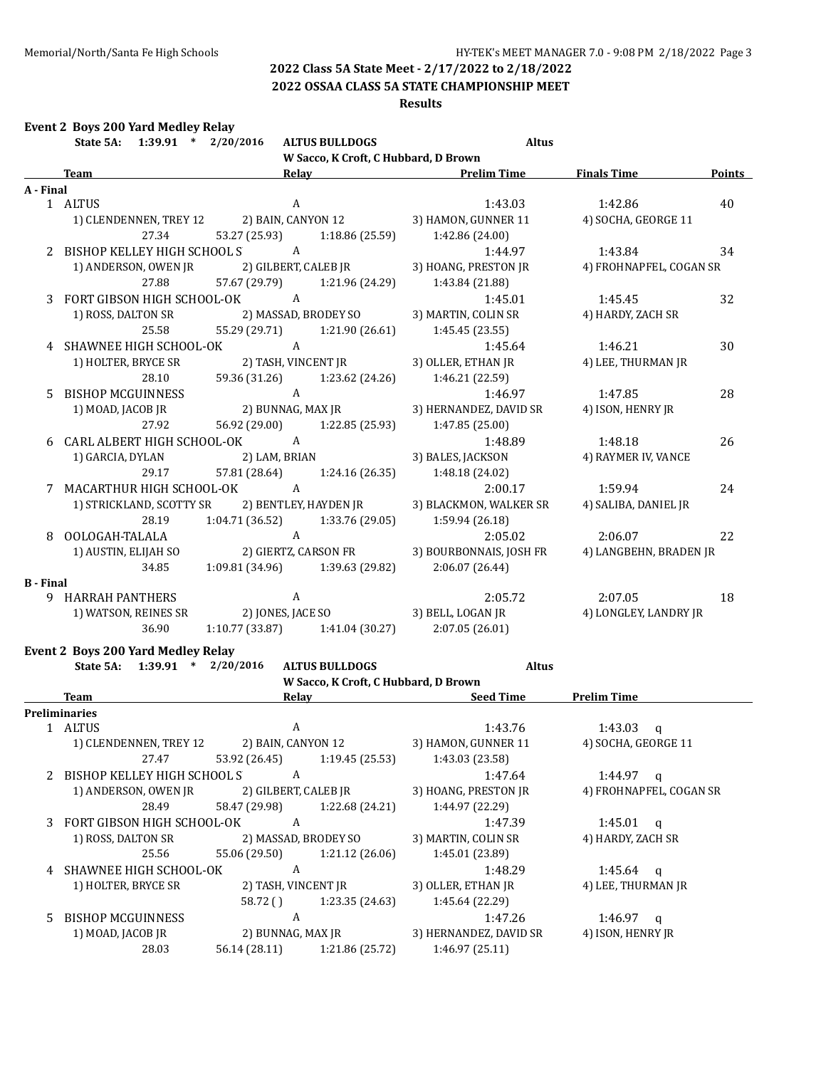**2022 Class 5A State Meet - 2/17/2022 to 2/18/2022**

**2022 OSSAA CLASS 5A STATE CHAMPIONSHIP MEET**

**Results**

### Event 2 Boys 200 Yard Medley Relay

**State 5A: 1:39.91 * 2/20/2016 ALTUS BULLDOGS Altus**
W Sacco, K Croft, C Hubbard, D Brown

| | Team | Relay | Prelim Time | Finals Time | Points |
|---|---|---|---|---|---|
| **A - Final** | | | | | |
| 1 | ALTUS | A | 1:43.03 | 1:42.86 | 40 |
| | 1) CLENDENNEN, TREY 12 | 2) BAIN, CANYON 12 | 3) HAMON, GUNNER 11 | 4) SOCHA, GEORGE 11 | |
| | 27.34 | 53.27 (25.93) | 1:18.86 (25.59) | 1:42.86 (24.00) | |
| 2 | BISHOP KELLEY HIGH SCHOOL S | A | 1:44.97 | 1:43.84 | 34 |
| | 1) ANDERSON, OWEN JR | 2) GILBERT, CALEB JR | 3) HOANG, PRESTON JR | 4) FROHNAPFEL, COGAN SR | |
| | 27.88 | 57.67 (29.79) | 1:21.96 (24.29) | 1:43.84 (21.88) | |
| 3 | FORT GIBSON HIGH SCHOOL-OK | A | 1:45.01 | 1:45.45 | 32 |
| | 1) ROSS, DALTON SR | 2) MASSAD, BRODEY SO | 3) MARTIN, COLIN SR | 4) HARDY, ZACH SR | |
| | 25.58 | 55.29 (29.71) | 1:21.90 (26.61) | 1:45.45 (23.55) | |
| 4 | SHAWNEE HIGH SCHOOL-OK | A | 1:45.64 | 1:46.21 | 30 |
| | 1) HOLTER, BRYCE SR | 2) TASH, VINCENT JR | 3) OLLER, ETHAN JR | 4) LEE, THURMAN JR | |
| | 28.10 | 59.36 (31.26) | 1:23.62 (24.26) | 1:46.21 (22.59) | |
| 5 | BISHOP MCGUINNESS | A | 1:46.97 | 1:47.85 | 28 |
| | 1) MOAD, JACOB JR | 2) BUNNAG, MAX JR | 3) HERNANDEZ, DAVID SR | 4) ISON, HENRY JR | |
| | 27.92 | 56.92 (29.00) | 1:22.85 (25.93) | 1:47.85 (25.00) | |
| 6 | CARL ALBERT HIGH SCHOOL-OK | A | 1:48.89 | 1:48.18 | 26 |
| | 1) GARCIA, DYLAN | 2) LAM, BRIAN | 3) BALES, JACKSON | 4) RAYMER IV, VANCE | |
| | 29.17 | 57.81 (28.64) | 1:24.16 (26.35) | 1:48.18 (24.02) | |
| 7 | MACARTHUR HIGH SCHOOL-OK | A | 2:00.17 | 1:59.94 | 24 |
| | 1) STRICKLAND, SCOTTY SR | 2) BENTLEY, HAYDEN JR | 3) BLACKMON, WALKER SR | 4) SALIBA, DANIEL JR | |
| | 28.19 | 1:04.71 (36.52) | 1:33.76 (29.05) | 1:59.94 (26.18) | |
| 8 | OOLOGAH-TALALA | A | 2:05.02 | 2:06.07 | 22 |
| | 1) AUSTIN, ELIJAH SO | 2) GIERTZ, CARSON FR | 3) BOURBONNAIS, JOSH FR | 4) LANGBEHN, BRADEN JR | |
| | 34.85 | 1:09.81 (34.96) | 1:39.63 (29.82) | 2:06.07 (26.44) | |
| **B - Final** | | | | | |
| 9 | HARRAH PANTHERS | A | 2:05.72 | 2:07.05 | 18 |
| | 1) WATSON, REINES SR | 2) JONES, JACE SO | 3) BELL, LOGAN JR | 4) LONGLEY, LANDRY JR | |
| | 36.90 | 1:10.77 (33.87) | 1:41.04 (30.27) | 2:07.05 (26.01) | |

### Event 2 Boys 200 Yard Medley Relay

**State 5A: 1:39.91 * 2/20/2016 ALTUS BULLDOGS Altus**
W Sacco, K Croft, C Hubbard, D Brown

| | Team | Relay | Seed Time | Prelim Time |
|---|---|---|---|---|
| **Preliminaries** | | | | |
| 1 | ALTUS | A | 1:43.76 | 1:43.03 q |
| | 1) CLENDENNEN, TREY 12 | 2) BAIN, CANYON 12 | 3) HAMON, GUNNER 11 | 4) SOCHA, GEORGE 11 |
| | 27.47 | 53.92 (26.45) | 1:19.45 (25.53) | 1:43.03 (23.58) |
| 2 | BISHOP KELLEY HIGH SCHOOL S | A | 1:47.64 | 1:44.97 q |
| | 1) ANDERSON, OWEN JR | 2) GILBERT, CALEB JR | 3) HOANG, PRESTON JR | 4) FROHNAPFEL, COGAN SR |
| | 28.49 | 58.47 (29.98) | 1:22.68 (24.21) | 1:44.97 (22.29) |
| 3 | FORT GIBSON HIGH SCHOOL-OK | A | 1:47.39 | 1:45.01 q |
| | 1) ROSS, DALTON SR | 2) MASSAD, BRODEY SO | 3) MARTIN, COLIN SR | 4) HARDY, ZACH SR |
| | 25.56 | 55.06 (29.50) | 1:21.12 (26.06) | 1:45.01 (23.89) |
| 4 | SHAWNEE HIGH SCHOOL-OK | A | 1:48.29 | 1:45.64 q |
| | 1) HOLTER, BRYCE SR | 2) TASH, VINCENT JR | 3) OLLER, ETHAN JR | 4) LEE, THURMAN JR |
| | | 58.72 ( ) | 1:23.35 (24.63) | 1:45.64 (22.29) |
| 5 | BISHOP MCGUINNESS | A | 1:47.26 | 1:46.97 q |
| | 1) MOAD, JACOB JR | 2) BUNNAG, MAX JR | 3) HERNANDEZ, DAVID SR | 4) ISON, HENRY JR |
| | 28.03 | 56.14 (28.11) | 1:21.86 (25.72) | 1:46.97 (25.11) |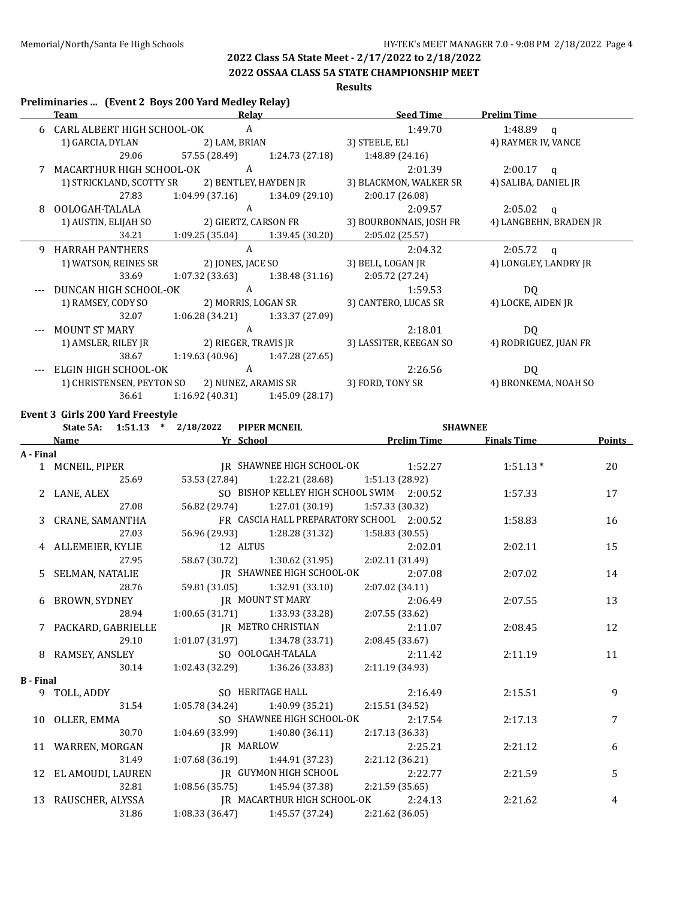2022 Class 5A State Meet - 2/17/2022 to 2/18/2022

2022 OSSAA CLASS 5A STATE CHAMPIONSHIP MEET

**Results**

### Preliminaries ... (Event 2 Boys 200 Yard Medley Relay)

| | Team | Relay | Seed Time | Prelim Time |
|---|---|---|---|---|
| 6 | CARL ALBERT HIGH SCHOOL-OK | A | 1:49.70 | 1:48.89 q |
| | 1) GARCIA, DYLAN | 2) LAM, BRIAN | 3) STEELE, ELI | 4) RAYMER IV, VANCE |
| | 29.06 | 57.55 (28.49) | 1:24.73 (27.18) | 1:48.89 (24.16) |
| 7 | MACARTHUR HIGH SCHOOL-OK | A | 2:01.39 | 2:00.17 q |
| | 1) STRICKLAND, SCOTTY SR | 2) BENTLEY, HAYDEN JR | 3) BLACKMON, WALKER SR | 4) SALIBA, DANIEL JR |
| | 27.83 | 1:04.99 (37.16) | 1:34.09 (29.10) | 2:00.17 (26.08) |
| 8 | OOLOGAH-TALALA | A | 2:09.57 | 2:05.02 q |
| | 1) AUSTIN, ELIJAH SO | 2) GIERTZ, CARSON FR | 3) BOURBONNAIS, JOSH FR | 4) LANGBEHN, BRADEN JR |
| | 34.21 | 1:09.25 (35.04) | 1:39.45 (30.20) | 2:05.02 (25.57) |
| 9 | HARRAH PANTHERS | A | 2:04.32 | 2:05.72 q |
| | 1) WATSON, REINES SR | 2) JONES, JACE SO | 3) BELL, LOGAN JR | 4) LONGLEY, LANDRY JR |
| | 33.69 | 1:07.32 (33.63) | 1:38.48 (31.16) | 2:05.72 (27.24) |
| --- | DUNCAN HIGH SCHOOL-OK | A | 1:59.53 | DQ |
| | 1) RAMSEY, CODY SO | 2) MORRIS, LOGAN SR | 3) CANTERO, LUCAS SR | 4) LOCKE, AIDEN JR |
| | 32.07 | 1:06.28 (34.21) | 1:33.37 (27.09) | |
| --- | MOUNT ST MARY | A | 2:18.01 | DQ |
| | 1) AMSLER, RILEY JR | 2) RIEGER, TRAVIS JR | 3) LASSITER, KEEGAN SO | 4) RODRIGUEZ, JUAN FR |
| | 38.67 | 1:19.63 (40.96) | 1:47.28 (27.65) | |
| --- | ELGIN HIGH SCHOOL-OK | A | 2:26.56 | DQ |
| | 1) CHRISTENSEN, PEYTON SO | 2) NUNEZ, ARAMIS SR | 3) FORD, TONY SR | 4) BRONKEMA, NOAH SO |
| | 36.61 | 1:16.92 (40.31) | 1:45.09 (28.17) | |

### Event 3 Girls 200 Yard Freestyle

State 5A: 1:51.13 * 2/18/2022 PIPER MCNEIL SHAWNEE

| | Name | Yr School | Prelim Time | Finals Time | Points |
|---|---|---|---|---|---|
| **A - Final** | | | | | |
| 1 | MCNEIL, PIPER | JR SHAWNEE HIGH SCHOOL-OK | 1:52.27 | 1:51.13 * | 20 |
| | 25.69 | 53.53 (27.84) | 1:22.21 (28.68) | 1:51.13 (28.92) | |
| 2 | LANE, ALEX | SO BISHOP KELLEY HIGH SCHOOL SWIM | 2:00.52 | 1:57.33 | 17 |
| | 27.08 | 56.82 (29.74) | 1:27.01 (30.19) | 1:57.33 (30.32) | |
| 3 | CRANE, SAMANTHA | FR CASCIA HALL PREPARATORY SCHOOL | 2:00.52 | 1:58.83 | 16 |
| | 27.03 | 56.96 (29.93) | 1:28.28 (31.32) | 1:58.83 (30.55) | |
| 4 | ALLEMEIER, KYLIE | 12 ALTUS | 2:02.01 | 2:02.11 | 15 |
| | 27.95 | 58.67 (30.72) | 1:30.62 (31.95) | 2:02.11 (31.49) | |
| 5 | SELMAN, NATALIE | JR SHAWNEE HIGH SCHOOL-OK | 2:07.08 | 2:07.02 | 14 |
| | 28.76 | 59.81 (31.05) | 1:32.91 (33.10) | 2:07.02 (34.11) | |
| 6 | BROWN, SYDNEY | JR MOUNT ST MARY | 2:06.49 | 2:07.55 | 13 |
| | 28.94 | 1:00.65 (31.71) | 1:33.93 (33.28) | 2:07.55 (33.62) | |
| 7 | PACKARD, GABRIELLE | JR METRO CHRISTIAN | 2:11.07 | 2:08.45 | 12 |
| | 29.10 | 1:01.07 (31.97) | 1:34.78 (33.71) | 2:08.45 (33.67) | |
| 8 | RAMSEY, ANSLEY | SO OOLOGAH-TALALA | 2:11.42 | 2:11.19 | 11 |
| | 30.14 | 1:02.43 (32.29) | 1:36.26 (33.83) | 2:11.19 (34.93) | |
| **B - Final** | | | | | |
| 9 | TOLL, ADDY | SO HERITAGE HALL | 2:16.49 | 2:15.51 | 9 |
| | 31.54 | 1:05.78 (34.24) | 1:40.99 (35.21) | 2:15.51 (34.52) | |
| 10 | OLLER, EMMA | SO SHAWNEE HIGH SCHOOL-OK | 2:17.54 | 2:17.13 | 7 |
| | 30.70 | 1:04.69 (33.99) | 1:40.80 (36.11) | 2:17.13 (36.33) | |
| 11 | WARREN, MORGAN | JR MARLOW | 2:25.21 | 2:21.12 | 6 |
| | 31.49 | 1:07.68 (36.19) | 1:44.91 (37.23) | 2:21.12 (36.21) | |
| 12 | EL AMOUDI, LAUREN | JR GUYMON HIGH SCHOOL | 2:22.77 | 2:21.59 | 5 |
| | 32.81 | 1:08.56 (35.75) | 1:45.94 (37.38) | 2:21.59 (35.65) | |
| 13 | RAUSCHER, ALYSSA | JR MACARTHUR HIGH SCHOOL-OK | 2:24.13 | 2:21.62 | 4 |
| | 31.86 | 1:08.33 (36.47) | 1:45.57 (37.24) | 2:21.62 (36.05) | |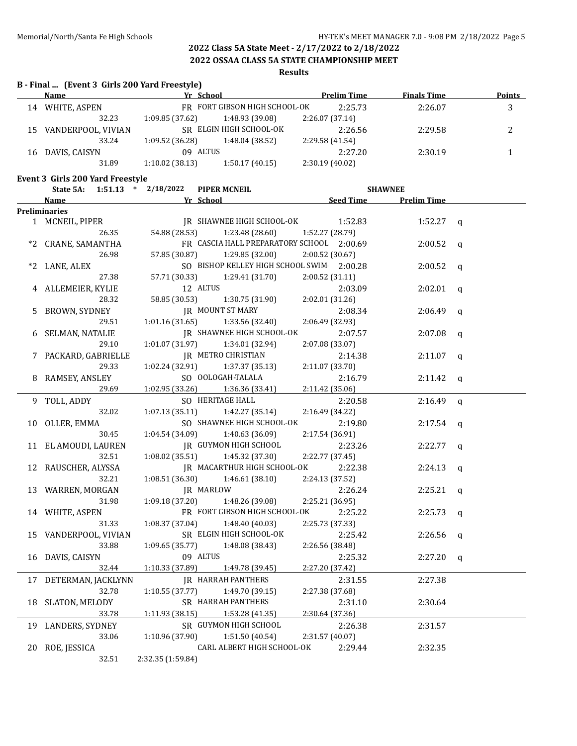## 2022 Class 5A State Meet - 2/17/2022 to 2/18/2022

## 2022 OSSAA CLASS 5A STATE CHAMPIONSHIP MEET

### Results

**B - Final ... (Event 3 Girls 200 Yard Freestyle)**

| | Name | Yr | School | Prelim Time | Finals Time | Points |
|---|---|---|---|---|---|---|
| 14 | WHITE, ASPEN | FR | FORT GIBSON HIGH SCHOOL-OK | 2:25.73 | 2:26.07 | 3 |
| | 32.23 | 1:09.85 (37.62) | 1:48.93 (39.08) | 2:26.07 (37.14) | | |
| 15 | VANDERPOOL, VIVIAN | SR | ELGIN HIGH SCHOOL-OK | 2:26.56 | 2:29.58 | 2 |
| | 33.24 | 1:09.52 (36.28) | 1:48.04 (38.52) | 2:29.58 (41.54) | | |
| 16 | DAVIS, CAISYN | 09 | ALTUS | 2:27.20 | 2:30.19 | 1 |
| | 31.89 | 1:10.02 (38.13) | 1:50.17 (40.15) | 2:30.19 (40.02) | | |

**Event 3 Girls 200 Yard Freestyle**

State 5A: 1:51.13 * 2/18/2022 PIPER MCNEIL SHAWNEE

| | Name | Yr | School | Seed Time | Prelim Time | |
|---|---|---|---|---|---|---|
| **Preliminaries** | | | | | | |
| 1 | MCNEIL, PIPER | JR | SHAWNEE HIGH SCHOOL-OK | 1:52.83 | 1:52.27 | q |
| | 26.35 | 54.88 (28.53) | 1:23.48 (28.60) | 1:52.27 (28.79) | | |
| *2 | CRANE, SAMANTHA | FR | CASCIA HALL PREPARATORY SCHOOL | 2:00.69 | 2:00.52 | q |
| | 26.98 | 57.85 (30.87) | 1:29.85 (32.00) | 2:00.52 (30.67) | | |
| *2 | LANE, ALEX | SO | BISHOP KELLEY HIGH SCHOOL SWIM | 2:00.28 | 2:00.52 | q |
| | 27.38 | 57.71 (30.33) | 1:29.41 (31.70) | 2:00.52 (31.11) | | |
| 4 | ALLEMEIER, KYLIE | 12 | ALTUS | 2:03.09 | 2:02.01 | q |
| | 28.32 | 58.85 (30.53) | 1:30.75 (31.90) | 2:02.01 (31.26) | | |
| 5 | BROWN, SYDNEY | JR | MOUNT ST MARY | 2:08.34 | 2:06.49 | q |
| | 29.51 | 1:01.16 (31.65) | 1:33.56 (32.40) | 2:06.49 (32.93) | | |
| 6 | SELMAN, NATALIE | JR | SHAWNEE HIGH SCHOOL-OK | 2:07.57 | 2:07.08 | q |
| | 29.10 | 1:01.07 (31.97) | 1:34.01 (32.94) | 2:07.08 (33.07) | | |
| 7 | PACKARD, GABRIELLE | JR | METRO CHRISTIAN | 2:14.38 | 2:11.07 | q |
| | 29.33 | 1:02.24 (32.91) | 1:37.37 (35.13) | 2:11.07 (33.70) | | |
| 8 | RAMSEY, ANSLEY | SO | OOLOGAH-TALALA | 2:16.79 | 2:11.42 | q |
| | 29.69 | 1:02.95 (33.26) | 1:36.36 (33.41) | 2:11.42 (35.06) | | |
| 9 | TOLL, ADDY | SO | HERITAGE HALL | 2:20.58 | 2:16.49 | q |
| | 32.02 | 1:07.13 (35.11) | 1:42.27 (35.14) | 2:16.49 (34.22) | | |
| 10 | OLLER, EMMA | SO | SHAWNEE HIGH SCHOOL-OK | 2:19.80 | 2:17.54 | q |
| | 30.45 | 1:04.54 (34.09) | 1:40.63 (36.09) | 2:17.54 (36.91) | | |
| 11 | EL AMOUDI, LAUREN | JR | GUYMON HIGH SCHOOL | 2:23.26 | 2:22.77 | q |
| | 32.51 | 1:08.02 (35.51) | 1:45.32 (37.30) | 2:22.77 (37.45) | | |
| 12 | RAUSCHER, ALYSSA | JR | MACARTHUR HIGH SCHOOL-OK | 2:22.38 | 2:24.13 | q |
| | 32.21 | 1:08.51 (36.30) | 1:46.61 (38.10) | 2:24.13 (37.52) | | |
| 13 | WARREN, MORGAN | JR | MARLOW | 2:26.24 | 2:25.21 | q |
| | 31.98 | 1:09.18 (37.20) | 1:48.26 (39.08) | 2:25.21 (36.95) | | |
| 14 | WHITE, ASPEN | FR | FORT GIBSON HIGH SCHOOL-OK | 2:25.22 | 2:25.73 | q |
| | 31.33 | 1:08.37 (37.04) | 1:48.40 (40.03) | 2:25.73 (37.33) | | |
| 15 | VANDERPOOL, VIVIAN | SR | ELGIN HIGH SCHOOL-OK | 2:25.42 | 2:26.56 | q |
| | 33.88 | 1:09.65 (35.77) | 1:48.08 (38.43) | 2:26.56 (38.48) | | |
| 16 | DAVIS, CAISYN | 09 | ALTUS | 2:25.32 | 2:27.20 | q |
| | 32.44 | 1:10.33 (37.89) | 1:49.78 (39.45) | 2:27.20 (37.42) | | |
| 17 | DETERMAN, JACKLYNN | JR | HARRAH PANTHERS | 2:31.55 | 2:27.38 | |
| | 32.78 | 1:10.55 (37.77) | 1:49.70 (39.15) | 2:27.38 (37.68) | | |
| 18 | SLATON, MELODY | SR | HARRAH PANTHERS | 2:31.10 | 2:30.64 | |
| | 33.78 | 1:11.93 (38.15) | 1:53.28 (41.35) | 2:30.64 (37.36) | | |
| 19 | LANDERS, SYDNEY | SR | GUYMON HIGH SCHOOL | 2:26.38 | 2:31.57 | |
| | 33.06 | 1:10.96 (37.90) | 1:51.50 (40.54) | 2:31.57 (40.07) | | |
| 20 | ROE, JESSICA | | CARL ALBERT HIGH SCHOOL-OK | 2:29.44 | 2:32.35 | |
| | 32.51 | 2:32.35 (1:59.84) | | | | |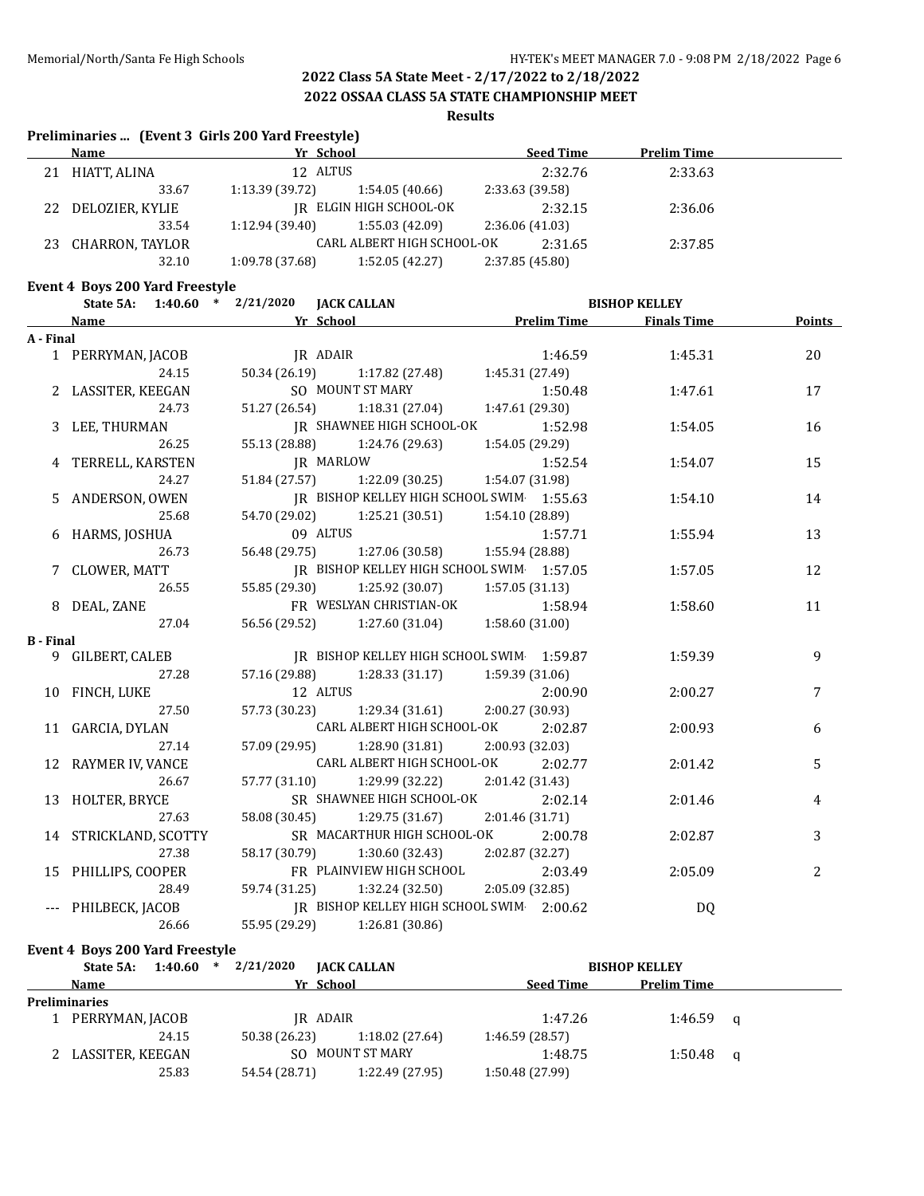## 2022 Class 5A State Meet - 2/17/2022 to 2/18/2022

## 2022 OSSAA CLASS 5A STATE CHAMPIONSHIP MEET

### Results

**Preliminaries ... (Event 3 Girls 200 Yard Freestyle)**

| | Name | Yr | School | Seed Time | Prelim Time |
|---|---|---|---|---|---|
| 21 | HIATT, ALINA | 12 | ALTUS | 2:32.76 | 2:33.63 |
| | 33.67 | 1:13.39 (39.72) | 1:54.05 (40.66) | 2:33.63 (39.58) | |
| 22 | DELOZIER, KYLIE | JR | ELGIN HIGH SCHOOL-OK | 2:32.15 | 2:36.06 |
| | 33.54 | 1:12.94 (39.40) | 1:55.03 (42.09) | 2:36.06 (41.03) | |
| 23 | CHARRON, TAYLOR | | CARL ALBERT HIGH SCHOOL-OK | 2:31.65 | 2:37.85 |
| | 32.10 | 1:09.78 (37.68) | 1:52.05 (42.27) | 2:37.85 (45.80) | |

**Event 4 Boys 200 Yard Freestyle**

State 5A: 1:40.60 * 2/21/2020 JACK CALLAN BISHOP KELLEY

| | Name | Yr | School | Prelim Time | Finals Time | Points |
|---|---|---|---|---|---|---|
| **A - Final** | | | | | | |
| 1 | PERRYMAN, JACOB | JR | ADAIR | 1:46.59 | 1:45.31 | 20 |
| | 24.15 | 50.34 (26.19) | 1:17.82 (27.48) | 1:45.31 (27.49) | | |
| 2 | LASSITER, KEEGAN | SO | MOUNT ST MARY | 1:50.48 | 1:47.61 | 17 |
| | 24.73 | 51.27 (26.54) | 1:18.31 (27.04) | 1:47.61 (29.30) | | |
| 3 | LEE, THURMAN | JR | SHAWNEE HIGH SCHOOL-OK | 1:52.98 | 1:54.05 | 16 |
| | 26.25 | 55.13 (28.88) | 1:24.76 (29.63) | 1:54.05 (29.29) | | |
| 4 | TERRELL, KARSTEN | JR | MARLOW | 1:52.54 | 1:54.07 | 15 |
| | 24.27 | 51.84 (27.57) | 1:22.09 (30.25) | 1:54.07 (31.98) | | |
| 5 | ANDERSON, OWEN | JR | BISHOP KELLEY HIGH SCHOOL SWIM | 1:55.63 | 1:54.10 | 14 |
| | 25.68 | 54.70 (29.02) | 1:25.21 (30.51) | 1:54.10 (28.89) | | |
| 6 | HARMS, JOSHUA | 09 | ALTUS | 1:57.71 | 1:55.94 | 13 |
| | 26.73 | 56.48 (29.75) | 1:27.06 (30.58) | 1:55.94 (28.88) | | |
| 7 | CLOWER, MATT | JR | BISHOP KELLEY HIGH SCHOOL SWIM | 1:57.05 | 1:57.05 | 12 |
| | 26.55 | 55.85 (29.30) | 1:25.92 (30.07) | 1:57.05 (31.13) | | |
| 8 | DEAL, ZANE | FR | WESLYAN CHRISTIAN-OK | 1:58.94 | 1:58.60 | 11 |
| | 27.04 | 56.56 (29.52) | 1:27.60 (31.04) | 1:58.60 (31.00) | | |
| **B - Final** | | | | | | |
| 9 | GILBERT, CALEB | JR | BISHOP KELLEY HIGH SCHOOL SWIM | 1:59.87 | 1:59.39 | 9 |
| | 27.28 | 57.16 (29.88) | 1:28.33 (31.17) | 1:59.39 (31.06) | | |
| 10 | FINCH, LUKE | 12 | ALTUS | 2:00.90 | 2:00.27 | 7 |
| | 27.50 | 57.73 (30.23) | 1:29.34 (31.61) | 2:00.27 (30.93) | | |
| 11 | GARCIA, DYLAN | | CARL ALBERT HIGH SCHOOL-OK | 2:02.87 | 2:00.93 | 6 |
| | 27.14 | 57.09 (29.95) | 1:28.90 (31.81) | 2:00.93 (32.03) | | |
| 12 | RAYMER IV, VANCE | | CARL ALBERT HIGH SCHOOL-OK | 2:02.77 | 2:01.42 | 5 |
| | 26.67 | 57.77 (31.10) | 1:29.99 (32.22) | 2:01.42 (31.43) | | |
| 13 | HOLTER, BRYCE | SR | SHAWNEE HIGH SCHOOL-OK | 2:02.14 | 2:01.46 | 4 |
| | 27.63 | 58.08 (30.45) | 1:29.75 (31.67) | 2:01.46 (31.71) | | |
| 14 | STRICKLAND, SCOTTY | SR | MACARTHUR HIGH SCHOOL-OK | 2:00.78 | 2:02.87 | 3 |
| | 27.38 | 58.17 (30.79) | 1:30.60 (32.43) | 2:02.87 (32.27) | | |
| 15 | PHILLIPS, COOPER | FR | PLAINVIEW HIGH SCHOOL | 2:03.49 | 2:05.09 | 2 |
| | 28.49 | 59.74 (31.25) | 1:32.24 (32.50) | 2:05.09 (32.85) | | |
| --- | PHILBECK, JACOB | JR | BISHOP KELLEY HIGH SCHOOL SWIM | 2:00.62 | DQ | |
| | 26.66 | 55.95 (29.29) | 1:26.81 (30.86) | | | |

**Event 4 Boys 200 Yard Freestyle**

State 5A: 1:40.60 * 2/21/2020 JACK CALLAN BISHOP KELLEY

| | Name | Yr | School | Seed Time | Prelim Time | |
|---|---|---|---|---|---|---|
| **Preliminaries** | | | | | | |
| 1 | PERRYMAN, JACOB | JR | ADAIR | 1:47.26 | 1:46.59 | q |
| | 24.15 | 50.38 (26.23) | 1:18.02 (27.64) | 1:46.59 (28.57) | | |
| 2 | LASSITER, KEEGAN | SO | MOUNT ST MARY | 1:48.75 | 1:50.48 | q |
| | 25.83 | 54.54 (28.71) | 1:22.49 (27.95) | 1:50.48 (27.99) | | |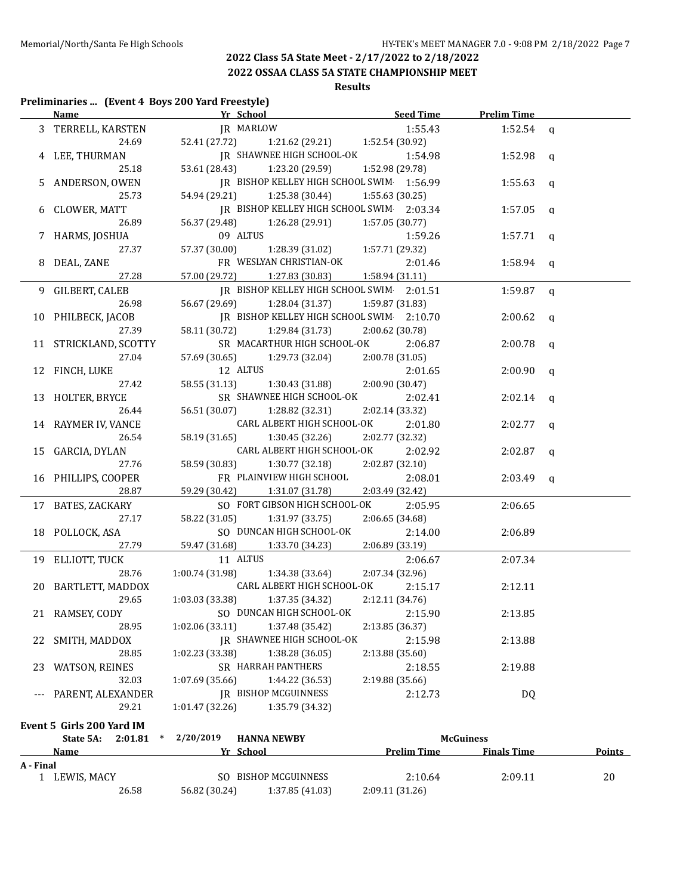## 2022 Class 5A State Meet - 2/17/2022 to 2/18/2022

## 2022 OSSAA CLASS 5A STATE CHAMPIONSHIP MEET

### Results

**Preliminaries ... (Event 4 Boys 200 Yard Freestyle)**

| | Name | Yr | School | Seed Time | Prelim Time | |
|---|---|---|---|---|---|---|
| 3 | TERRELL, KARSTEN | JR | MARLOW | 1:55.43 | 1:52.54 | q |
| | 24.69 | 52.41 (27.72) | 1:21.62 (29.21) | 1:52.54 (30.92) | | |
| 4 | LEE, THURMAN | JR | SHAWNEE HIGH SCHOOL-OK | 1:54.98 | 1:52.98 | q |
| | 25.18 | 53.61 (28.43) | 1:23.20 (29.59) | 1:52.98 (29.78) | | |
| 5 | ANDERSON, OWEN | JR | BISHOP KELLEY HIGH SCHOOL SWIM | 1:56.99 | 1:55.63 | q |
| | 25.73 | 54.94 (29.21) | 1:25.38 (30.44) | 1:55.63 (30.25) | | |
| 6 | CLOWER, MATT | JR | BISHOP KELLEY HIGH SCHOOL SWIM | 2:03.34 | 1:57.05 | q |
| | 26.89 | 56.37 (29.48) | 1:26.28 (29.91) | 1:57.05 (30.77) | | |
| 7 | HARMS, JOSHUA | 09 | ALTUS | 1:59.26 | 1:57.71 | q |
| | 27.37 | 57.37 (30.00) | 1:28.39 (31.02) | 1:57.71 (29.32) | | |
| 8 | DEAL, ZANE | FR | WESLYAN CHRISTIAN-OK | 2:01.46 | 1:58.94 | q |
| | 27.28 | 57.00 (29.72) | 1:27.83 (30.83) | 1:58.94 (31.11) | | |
| 9 | GILBERT, CALEB | JR | BISHOP KELLEY HIGH SCHOOL SWIM | 2:01.51 | 1:59.87 | q |
| | 26.98 | 56.67 (29.69) | 1:28.04 (31.37) | 1:59.87 (31.83) | | |
| 10 | PHILBECK, JACOB | JR | BISHOP KELLEY HIGH SCHOOL SWIM | 2:10.70 | 2:00.62 | q |
| | 27.39 | 58.11 (30.72) | 1:29.84 (31.73) | 2:00.62 (30.78) | | |
| 11 | STRICKLAND, SCOTTY | SR | MACARTHUR HIGH SCHOOL-OK | 2:06.87 | 2:00.78 | q |
| | 27.04 | 57.69 (30.65) | 1:29.73 (32.04) | 2:00.78 (31.05) | | |
| 12 | FINCH, LUKE | 12 | ALTUS | 2:01.65 | 2:00.90 | q |
| | 27.42 | 58.55 (31.13) | 1:30.43 (31.88) | 2:00.90 (30.47) | | |
| 13 | HOLTER, BRYCE | SR | SHAWNEE HIGH SCHOOL-OK | 2:02.41 | 2:02.14 | q |
| | 26.44 | 56.51 (30.07) | 1:28.82 (32.31) | 2:02.14 (33.32) | | |
| 14 | RAYMER IV, VANCE | | CARL ALBERT HIGH SCHOOL-OK | 2:01.80 | 2:02.77 | q |
| | 26.54 | 58.19 (31.65) | 1:30.45 (32.26) | 2:02.77 (32.32) | | |
| 15 | GARCIA, DYLAN | | CARL ALBERT HIGH SCHOOL-OK | 2:02.92 | 2:02.87 | q |
| | 27.76 | 58.59 (30.83) | 1:30.77 (32.18) | 2:02.87 (32.10) | | |
| 16 | PHILLIPS, COOPER | FR | PLAINVIEW HIGH SCHOOL | 2:08.01 | 2:03.49 | q |
| | 28.87 | 59.29 (30.42) | 1:31.07 (31.78) | 2:03.49 (32.42) | | |
| 17 | BATES, ZACKARY | SO | FORT GIBSON HIGH SCHOOL-OK | 2:05.95 | 2:06.65 | |
| | 27.17 | 58.22 (31.05) | 1:31.97 (33.75) | 2:06.65 (34.68) | | |
| 18 | POLLOCK, ASA | SO | DUNCAN HIGH SCHOOL-OK | 2:14.00 | 2:06.89 | |
| | 27.79 | 59.47 (31.68) | 1:33.70 (34.23) | 2:06.89 (33.19) | | |
| 19 | ELLIOTT, TUCK | 11 | ALTUS | 2:06.67 | 2:07.34 | |
| | 28.76 | 1:00.74 (31.98) | 1:34.38 (33.64) | 2:07.34 (32.96) | | |
| 20 | BARTLETT, MADDOX | | CARL ALBERT HIGH SCHOOL-OK | 2:15.17 | 2:12.11 | |
| | 29.65 | 1:03.03 (33.38) | 1:37.35 (34.32) | 2:12.11 (34.76) | | |
| 21 | RAMSEY, CODY | SO | DUNCAN HIGH SCHOOL-OK | 2:15.90 | 2:13.85 | |
| | 28.95 | 1:02.06 (33.11) | 1:37.48 (35.42) | 2:13.85 (36.37) | | |
| 22 | SMITH, MADDOX | JR | SHAWNEE HIGH SCHOOL-OK | 2:15.98 | 2:13.88 | |
| | 28.85 | 1:02.23 (33.38) | 1:38.28 (36.05) | 2:13.88 (35.60) | | |
| 23 | WATSON, REINES | SR | HARRAH PANTHERS | 2:18.55 | 2:19.88 | |
| | 32.03 | 1:07.69 (35.66) | 1:44.22 (36.53) | 2:19.88 (35.66) | | |
| --- | PARENT, ALEXANDER | JR | BISHOP MCGUINNESS | 2:12.73 | DQ | |
| | 29.21 | 1:01.47 (32.26) | 1:35.79 (34.32) | | | |

**Event 5 Girls 200 Yard IM**

State 5A: 2:01.81 * 2/20/2019 HANNA NEWBY McGuiness

| | Name | Yr | School | Prelim Time | Finals Time | Points |
|---|---|---|---|---|---|---|
| **A - Final** | | | | | | |
| 1 | LEWIS, MACY | SO | BISHOP MCGUINNESS | 2:10.64 | 2:09.11 | 20 |
| | 26.58 | 56.82 (30.24) | 1:37.85 (41.03) | 2:09.11 (31.26) | | |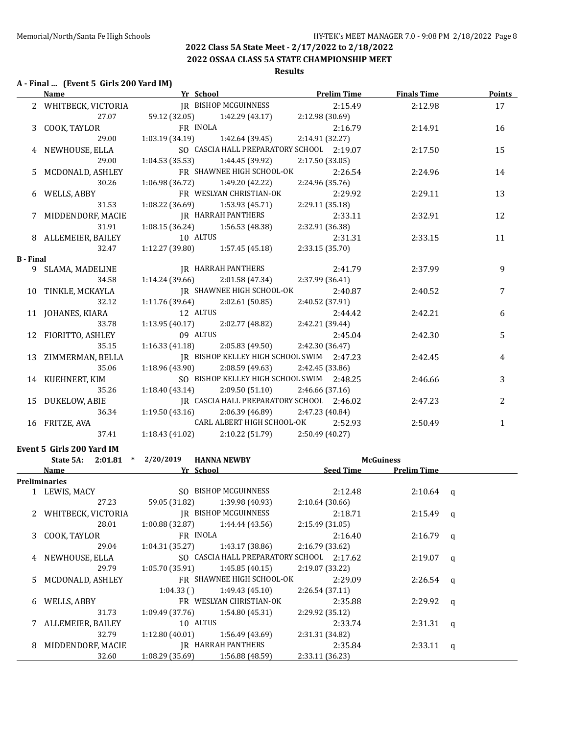## 2022 Class 5A State Meet - 2/17/2022 to 2/18/2022

## 2022 OSSAA CLASS 5A STATE CHAMPIONSHIP MEET

### Results

### A - Final ... (Event 5 Girls 200 Yard IM)

| | Name | Yr | School | Prelim Time | Finals Time | Points |
|---|---|---|---|---|---|---|
| 2 | WHITBECK, VICTORIA | JR | BISHOP MCGUINNESS | 2:15.49 | 2:12.98 | 17 |
| | 27.07 | 59.12 (32.05) | 1:42.29 (43.17) | 2:12.98 (30.69) | | |
| 3 | COOK, TAYLOR | FR | INOLA | 2:16.79 | 2:14.91 | 16 |
| | 29.00 | 1:03.19 (34.19) | 1:42.64 (39.45) | 2:14.91 (32.27) | | |
| 4 | NEWHOUSE, ELLA | SO | CASCIA HALL PREPARATORY SCHOOL | 2:19.07 | 2:17.50 | 15 |
| | 29.00 | 1:04.53 (35.53) | 1:44.45 (39.92) | 2:17.50 (33.05) | | |
| 5 | MCDONALD, ASHLEY | FR | SHAWNEE HIGH SCHOOL-OK | 2:26.54 | 2:24.96 | 14 |
| | 30.26 | 1:06.98 (36.72) | 1:49.20 (42.22) | 2:24.96 (35.76) | | |
| 6 | WELLS, ABBY | FR | WESLYAN CHRISTIAN-OK | 2:29.92 | 2:29.11 | 13 |
| | 31.53 | 1:08.22 (36.69) | 1:53.93 (45.71) | 2:29.11 (35.18) | | |
| 7 | MIDDENDORF, MACIE | JR | HARRAH PANTHERS | 2:33.11 | 2:32.91 | 12 |
| | 31.91 | 1:08.15 (36.24) | 1:56.53 (48.38) | 2:32.91 (36.38) | | |
| 8 | ALLEMEIER, BAILEY | 10 | ALTUS | 2:31.31 | 2:33.15 | 11 |
| | 32.47 | 1:12.27 (39.80) | 1:57.45 (45.18) | 2:33.15 (35.70) | | |
| **B - Final** | | | | | | |
| 9 | SLAMA, MADELINE | JR | HARRAH PANTHERS | 2:41.79 | 2:37.99 | 9 |
| | 34.58 | 1:14.24 (39.66) | 2:01.58 (47.34) | 2:37.99 (36.41) | | |
| 10 | TINKLE, MCKAYLA | JR | SHAWNEE HIGH SCHOOL-OK | 2:40.87 | 2:40.52 | 7 |
| | 32.12 | 1:11.76 (39.64) | 2:02.61 (50.85) | 2:40.52 (37.91) | | |
| 11 | JOHANES, KIARA | 12 | ALTUS | 2:44.42 | 2:42.21 | 6 |
| | 33.78 | 1:13.95 (40.17) | 2:02.77 (48.82) | 2:42.21 (39.44) | | |
| 12 | FIORITTO, ASHLEY | 09 | ALTUS | 2:45.04 | 2:42.30 | 5 |
| | 35.15 | 1:16.33 (41.18) | 2:05.83 (49.50) | 2:42.30 (36.47) | | |
| 13 | ZIMMERMAN, BELLA | JR | BISHOP KELLEY HIGH SCHOOL SWIM | 2:47.23 | 2:42.45 | 4 |
| | 35.06 | 1:18.96 (43.90) | 2:08.59 (49.63) | 2:42.45 (33.86) | | |
| 14 | KUEHNERT, KIM | SO | BISHOP KELLEY HIGH SCHOOL SWIM | 2:48.25 | 2:46.66 | 3 |
| | 35.26 | 1:18.40 (43.14) | 2:09.50 (51.10) | 2:46.66 (37.16) | | |
| 15 | DUKELOW, ABIE | JR | CASCIA HALL PREPARATORY SCHOOL | 2:46.02 | 2:47.23 | 2 |
| | 36.34 | 1:19.50 (43.16) | 2:06.39 (46.89) | 2:47.23 (40.84) | | |
| 16 | FRITZE, AVA | | CARL ALBERT HIGH SCHOOL-OK | 2:52.93 | 2:50.49 | 1 |
| | 37.41 | 1:18.43 (41.02) | 2:10.22 (51.79) | 2:50.49 (40.27) | | |

### Event 5 Girls 200 Yard IM

State 5A: 2:01.81 * 2/20/2019 HANNA NEWBY McGuiness

| | Name | Yr | School | Seed Time | Prelim Time | |
|---|---|---|---|---|---|---|
| **Preliminaries** | | | | | | |
| 1 | LEWIS, MACY | SO | BISHOP MCGUINNESS | 2:12.48 | 2:10.64 | q |
| | 27.23 | 59.05 (31.82) | 1:39.98 (40.93) | 2:10.64 (30.66) | | |
| 2 | WHITBECK, VICTORIA | JR | BISHOP MCGUINNESS | 2:18.71 | 2:15.49 | q |
| | 28.01 | 1:00.88 (32.87) | 1:44.44 (43.56) | 2:15.49 (31.05) | | |
| 3 | COOK, TAYLOR | FR | INOLA | 2:16.40 | 2:16.79 | q |
| | 29.04 | 1:04.31 (35.27) | 1:43.17 (38.86) | 2:16.79 (33.62) | | |
| 4 | NEWHOUSE, ELLA | SO | CASCIA HALL PREPARATORY SCHOOL | 2:17.62 | 2:19.07 | q |
| | 29.79 | 1:05.70 (35.91) | 1:45.85 (40.15) | 2:19.07 (33.22) | | |
| 5 | MCDONALD, ASHLEY | FR | SHAWNEE HIGH SCHOOL-OK | 2:29.09 | 2:26.54 | q |
| | | 1:04.33 ( ) | 1:49.43 (45.10) | 2:26.54 (37.11) | | |
| 6 | WELLS, ABBY | FR | WESLYAN CHRISTIAN-OK | 2:35.88 | 2:29.92 | q |
| | 31.73 | 1:09.49 (37.76) | 1:54.80 (45.31) | 2:29.92 (35.12) | | |
| 7 | ALLEMEIER, BAILEY | 10 | ALTUS | 2:33.74 | 2:31.31 | q |
| | 32.79 | 1:12.80 (40.01) | 1:56.49 (43.69) | 2:31.31 (34.82) | | |
| 8 | MIDDENDORF, MACIE | JR | HARRAH PANTHERS | 2:35.84 | 2:33.11 | q |
| | 32.60 | 1:08.29 (35.69) | 1:56.88 (48.59) | 2:33.11 (36.23) | | |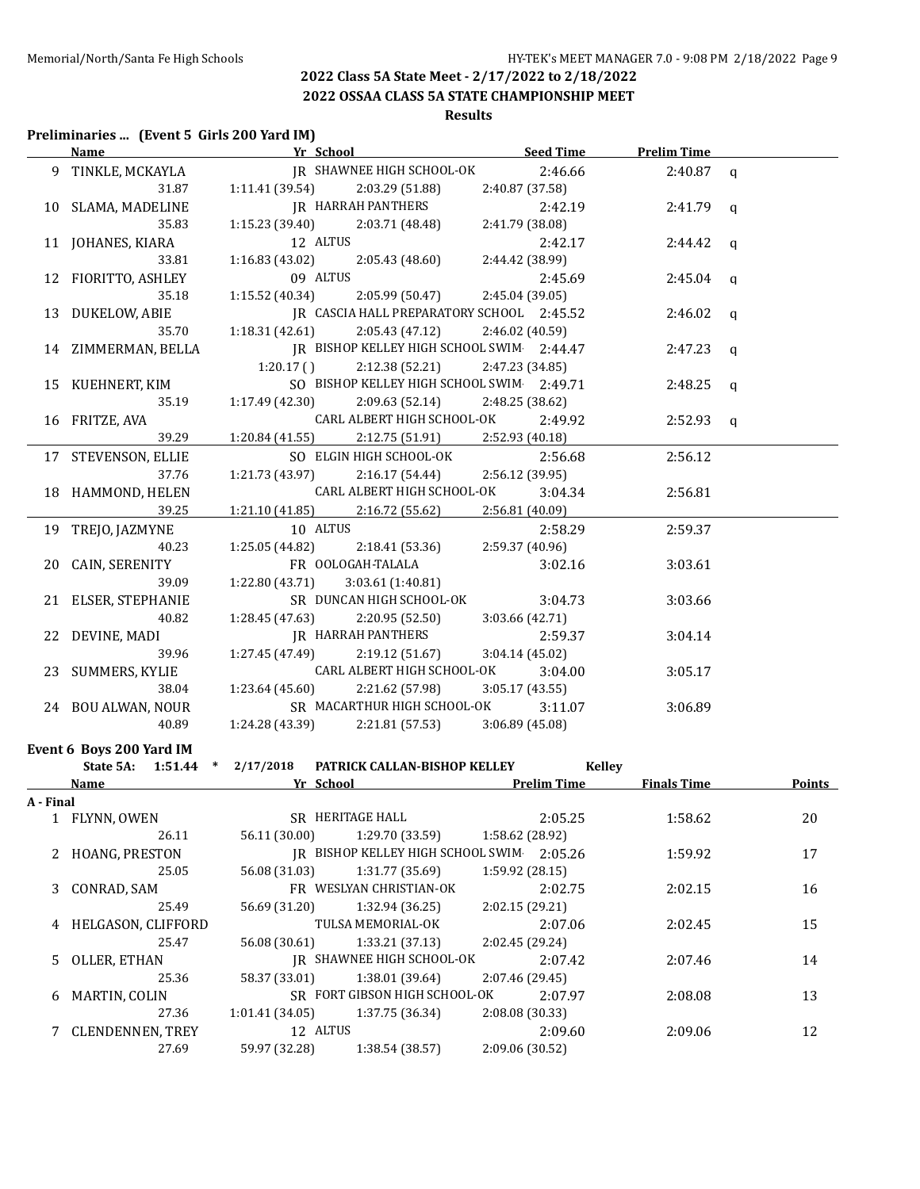## 2022 Class 5A State Meet - 2/17/2022 to 2/18/2022

## 2022 OSSAA CLASS 5A STATE CHAMPIONSHIP MEET

### Results

**Preliminaries ... (Event 5 Girls 200 Yard IM)**

| | Name | Yr | School | Seed Time | Prelim Time | |
|---|---|---|---|---|---|---|
| 9 | TINKLE, MCKAYLA | JR | SHAWNEE HIGH SCHOOL-OK | 2:46.66 | 2:40.87 | q |
| | 31.87 | 1:11.41 (39.54) | 2:03.29 (51.88) | 2:40.87 (37.58) | | |
| 10 | SLAMA, MADELINE | JR | HARRAH PANTHERS | 2:42.19 | 2:41.79 | q |
| | 35.83 | 1:15.23 (39.40) | 2:03.71 (48.48) | 2:41.79 (38.08) | | |
| 11 | JOHANES, KIARA | 12 | ALTUS | 2:42.17 | 2:44.42 | q |
| | 33.81 | 1:16.83 (43.02) | 2:05.43 (48.60) | 2:44.42 (38.99) | | |
| 12 | FIORITTO, ASHLEY | 09 | ALTUS | 2:45.69 | 2:45.04 | q |
| | 35.18 | 1:15.52 (40.34) | 2:05.99 (50.47) | 2:45.04 (39.05) | | |
| 13 | DUKELOW, ABIE | JR | CASCIA HALL PREPARATORY SCHOOL | 2:45.52 | 2:46.02 | q |
| | 35.70 | 1:18.31 (42.61) | 2:05.43 (47.12) | 2:46.02 (40.59) | | |
| 14 | ZIMMERMAN, BELLA | JR | BISHOP KELLEY HIGH SCHOOL SWIM | 2:44.47 | 2:47.23 | q |
| | | 1:20.17 ( ) | 2:12.38 (52.21) | 2:47.23 (34.85) | | |
| 15 | KUEHNERT, KIM | SO | BISHOP KELLEY HIGH SCHOOL SWIM | 2:49.71 | 2:48.25 | q |
| | 35.19 | 1:17.49 (42.30) | 2:09.63 (52.14) | 2:48.25 (38.62) | | |
| 16 | FRITZE, AVA | | CARL ALBERT HIGH SCHOOL-OK | 2:49.92 | 2:52.93 | q |
| | 39.29 | 1:20.84 (41.55) | 2:12.75 (51.91) | 2:52.93 (40.18) | | |
| 17 | STEVENSON, ELLIE | SO | ELGIN HIGH SCHOOL-OK | 2:56.68 | 2:56.12 | |
| | 37.76 | 1:21.73 (43.97) | 2:16.17 (54.44) | 2:56.12 (39.95) | | |
| 18 | HAMMOND, HELEN | | CARL ALBERT HIGH SCHOOL-OK | 3:04.34 | 2:56.81 | |
| | 39.25 | 1:21.10 (41.85) | 2:16.72 (55.62) | 2:56.81 (40.09) | | |
| 19 | TREJO, JAZMYNE | 10 | ALTUS | 2:58.29 | 2:59.37 | |
| | 40.23 | 1:25.05 (44.82) | 2:18.41 (53.36) | 2:59.37 (40.96) | | |
| 20 | CAIN, SERENITY | FR | OOLOGAH-TALALA | 3:02.16 | 3:03.61 | |
| | 39.09 | 1:22.80 (43.71) | 3:03.61 (1:40.81) | | | |
| 21 | ELSER, STEPHANIE | SR | DUNCAN HIGH SCHOOL-OK | 3:04.73 | 3:03.66 | |
| | 40.82 | 1:28.45 (47.63) | 2:20.95 (52.50) | 3:03.66 (42.71) | | |
| 22 | DEVINE, MADI | JR | HARRAH PANTHERS | 2:59.37 | 3:04.14 | |
| | 39.96 | 1:27.45 (47.49) | 2:19.12 (51.67) | 3:04.14 (45.02) | | |
| 23 | SUMMERS, KYLIE | | CARL ALBERT HIGH SCHOOL-OK | 3:04.00 | 3:05.17 | |
| | 38.04 | 1:23.64 (45.60) | 2:21.62 (57.98) | 3:05.17 (43.55) | | |
| 24 | BOU ALWAN, NOUR | SR | MACARTHUR HIGH SCHOOL-OK | 3:11.07 | 3:06.89 | |
| | 40.89 | 1:24.28 (43.39) | 2:21.81 (57.53) | 3:06.89 (45.08) | | |

**Event 6 Boys 200 Yard IM**

State 5A: 1:51.44 * 2/17/2018 PATRICK CALLAN-BISHOP KELLEY Kelley

| | Name | Yr | School | Prelim Time | Finals Time | Points |
|---|---|---|---|---|---|---|
| **A - Final** | | | | | | |
| 1 | FLYNN, OWEN | SR | HERITAGE HALL | 2:05.25 | 1:58.62 | 20 |
| | 26.11 | 56.11 (30.00) | 1:29.70 (33.59) | 1:58.62 (28.92) | | |
| 2 | HOANG, PRESTON | JR | BISHOP KELLEY HIGH SCHOOL SWIM | 2:05.26 | 1:59.92 | 17 |
| | 25.05 | 56.08 (31.03) | 1:31.77 (35.69) | 1:59.92 (28.15) | | |
| 3 | CONRAD, SAM | FR | WESLYAN CHRISTIAN-OK | 2:02.75 | 2:02.15 | 16 |
| | 25.49 | 56.69 (31.20) | 1:32.94 (36.25) | 2:02.15 (29.21) | | |
| 4 | HELGASON, CLIFFORD | | TULSA MEMORIAL-OK | 2:07.06 | 2:02.45 | 15 |
| | 25.47 | 56.08 (30.61) | 1:33.21 (37.13) | 2:02.45 (29.24) | | |
| 5 | OLLER, ETHAN | JR | SHAWNEE HIGH SCHOOL-OK | 2:07.42 | 2:07.46 | 14 |
| | 25.36 | 58.37 (33.01) | 1:38.01 (39.64) | 2:07.46 (29.45) | | |
| 6 | MARTIN, COLIN | SR | FORT GIBSON HIGH SCHOOL-OK | 2:07.97 | 2:08.08 | 13 |
| | 27.36 | 1:01.41 (34.05) | 1:37.75 (36.34) | 2:08.08 (30.33) | | |
| 7 | CLENDENNEN, TREY | 12 | ALTUS | 2:09.60 | 2:09.06 | 12 |
| | 27.69 | 59.97 (32.28) | 1:38.54 (38.57) | 2:09.06 (30.52) | | |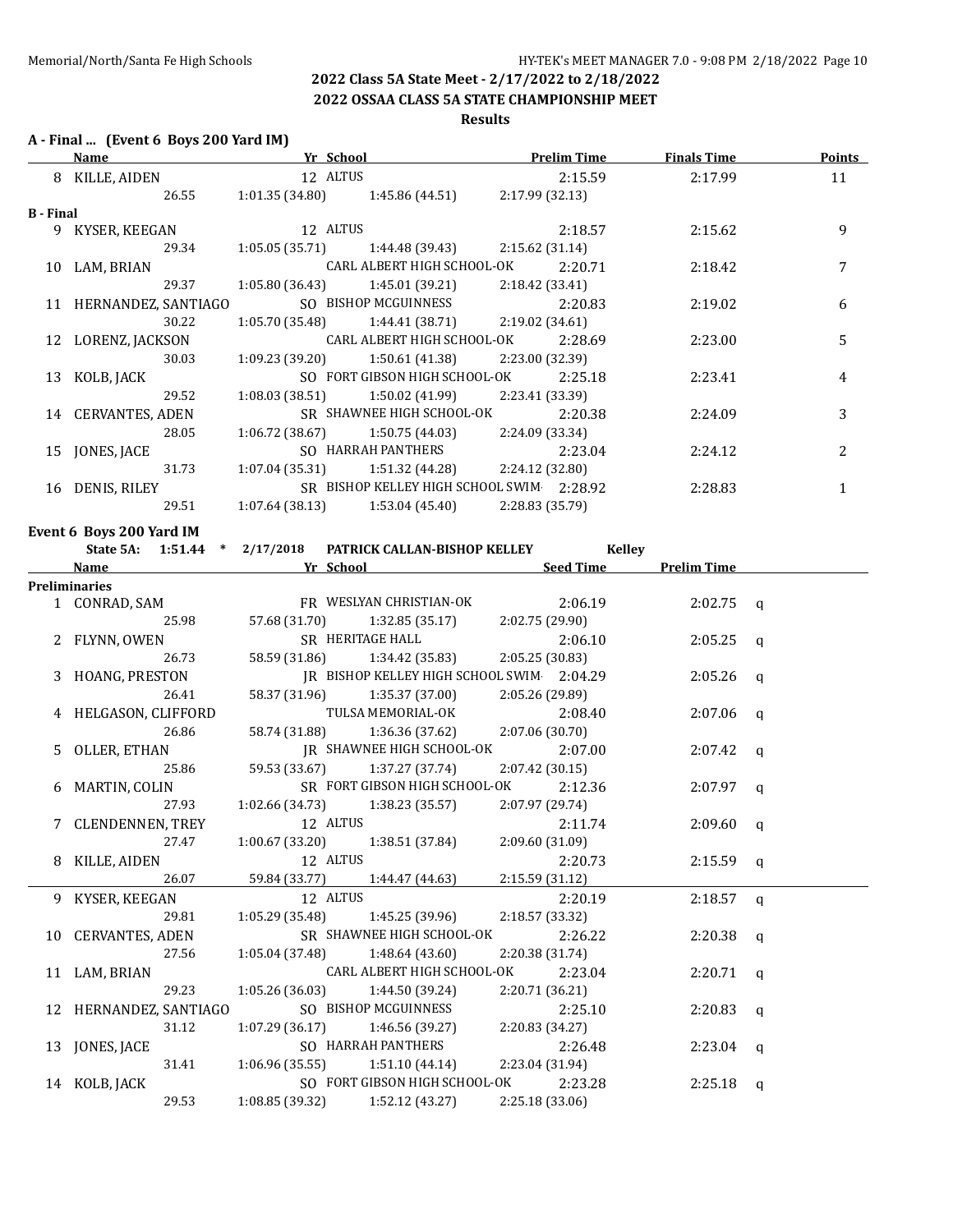## 2022 Class 5A State Meet - 2/17/2022 to 2/18/2022

## 2022 OSSAA CLASS 5A STATE CHAMPIONSHIP MEET

### Results

**A - Final ... (Event 6 Boys 200 Yard IM)**

| | Name | Yr | School | Prelim Time | Finals Time | Points |
|---|---|---|---|---|---|---|
| 8 | KILLE, AIDEN | 12 | ALTUS | 2:15.59 | 2:17.99 | 11 |
| | 26.55 | 1:01.35 (34.80) | 1:45.86 (44.51) | 2:17.99 (32.13) | | |
| **B - Final** | | | | | | |
| 9 | KYSER, KEEGAN | 12 | ALTUS | 2:18.57 | 2:15.62 | 9 |
| | 29.34 | 1:05.05 (35.71) | 1:44.48 (39.43) | 2:15.62 (31.14) | | |
| 10 | LAM, BRIAN | | CARL ALBERT HIGH SCHOOL-OK | 2:20.71 | 2:18.42 | 7 |
| | 29.37 | 1:05.80 (36.43) | 1:45.01 (39.21) | 2:18.42 (33.41) | | |
| 11 | HERNANDEZ, SANTIAGO | SO | BISHOP MCGUINNESS | 2:20.83 | 2:19.02 | 6 |
| | 30.22 | 1:05.70 (35.48) | 1:44.41 (38.71) | 2:19.02 (34.61) | | |
| 12 | LORENZ, JACKSON | | CARL ALBERT HIGH SCHOOL-OK | 2:28.69 | 2:23.00 | 5 |
| | 30.03 | 1:09.23 (39.20) | 1:50.61 (41.38) | 2:23.00 (32.39) | | |
| 13 | KOLB, JACK | SO | FORT GIBSON HIGH SCHOOL-OK | 2:25.18 | 2:23.41 | 4 |
| | 29.52 | 1:08.03 (38.51) | 1:50.02 (41.99) | 2:23.41 (33.39) | | |
| 14 | CERVANTES, ADEN | SR | SHAWNEE HIGH SCHOOL-OK | 2:20.38 | 2:24.09 | 3 |
| | 28.05 | 1:06.72 (38.67) | 1:50.75 (44.03) | 2:24.09 (33.34) | | |
| 15 | JONES, JACE | SO | HARRAH PANTHERS | 2:23.04 | 2:24.12 | 2 |
| | 31.73 | 1:07.04 (35.31) | 1:51.32 (44.28) | 2:24.12 (32.80) | | |
| 16 | DENIS, RILEY | SR | BISHOP KELLEY HIGH SCHOOL SWIM | 2:28.92 | 2:28.83 | 1 |
| | 29.51 | 1:07.64 (38.13) | 1:53.04 (45.40) | 2:28.83 (35.79) | | |

**Event 6 Boys 200 Yard IM**

State 5A: 1:51.44 * 2/17/2018 PATRICK CALLAN-BISHOP KELLEY Kelley

| | Name | Yr | School | Seed Time | Prelim Time | |
|---|---|---|---|---|---|---|
| **Preliminaries** | | | | | | |
| 1 | CONRAD, SAM | FR | WESLYAN CHRISTIAN-OK | 2:06.19 | 2:02.75 | q |
| | 25.98 | 57.68 (31.70) | 1:32.85 (35.17) | 2:02.75 (29.90) | | |
| 2 | FLYNN, OWEN | SR | HERITAGE HALL | 2:06.10 | 2:05.25 | q |
| | 26.73 | 58.59 (31.86) | 1:34.42 (35.83) | 2:05.25 (30.83) | | |
| 3 | HOANG, PRESTON | JR | BISHOP KELLEY HIGH SCHOOL SWIM | 2:04.29 | 2:05.26 | q |
| | 26.41 | 58.37 (31.96) | 1:35.37 (37.00) | 2:05.26 (29.89) | | |
| 4 | HELGASON, CLIFFORD | | TULSA MEMORIAL-OK | 2:08.40 | 2:07.06 | q |
| | 26.86 | 58.74 (31.88) | 1:36.36 (37.62) | 2:07.06 (30.70) | | |
| 5 | OLLER, ETHAN | JR | SHAWNEE HIGH SCHOOL-OK | 2:07.00 | 2:07.42 | q |
| | 25.86 | 59.53 (33.67) | 1:37.27 (37.74) | 2:07.42 (30.15) | | |
| 6 | MARTIN, COLIN | SR | FORT GIBSON HIGH SCHOOL-OK | 2:12.36 | 2:07.97 | q |
| | 27.93 | 1:02.66 (34.73) | 1:38.23 (35.57) | 2:07.97 (29.74) | | |
| 7 | CLENDENNEN, TREY | 12 | ALTUS | 2:11.74 | 2:09.60 | q |
| | 27.47 | 1:00.67 (33.20) | 1:38.51 (37.84) | 2:09.60 (31.09) | | |
| 8 | KILLE, AIDEN | 12 | ALTUS | 2:20.73 | 2:15.59 | q |
| | 26.07 | 59.84 (33.77) | 1:44.47 (44.63) | 2:15.59 (31.12) | | |
| 9 | KYSER, KEEGAN | 12 | ALTUS | 2:20.19 | 2:18.57 | q |
| | 29.81 | 1:05.29 (35.48) | 1:45.25 (39.96) | 2:18.57 (33.32) | | |
| 10 | CERVANTES, ADEN | SR | SHAWNEE HIGH SCHOOL-OK | 2:26.22 | 2:20.38 | q |
| | 27.56 | 1:05.04 (37.48) | 1:48.64 (43.60) | 2:20.38 (31.74) | | |
| 11 | LAM, BRIAN | | CARL ALBERT HIGH SCHOOL-OK | 2:23.04 | 2:20.71 | q |
| | 29.23 | 1:05.26 (36.03) | 1:44.50 (39.24) | 2:20.71 (36.21) | | |
| 12 | HERNANDEZ, SANTIAGO | SO | BISHOP MCGUINNESS | 2:25.10 | 2:20.83 | q |
| | 31.12 | 1:07.29 (36.17) | 1:46.56 (39.27) | 2:20.83 (34.27) | | |
| 13 | JONES, JACE | SO | HARRAH PANTHERS | 2:26.48 | 2:23.04 | q |
| | 31.41 | 1:06.96 (35.55) | 1:51.10 (44.14) | 2:23.04 (31.94) | | |
| 14 | KOLB, JACK | SO | FORT GIBSON HIGH SCHOOL-OK | 2:23.28 | 2:25.18 | q |
| | 29.53 | 1:08.85 (39.32) | 1:52.12 (43.27) | 2:25.18 (33.06) | | |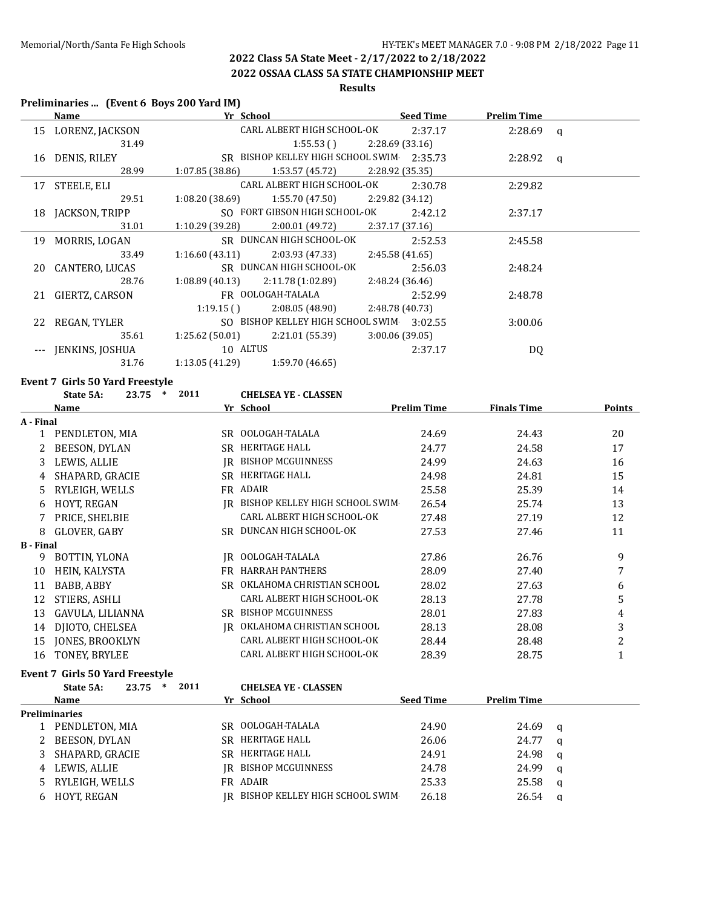## 2022 Class 5A State Meet - 2/17/2022 to 2/18/2022

## 2022 OSSAA CLASS 5A STATE CHAMPIONSHIP MEET

### Results

**Preliminaries ... (Event 6 Boys 200 Yard IM)**

| | Name | Yr | School | Seed Time | Prelim Time | |
|---|---|---|---|---|---|---|
| 15 | LORENZ, JACKSON | | CARL ALBERT HIGH SCHOOL-OK | 2:37.17 | 2:28.69 | q |
| | 31.49 | | 1:55.53 ( ) | 2:28.69 (33.16) | | |
| 16 | DENIS, RILEY | SR | BISHOP KELLEY HIGH SCHOOL SWIM | 2:35.73 | 2:28.92 | q |
| | 28.99 | 1:07.85 (38.86) | 1:53.57 (45.72) | 2:28.92 (35.35) | | |
| 17 | STEELE, ELI | | CARL ALBERT HIGH SCHOOL-OK | 2:30.78 | 2:29.82 | |
| | 29.51 | 1:08.20 (38.69) | 1:55.70 (47.50) | 2:29.82 (34.12) | | |
| 18 | JACKSON, TRIPP | SO | FORT GIBSON HIGH SCHOOL-OK | 2:42.12 | 2:37.17 | |
| | 31.01 | 1:10.29 (39.28) | 2:00.01 (49.72) | 2:37.17 (37.16) | | |
| 19 | MORRIS, LOGAN | SR | DUNCAN HIGH SCHOOL-OK | 2:52.53 | 2:45.58 | |
| | 33.49 | 1:16.60 (43.11) | 2:03.93 (47.33) | 2:45.58 (41.65) | | |
| 20 | CANTERO, LUCAS | SR | DUNCAN HIGH SCHOOL-OK | 2:56.03 | 2:48.24 | |
| | 28.76 | 1:08.89 (40.13) | 2:11.78 (1:02.89) | 2:48.24 (36.46) | | |
| 21 | GIERTZ, CARSON | FR | OOLOGAH-TALALA | 2:52.99 | 2:48.78 | |
| | | 1:19.15 ( ) | 2:08.05 (48.90) | 2:48.78 (40.73) | | |
| 22 | REGAN, TYLER | SO | BISHOP KELLEY HIGH SCHOOL SWIM | 3:02.55 | 3:00.06 | |
| | 35.61 | 1:25.62 (50.01) | 2:21.01 (55.39) | 3:00.06 (39.05) | | |
| --- | JENKINS, JOSHUA | 10 | ALTUS | 2:37.17 | DQ | |
| | 31.76 | 1:13.05 (41.29) | 1:59.70 (46.65) | | | |

**Event 7 Girls 50 Yard Freestyle**

State 5A: 23.75 * 2011 CHELSEA YE - CLASSEN

| | Name | Yr | School | Prelim Time | Finals Time | Points |
|---|---|---|---|---|---|---|
| **A - Final** | | | | | | |
| 1 | PENDLETON, MIA | SR | OOLOGAH-TALALA | 24.69 | 24.43 | 20 |
| 2 | BEESON, DYLAN | SR | HERITAGE HALL | 24.77 | 24.58 | 17 |
| 3 | LEWIS, ALLIE | JR | BISHOP MCGUINNESS | 24.99 | 24.63 | 16 |
| 4 | SHAPARD, GRACIE | SR | HERITAGE HALL | 24.98 | 24.81 | 15 |
| 5 | RYLEIGH, WELLS | FR | ADAIR | 25.58 | 25.39 | 14 |
| 6 | HOYT, REGAN | JR | BISHOP KELLEY HIGH SCHOOL SWIM | 26.54 | 25.74 | 13 |
| 7 | PRICE, SHELBIE | | CARL ALBERT HIGH SCHOOL-OK | 27.48 | 27.19 | 12 |
| 8 | GLOVER, GABY | SR | DUNCAN HIGH SCHOOL-OK | 27.53 | 27.46 | 11 |
| **B - Final** | | | | | | |
| 9 | BOTTIN, YLONA | JR | OOLOGAH-TALALA | 27.86 | 26.76 | 9 |
| 10 | HEIN, KALYSTA | FR | HARRAH PANTHERS | 28.09 | 27.40 | 7 |
| 11 | BABB, ABBY | SR | OKLAHOMA CHRISTIAN SCHOOL | 28.02 | 27.63 | 6 |
| 12 | STIERS, ASHLI | | CARL ALBERT HIGH SCHOOL-OK | 28.13 | 27.78 | 5 |
| 13 | GAVULA, LILIANNA | SR | BISHOP MCGUINNESS | 28.01 | 27.83 | 4 |
| 14 | DJIOTO, CHELSEA | JR | OKLAHOMA CHRISTIAN SCHOOL | 28.13 | 28.08 | 3 |
| 15 | JONES, BROOKLYN | | CARL ALBERT HIGH SCHOOL-OK | 28.44 | 28.48 | 2 |
| 16 | TONEY, BRYLEE | | CARL ALBERT HIGH SCHOOL-OK | 28.39 | 28.75 | 1 |

**Event 7 Girls 50 Yard Freestyle**

State 5A: 23.75 * 2011 CHELSEA YE - CLASSEN

| | Name | Yr | School | Seed Time | Prelim Time | |
|---|---|---|---|---|---|---|
| **Preliminaries** | | | | | | |
| 1 | PENDLETON, MIA | SR | OOLOGAH-TALALA | 24.90 | 24.69 | q |
| 2 | BEESON, DYLAN | SR | HERITAGE HALL | 26.06 | 24.77 | q |
| 3 | SHAPARD, GRACIE | SR | HERITAGE HALL | 24.91 | 24.98 | q |
| 4 | LEWIS, ALLIE | JR | BISHOP MCGUINNESS | 24.78 | 24.99 | q |
| 5 | RYLEIGH, WELLS | FR | ADAIR | 25.33 | 25.58 | q |
| 6 | HOYT, REGAN | JR | BISHOP KELLEY HIGH SCHOOL SWIM | 26.18 | 26.54 | q |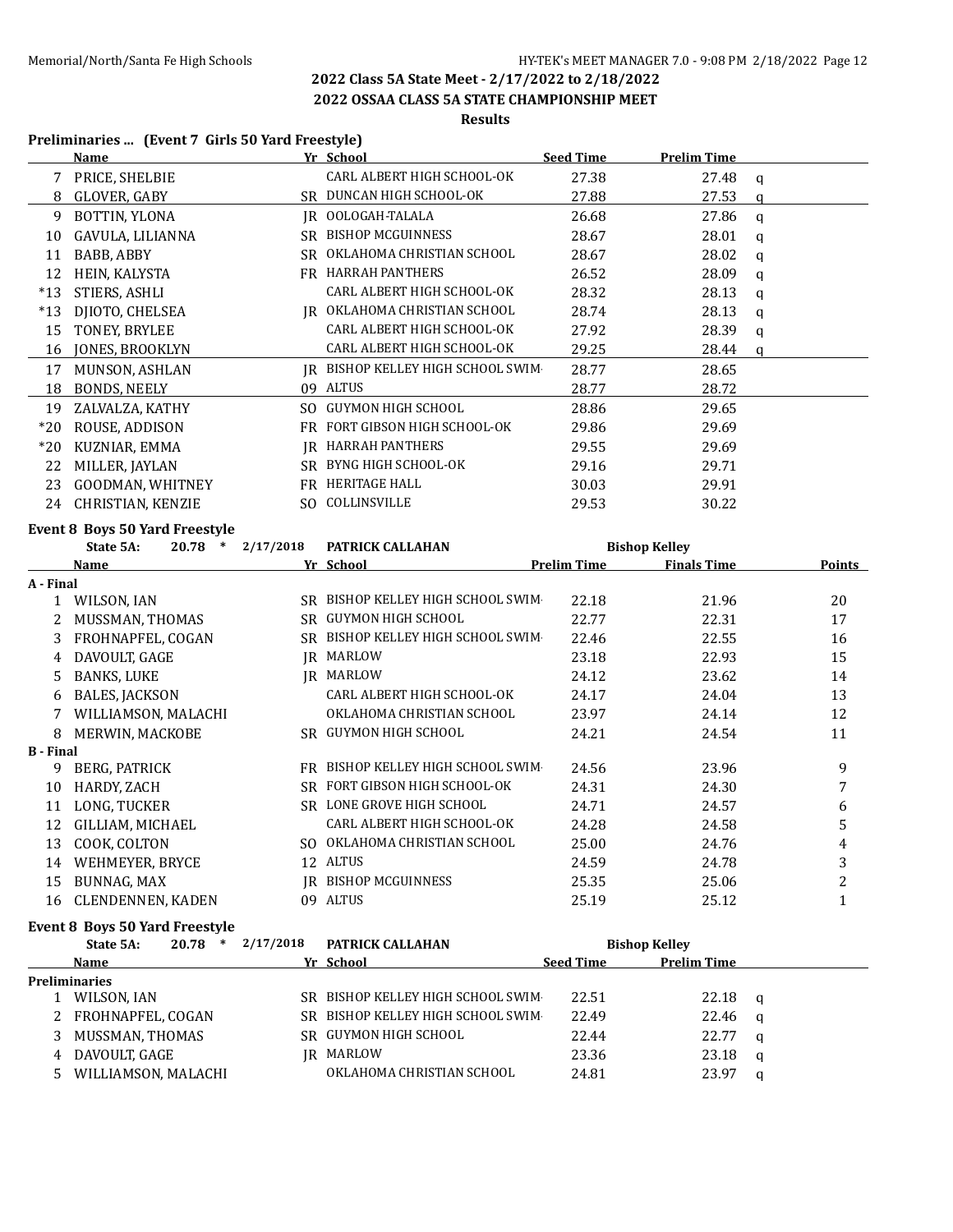# 2022 Class 5A State Meet - 2/17/2022 to 2/18/2022

## 2022 OSSAA CLASS 5A STATE CHAMPIONSHIP MEET

### Results

**Preliminaries ... (Event 7 Girls 50 Yard Freestyle)**

| | Name | Yr | School | Seed Time | Prelim Time | |
|---|---|---|---|---|---|---|
| 7 | PRICE, SHELBIE | | CARL ALBERT HIGH SCHOOL-OK | 27.38 | 27.48 | q |
| 8 | GLOVER, GABY | SR | DUNCAN HIGH SCHOOL-OK | 27.88 | 27.53 | q |
| 9 | BOTTIN, YLONA | JR | OOLOGAH-TALALA | 26.68 | 27.86 | q |
| 10 | GAVULA, LILIANNA | SR | BISHOP MCGUINNESS | 28.67 | 28.01 | q |
| 11 | BABB, ABBY | SR | OKLAHOMA CHRISTIAN SCHOOL | 28.67 | 28.02 | q |
| 12 | HEIN, KALYSTA | FR | HARRAH PANTHERS | 26.52 | 28.09 | q |
| *13 | STIERS, ASHLI | | CARL ALBERT HIGH SCHOOL-OK | 28.32 | 28.13 | q |
| *13 | DJIOTO, CHELSEA | JR | OKLAHOMA CHRISTIAN SCHOOL | 28.74 | 28.13 | q |
| 15 | TONEY, BRYLEE | | CARL ALBERT HIGH SCHOOL-OK | 27.92 | 28.39 | q |
| 16 | JONES, BROOKLYN | | CARL ALBERT HIGH SCHOOL-OK | 29.25 | 28.44 | q |
| 17 | MUNSON, ASHLAN | JR | BISHOP KELLEY HIGH SCHOOL SWIM | 28.77 | 28.65 | |
| 18 | BONDS, NEELY | 09 | ALTUS | 28.77 | 28.72 | |
| 19 | ZALVALZA, KATHY | SO | GUYMON HIGH SCHOOL | 28.86 | 29.65 | |
| *20 | ROUSE, ADDISON | FR | FORT GIBSON HIGH SCHOOL-OK | 29.86 | 29.69 | |
| *20 | KUZNIAR, EMMA | JR | HARRAH PANTHERS | 29.55 | 29.69 | |
| 22 | MILLER, JAYLAN | SR | BYNG HIGH SCHOOL-OK | 29.16 | 29.71 | |
| 23 | GOODMAN, WHITNEY | FR | HERITAGE HALL | 30.03 | 29.91 | |
| 24 | CHRISTIAN, KENZIE | SO | COLLINSVILLE | 29.53 | 30.22 | |

**Event 8 Boys 50 Yard Freestyle**

State 5A: 20.78 * 2/17/2018 PATRICK CALLAHAN Bishop Kelley

| | Name | Yr | School | Prelim Time | Finals Time | Points |
|---|---|---|---|---|---|---|
| **A - Final** | | | | | | |
| 1 | WILSON, IAN | SR | BISHOP KELLEY HIGH SCHOOL SWIM | 22.18 | 21.96 | 20 |
| 2 | MUSSMAN, THOMAS | SR | GUYMON HIGH SCHOOL | 22.77 | 22.31 | 17 |
| 3 | FROHNAPFEL, COGAN | SR | BISHOP KELLEY HIGH SCHOOL SWIM | 22.46 | 22.55 | 16 |
| 4 | DAVOULT, GAGE | JR | MARLOW | 23.18 | 22.93 | 15 |
| 5 | BANKS, LUKE | JR | MARLOW | 24.12 | 23.62 | 14 |
| 6 | BALES, JACKSON | | CARL ALBERT HIGH SCHOOL-OK | 24.17 | 24.04 | 13 |
| 7 | WILLIAMSON, MALACHI | | OKLAHOMA CHRISTIAN SCHOOL | 23.97 | 24.14 | 12 |
| 8 | MERWIN, MACKOBE | SR | GUYMON HIGH SCHOOL | 24.21 | 24.54 | 11 |
| **B - Final** | | | | | | |
| 9 | BERG, PATRICK | FR | BISHOP KELLEY HIGH SCHOOL SWIM | 24.56 | 23.96 | 9 |
| 10 | HARDY, ZACH | SR | FORT GIBSON HIGH SCHOOL-OK | 24.31 | 24.30 | 7 |
| 11 | LONG, TUCKER | SR | LONE GROVE HIGH SCHOOL | 24.71 | 24.57 | 6 |
| 12 | GILLIAM, MICHAEL | | CARL ALBERT HIGH SCHOOL-OK | 24.28 | 24.58 | 5 |
| 13 | COOK, COLTON | SO | OKLAHOMA CHRISTIAN SCHOOL | 25.00 | 24.76 | 4 |
| 14 | WEHMEYER, BRYCE | 12 | ALTUS | 24.59 | 24.78 | 3 |
| 15 | BUNNAG, MAX | JR | BISHOP MCGUINNESS | 25.35 | 25.06 | 2 |
| 16 | CLENDENNEN, KADEN | 09 | ALTUS | 25.19 | 25.12 | 1 |

**Event 8 Boys 50 Yard Freestyle**

State 5A: 20.78 * 2/17/2018 PATRICK CALLAHAN Bishop Kelley

| | Name | Yr | School | Seed Time | Prelim Time | |
|---|---|---|---|---|---|---|
| **Preliminaries** | | | | | | |
| 1 | WILSON, IAN | SR | BISHOP KELLEY HIGH SCHOOL SWIM | 22.51 | 22.18 | q |
| 2 | FROHNAPFEL, COGAN | SR | BISHOP KELLEY HIGH SCHOOL SWIM | 22.49 | 22.46 | q |
| 3 | MUSSMAN, THOMAS | SR | GUYMON HIGH SCHOOL | 22.44 | 22.77 | q |
| 4 | DAVOULT, GAGE | JR | MARLOW | 23.36 | 23.18 | q |
| 5 | WILLIAMSON, MALACHI | | OKLAHOMA CHRISTIAN SCHOOL | 24.81 | 23.97 | q |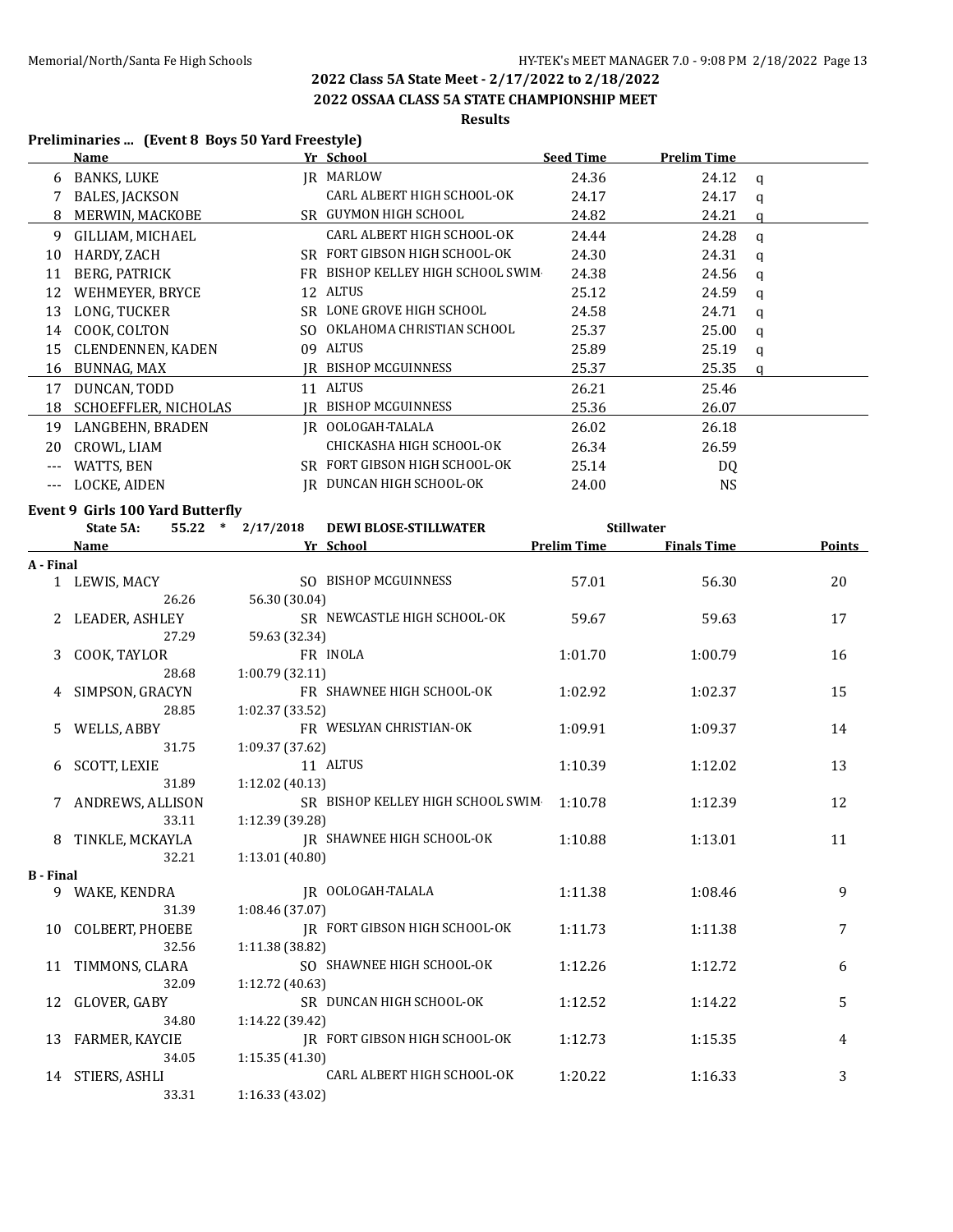## 2022 Class 5A State Meet - 2/17/2022 to 2/18/2022

## 2022 OSSAA CLASS 5A STATE CHAMPIONSHIP MEET

### Results

**Preliminaries ... (Event 8 Boys 50 Yard Freestyle)**

| | Name | Yr | School | Seed Time | Prelim Time | |
|---|---|---|---|---|---|---|
| 6 | BANKS, LUKE | JR | MARLOW | 24.36 | 24.12 | q |
| 7 | BALES, JACKSON | | CARL ALBERT HIGH SCHOOL-OK | 24.17 | 24.17 | q |
| 8 | MERWIN, MACKOBE | SR | GUYMON HIGH SCHOOL | 24.82 | 24.21 | q |
| 9 | GILLIAM, MICHAEL | | CARL ALBERT HIGH SCHOOL-OK | 24.44 | 24.28 | q |
| 10 | HARDY, ZACH | SR | FORT GIBSON HIGH SCHOOL-OK | 24.30 | 24.31 | q |
| 11 | BERG, PATRICK | FR | BISHOP KELLEY HIGH SCHOOL SWIM | 24.38 | 24.56 | q |
| 12 | WEHMEYER, BRYCE | 12 | ALTUS | 25.12 | 24.59 | q |
| 13 | LONG, TUCKER | SR | LONE GROVE HIGH SCHOOL | 24.58 | 24.71 | q |
| 14 | COOK, COLTON | SO | OKLAHOMA CHRISTIAN SCHOOL | 25.37 | 25.00 | q |
| 15 | CLENDENNEN, KADEN | 09 | ALTUS | 25.89 | 25.19 | q |
| 16 | BUNNAG, MAX | JR | BISHOP MCGUINNESS | 25.37 | 25.35 | q |
| 17 | DUNCAN, TODD | 11 | ALTUS | 26.21 | 25.46 | |
| 18 | SCHOEFFLER, NICHOLAS | JR | BISHOP MCGUINNESS | 25.36 | 26.07 | |
| 19 | LANGBEHN, BRADEN | JR | OOLOGAH-TALALA | 26.02 | 26.18 | |
| 20 | CROWL, LIAM | | CHICKASHA HIGH SCHOOL-OK | 26.34 | 26.59 | |
| --- | WATTS, BEN | SR | FORT GIBSON HIGH SCHOOL-OK | 25.14 | DQ | |
| --- | LOCKE, AIDEN | JR | DUNCAN HIGH SCHOOL-OK | 24.00 | NS | |

**Event 9 Girls 100 Yard Butterfly**

State 5A: 55.22 * 2/17/2018 DEWI BLOSE-STILLWATER Stillwater

| | Name | Yr | School | Prelim Time | Finals Time | Points |
|---|---|---|---|---|---|---|
| **A - Final** | | | | | | |
| 1 | LEWIS, MACY | SO | BISHOP MCGUINNESS | 57.01 | 56.30 | 20 |
| | 26.26 | 56.30 (30.04) | | | | |
| 2 | LEADER, ASHLEY | SR | NEWCASTLE HIGH SCHOOL-OK | 59.67 | 59.63 | 17 |
| | 27.29 | 59.63 (32.34) | | | | |
| 3 | COOK, TAYLOR | FR | INOLA | 1:01.70 | 1:00.79 | 16 |
| | 28.68 | 1:00.79 (32.11) | | | | |
| 4 | SIMPSON, GRACYN | FR | SHAWNEE HIGH SCHOOL-OK | 1:02.92 | 1:02.37 | 15 |
| | 28.85 | 1:02.37 (33.52) | | | | |
| 5 | WELLS, ABBY | FR | WESLYAN CHRISTIAN-OK | 1:09.91 | 1:09.37 | 14 |
| | 31.75 | 1:09.37 (37.62) | | | | |
| 6 | SCOTT, LEXIE | 11 | ALTUS | 1:10.39 | 1:12.02 | 13 |
| | 31.89 | 1:12.02 (40.13) | | | | |
| 7 | ANDREWS, ALLISON | SR | BISHOP KELLEY HIGH SCHOOL SWIM | 1:10.78 | 1:12.39 | 12 |
| | 33.11 | 1:12.39 (39.28) | | | | |
| 8 | TINKLE, MCKAYLA | JR | SHAWNEE HIGH SCHOOL-OK | 1:10.88 | 1:13.01 | 11 |
| | 32.21 | 1:13.01 (40.80) | | | | |
| **B - Final** | | | | | | |
| 9 | WAKE, KENDRA | JR | OOLOGAH-TALALA | 1:11.38 | 1:08.46 | 9 |
| | 31.39 | 1:08.46 (37.07) | | | | |
| 10 | COLBERT, PHOEBE | JR | FORT GIBSON HIGH SCHOOL-OK | 1:11.73 | 1:11.38 | 7 |
| | 32.56 | 1:11.38 (38.82) | | | | |
| 11 | TIMMONS, CLARA | SO | SHAWNEE HIGH SCHOOL-OK | 1:12.26 | 1:12.72 | 6 |
| | 32.09 | 1:12.72 (40.63) | | | | |
| 12 | GLOVER, GABY | SR | DUNCAN HIGH SCHOOL-OK | 1:12.52 | 1:14.22 | 5 |
| | 34.80 | 1:14.22 (39.42) | | | | |
| 13 | FARMER, KAYCIE | JR | FORT GIBSON HIGH SCHOOL-OK | 1:12.73 | 1:15.35 | 4 |
| | 34.05 | 1:15.35 (41.30) | | | | |
| 14 | STIERS, ASHLI | | CARL ALBERT HIGH SCHOOL-OK | 1:20.22 | 1:16.33 | 3 |
| | 33.31 | 1:16.33 (43.02) | | | | |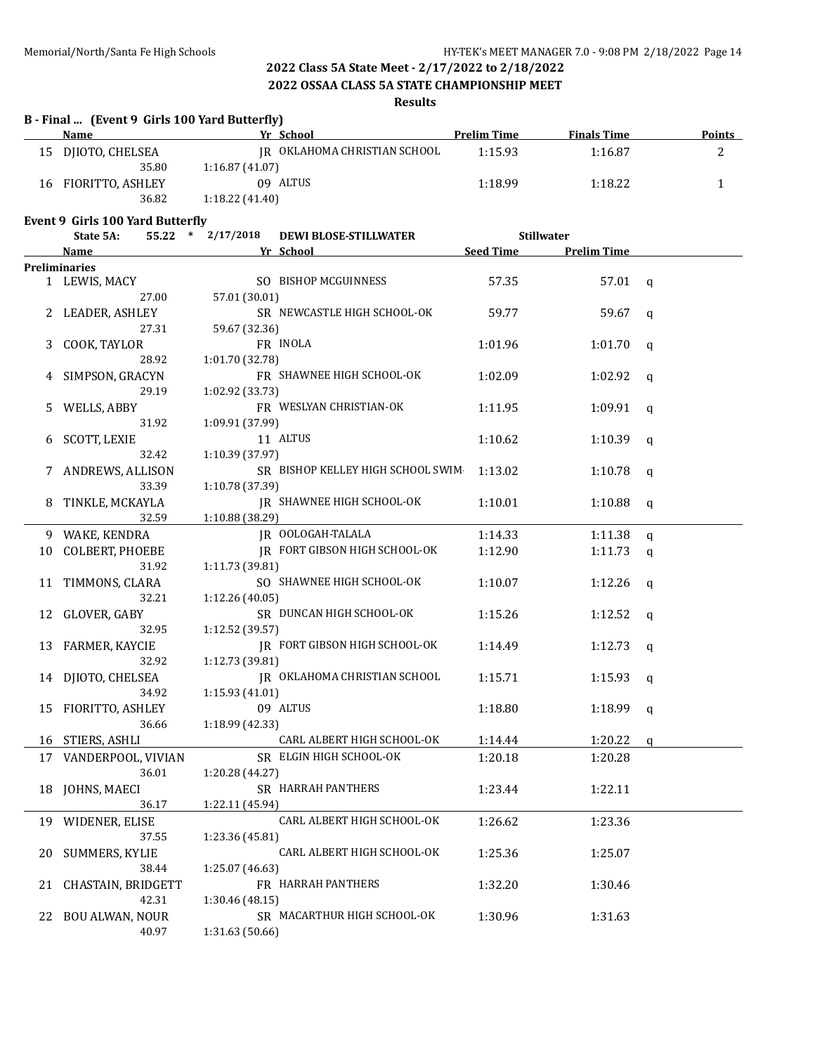## 2022 Class 5A State Meet - 2/17/2022 to 2/18/2022

## 2022 OSSAA CLASS 5A STATE CHAMPIONSHIP MEET

### Results

**B - Final ... (Event 9 Girls 100 Yard Butterfly)**

| | Name | Yr | School | Prelim Time | Finals Time | Points |
|---|---|---|---|---|---|---|
| 15 | DJIOTO, CHELSEA | JR | OKLAHOMA CHRISTIAN SCHOOL | 1:15.93 | 1:16.87 | 2 |
| | 35.80 | 1:16.87 (41.07) | | | | |
| 16 | FIORITTO, ASHLEY | 09 | ALTUS | 1:18.99 | 1:18.22 | 1 |
| | 36.82 | 1:18.22 (41.40) | | | | |

**Event 9 Girls 100 Yard Butterfly**

State 5A: 55.22 * 2/17/2018 DEWI BLOSE-STILLWATER Stillwater

| | Name | Yr | School | Seed Time | Prelim Time | |
|---|---|---|---|---|---|---|
| **Preliminaries** | | | | | | |
| 1 | LEWIS, MACY | SO | BISHOP MCGUINNESS | 57.35 | 57.01 | q |
| | 27.00 | 57.01 (30.01) | | | | |
| 2 | LEADER, ASHLEY | SR | NEWCASTLE HIGH SCHOOL-OK | 59.77 | 59.67 | q |
| | 27.31 | 59.67 (32.36) | | | | |
| 3 | COOK, TAYLOR | FR | INOLA | 1:01.96 | 1:01.70 | q |
| | 28.92 | 1:01.70 (32.78) | | | | |
| 4 | SIMPSON, GRACYN | FR | SHAWNEE HIGH SCHOOL-OK | 1:02.09 | 1:02.92 | q |
| | 29.19 | 1:02.92 (33.73) | | | | |
| 5 | WELLS, ABBY | FR | WESLYAN CHRISTIAN-OK | 1:11.95 | 1:09.91 | q |
| | 31.92 | 1:09.91 (37.99) | | | | |
| 6 | SCOTT, LEXIE | 11 | ALTUS | 1:10.62 | 1:10.39 | q |
| | 32.42 | 1:10.39 (37.97) | | | | |
| 7 | ANDREWS, ALLISON | SR | BISHOP KELLEY HIGH SCHOOL SWIM | 1:13.02 | 1:10.78 | q |
| | 33.39 | 1:10.78 (37.39) | | | | |
| 8 | TINKLE, MCKAYLA | JR | SHAWNEE HIGH SCHOOL-OK | 1:10.01 | 1:10.88 | q |
| | 32.59 | 1:10.88 (38.29) | | | | |
| 9 | WAKE, KENDRA | JR | OOLOGAH-TALALA | 1:14.33 | 1:11.38 | q |
| 10 | COLBERT, PHOEBE | JR | FORT GIBSON HIGH SCHOOL-OK | 1:12.90 | 1:11.73 | q |
| | 31.92 | 1:11.73 (39.81) | | | | |
| 11 | TIMMONS, CLARA | SO | SHAWNEE HIGH SCHOOL-OK | 1:10.07 | 1:12.26 | q |
| | 32.21 | 1:12.26 (40.05) | | | | |
| 12 | GLOVER, GABY | SR | DUNCAN HIGH SCHOOL-OK | 1:15.26 | 1:12.52 | q |
| | 32.95 | 1:12.52 (39.57) | | | | |
| 13 | FARMER, KAYCIE | JR | FORT GIBSON HIGH SCHOOL-OK | 1:14.49 | 1:12.73 | q |
| | 32.92 | 1:12.73 (39.81) | | | | |
| 14 | DJIOTO, CHELSEA | JR | OKLAHOMA CHRISTIAN SCHOOL | 1:15.71 | 1:15.93 | q |
| | 34.92 | 1:15.93 (41.01) | | | | |
| 15 | FIORITTO, ASHLEY | 09 | ALTUS | 1:18.80 | 1:18.99 | q |
| | 36.66 | 1:18.99 (42.33) | | | | |
| 16 | STIERS, ASHLI | | CARL ALBERT HIGH SCHOOL-OK | 1:14.44 | 1:20.22 | q |
| 17 | VANDERPOOL, VIVIAN | SR | ELGIN HIGH SCHOOL-OK | 1:20.18 | 1:20.28 | |
| | 36.01 | 1:20.28 (44.27) | | | | |
| 18 | JOHNS, MAECI | SR | HARRAH PANTHERS | 1:23.44 | 1:22.11 | |
| | 36.17 | 1:22.11 (45.94) | | | | |
| 19 | WIDENER, ELISE | | CARL ALBERT HIGH SCHOOL-OK | 1:26.62 | 1:23.36 | |
| | 37.55 | 1:23.36 (45.81) | | | | |
| 20 | SUMMERS, KYLIE | | CARL ALBERT HIGH SCHOOL-OK | 1:25.36 | 1:25.07 | |
| | 38.44 | 1:25.07 (46.63) | | | | |
| 21 | CHASTAIN, BRIDGETT | FR | HARRAH PANTHERS | 1:32.20 | 1:30.46 | |
| | 42.31 | 1:30.46 (48.15) | | | | |
| 22 | BOU ALWAN, NOUR | SR | MACARTHUR HIGH SCHOOL-OK | 1:30.96 | 1:31.63 | |
| | 40.97 | 1:31.63 (50.66) | | | | |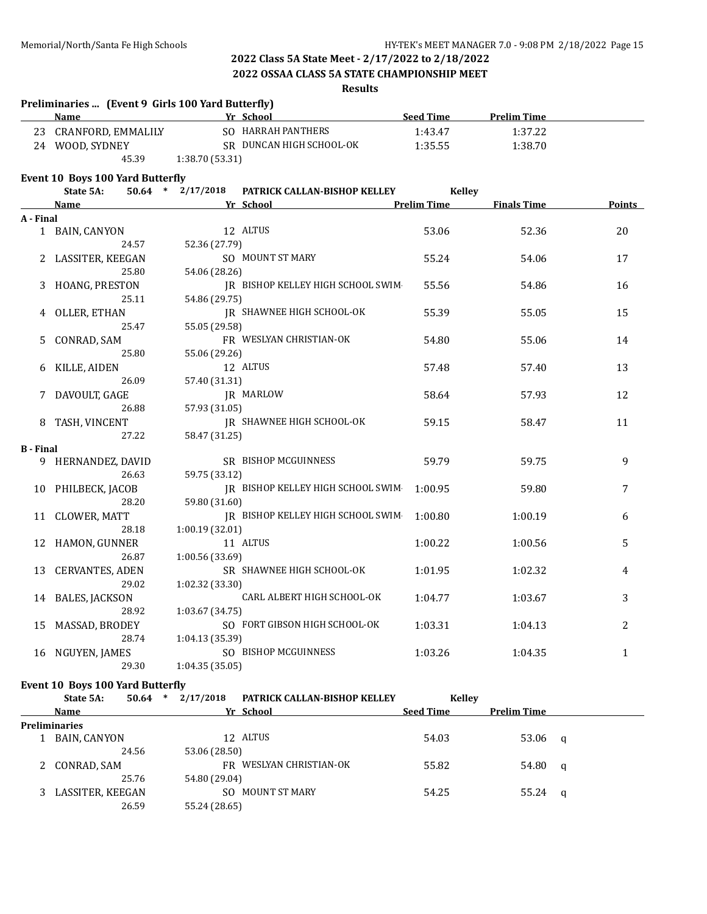## 2022 Class 5A State Meet - 2/17/2022 to 2/18/2022

## 2022 OSSAA CLASS 5A STATE CHAMPIONSHIP MEET

### Results

**Preliminaries ... (Event 9 Girls 100 Yard Butterfly)**

| | Name | Yr | School | Seed Time | Prelim Time |
|---|---|---|---|---|---|
| 23 | CRANFORD, EMMALILY | SO | HARRAH PANTHERS | 1:43.47 | 1:37.22 |
| 24 | WOOD, SYDNEY | SR | DUNCAN HIGH SCHOOL-OK | 1:35.55 | 1:38.70 |
| | 45.39 | | 1:38.70 (53.31) | | |

**Event 10 Boys 100 Yard Butterfly**

State 5A: 50.64 * 2/17/2018 PATRICK CALLAN-BISHOP KELLEY Kelley

| | Name | Yr | School | Prelim Time | Finals Time | Points |
|---|---|---|---|---|---|---|
| **A - Final** | | | | | | |
| 1 | BAIN, CANYON | 12 | ALTUS | 53.06 | 52.36 | 20 |
| | 24.57 | | 52.36 (27.79) | | | |
| 2 | LASSITER, KEEGAN | SO | MOUNT ST MARY | 55.24 | 54.06 | 17 |
| | 25.80 | | 54.06 (28.26) | | | |
| 3 | HOANG, PRESTON | JR | BISHOP KELLEY HIGH SCHOOL SWIM | 55.56 | 54.86 | 16 |
| | 25.11 | | 54.86 (29.75) | | | |
| 4 | OLLER, ETHAN | JR | SHAWNEE HIGH SCHOOL-OK | 55.39 | 55.05 | 15 |
| | 25.47 | | 55.05 (29.58) | | | |
| 5 | CONRAD, SAM | FR | WESLYAN CHRISTIAN-OK | 54.80 | 55.06 | 14 |
| | 25.80 | | 55.06 (29.26) | | | |
| 6 | KILLE, AIDEN | 12 | ALTUS | 57.48 | 57.40 | 13 |
| | 26.09 | | 57.40 (31.31) | | | |
| 7 | DAVOULT, GAGE | JR | MARLOW | 58.64 | 57.93 | 12 |
| | 26.88 | | 57.93 (31.05) | | | |
| 8 | TASH, VINCENT | JR | SHAWNEE HIGH SCHOOL-OK | 59.15 | 58.47 | 11 |
| | 27.22 | | 58.47 (31.25) | | | |
| **B - Final** | | | | | | |
| 9 | HERNANDEZ, DAVID | SR | BISHOP MCGUINNESS | 59.79 | 59.75 | 9 |
| | 26.63 | | 59.75 (33.12) | | | |
| 10 | PHILBECK, JACOB | JR | BISHOP KELLEY HIGH SCHOOL SWIM | 1:00.95 | 59.80 | 7 |
| | 28.20 | | 59.80 (31.60) | | | |
| 11 | CLOWER, MATT | JR | BISHOP KELLEY HIGH SCHOOL SWIM | 1:00.80 | 1:00.19 | 6 |
| | 28.18 | | 1:00.19 (32.01) | | | |
| 12 | HAMON, GUNNER | 11 | ALTUS | 1:00.22 | 1:00.56 | 5 |
| | 26.87 | | 1:00.56 (33.69) | | | |
| 13 | CERVANTES, ADEN | SR | SHAWNEE HIGH SCHOOL-OK | 1:01.95 | 1:02.32 | 4 |
| | 29.02 | | 1:02.32 (33.30) | | | |
| 14 | BALES, JACKSON | | CARL ALBERT HIGH SCHOOL-OK | 1:04.77 | 1:03.67 | 3 |
| | 28.92 | | 1:03.67 (34.75) | | | |
| 15 | MASSAD, BRODEY | SO | FORT GIBSON HIGH SCHOOL-OK | 1:03.31 | 1:04.13 | 2 |
| | 28.74 | | 1:04.13 (35.39) | | | |
| 16 | NGUYEN, JAMES | SO | BISHOP MCGUINNESS | 1:03.26 | 1:04.35 | 1 |
| | 29.30 | | 1:04.35 (35.05) | | | |

**Event 10 Boys 100 Yard Butterfly**

State 5A: 50.64 * 2/17/2018 PATRICK CALLAN-BISHOP KELLEY Kelley

| | Name | Yr | School | Seed Time | Prelim Time | |
|---|---|---|---|---|---|---|
| **Preliminaries** | | | | | | |
| 1 | BAIN, CANYON | 12 | ALTUS | 54.03 | 53.06 | q |
| | 24.56 | | 53.06 (28.50) | | | |
| 2 | CONRAD, SAM | FR | WESLYAN CHRISTIAN-OK | 55.82 | 54.80 | q |
| | 25.76 | | 54.80 (29.04) | | | |
| 3 | LASSITER, KEEGAN | SO | MOUNT ST MARY | 54.25 | 55.24 | q |
| | 26.59 | | 55.24 (28.65) | | | |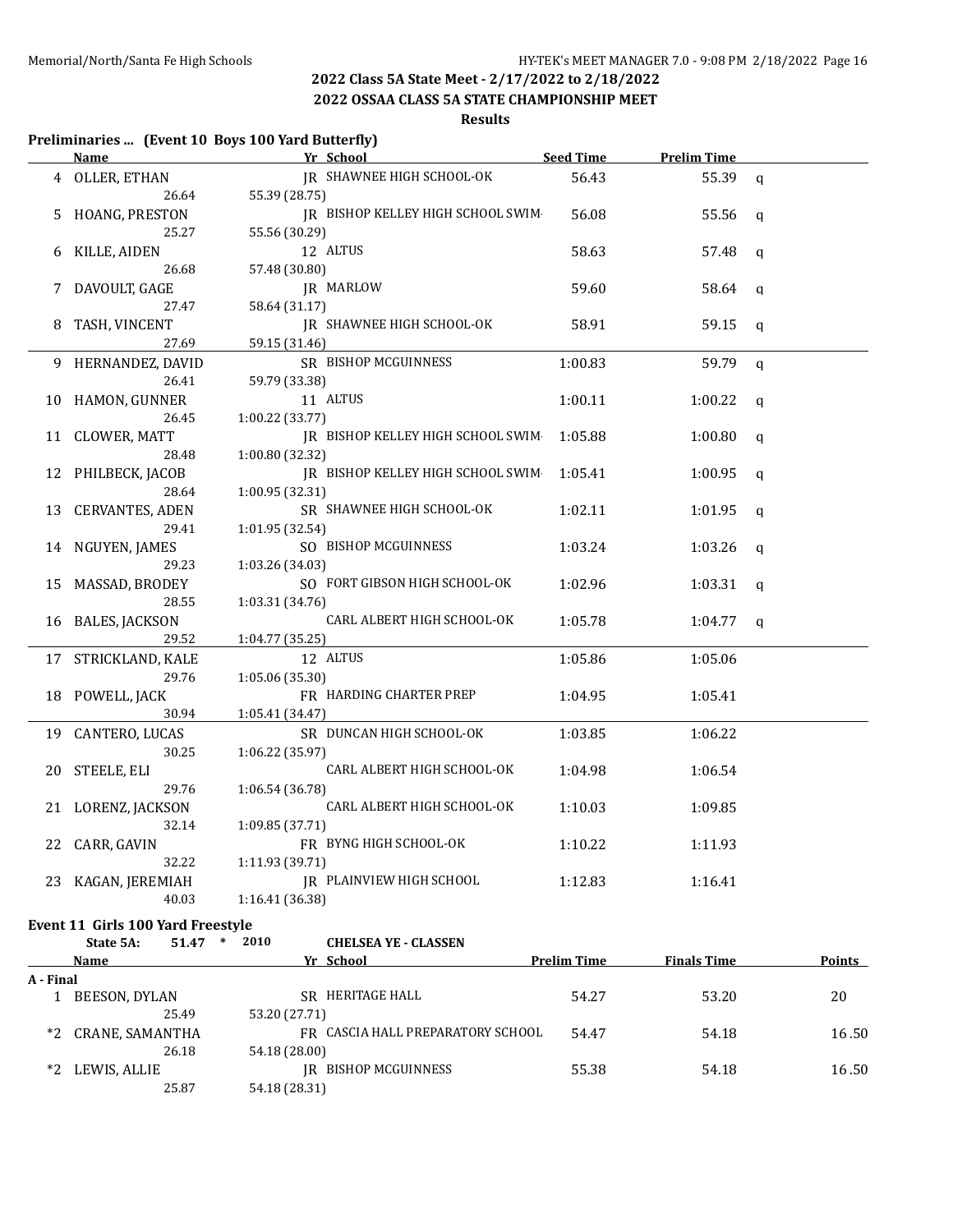2022 Class 5A State Meet - 2/17/2022 to 2/18/2022

2022 OSSAA CLASS 5A STATE CHAMPIONSHIP MEET

Results

## Preliminaries ... (Event 10 Boys 100 Yard Butterfly)

| | Name | Yr | School | Seed Time | Prelim Time | |
|---|---|---|---|---|---|---|
| 4 | OLLER, ETHAN | JR | SHAWNEE HIGH SCHOOL-OK | 56.43 | 55.39 | q |
| | 26.64 | 55.39 (28.75) | | | | |
| 5 | HOANG, PRESTON | JR | BISHOP KELLEY HIGH SCHOOL SWIM | 56.08 | 55.56 | q |
| | 25.27 | 55.56 (30.29) | | | | |
| 6 | KILLE, AIDEN | 12 | ALTUS | 58.63 | 57.48 | q |
| | 26.68 | 57.48 (30.80) | | | | |
| 7 | DAVOULT, GAGE | JR | MARLOW | 59.60 | 58.64 | q |
| | 27.47 | 58.64 (31.17) | | | | |
| 8 | TASH, VINCENT | JR | SHAWNEE HIGH SCHOOL-OK | 58.91 | 59.15 | q |
| | 27.69 | 59.15 (31.46) | | | | |
| 9 | HERNANDEZ, DAVID | SR | BISHOP MCGUINNESS | 1:00.83 | 59.79 | q |
| | 26.41 | 59.79 (33.38) | | | | |
| 10 | HAMON, GUNNER | 11 | ALTUS | 1:00.11 | 1:00.22 | q |
| | 26.45 | 1:00.22 (33.77) | | | | |
| 11 | CLOWER, MATT | JR | BISHOP KELLEY HIGH SCHOOL SWIM | 1:05.88 | 1:00.80 | q |
| | 28.48 | 1:00.80 (32.32) | | | | |
| 12 | PHILBECK, JACOB | JR | BISHOP KELLEY HIGH SCHOOL SWIM | 1:05.41 | 1:00.95 | q |
| | 28.64 | 1:00.95 (32.31) | | | | |
| 13 | CERVANTES, ADEN | SR | SHAWNEE HIGH SCHOOL-OK | 1:02.11 | 1:01.95 | q |
| | 29.41 | 1:01.95 (32.54) | | | | |
| 14 | NGUYEN, JAMES | SO | BISHOP MCGUINNESS | 1:03.24 | 1:03.26 | q |
| | 29.23 | 1:03.26 (34.03) | | | | |
| 15 | MASSAD, BRODEY | SO | FORT GIBSON HIGH SCHOOL-OK | 1:02.96 | 1:03.31 | q |
| | 28.55 | 1:03.31 (34.76) | | | | |
| 16 | BALES, JACKSON | | CARL ALBERT HIGH SCHOOL-OK | 1:05.78 | 1:04.77 | q |
| | 29.52 | 1:04.77 (35.25) | | | | |
| 17 | STRICKLAND, KALE | 12 | ALTUS | 1:05.86 | 1:05.06 | |
| | 29.76 | 1:05.06 (35.30) | | | | |
| 18 | POWELL, JACK | FR | HARDING CHARTER PREP | 1:04.95 | 1:05.41 | |
| | 30.94 | 1:05.41 (34.47) | | | | |
| 19 | CANTERO, LUCAS | SR | DUNCAN HIGH SCHOOL-OK | 1:03.85 | 1:06.22 | |
| | 30.25 | 1:06.22 (35.97) | | | | |
| 20 | STEELE, ELI | | CARL ALBERT HIGH SCHOOL-OK | 1:04.98 | 1:06.54 | |
| | 29.76 | 1:06.54 (36.78) | | | | |
| 21 | LORENZ, JACKSON | | CARL ALBERT HIGH SCHOOL-OK | 1:10.03 | 1:09.85 | |
| | 32.14 | 1:09.85 (37.71) | | | | |
| 22 | CARR, GAVIN | FR | BYNG HIGH SCHOOL-OK | 1:10.22 | 1:11.93 | |
| | 32.22 | 1:11.93 (39.71) | | | | |
| 23 | KAGAN, JEREMIAH | JR | PLAINVIEW HIGH SCHOOL | 1:12.83 | 1:16.41 | |
| | 40.03 | 1:16.41 (36.38) | | | | |

## Event 11 Girls 100 Yard Freestyle

State 5A: 51.47 * 2010 CHELSEA YE - CLASSEN

| | Name | Yr | School | Prelim Time | Finals Time | Points |
|---|---|---|---|---|---|---|
| **A - Final** | | | | | | |
| 1 | BEESON, DYLAN | SR | HERITAGE HALL | 54.27 | 53.20 | 20 |
| | 25.49 | 53.20 (27.71) | | | | |
| *2 | CRANE, SAMANTHA | FR | CASCIA HALL PREPARATORY SCHOOL | 54.47 | 54.18 | 16.50 |
| | 26.18 | 54.18 (28.00) | | | | |
| *2 | LEWIS, ALLIE | JR | BISHOP MCGUINNESS | 55.38 | 54.18 | 16.50 |
| | 25.87 | 54.18 (28.31) | | | | |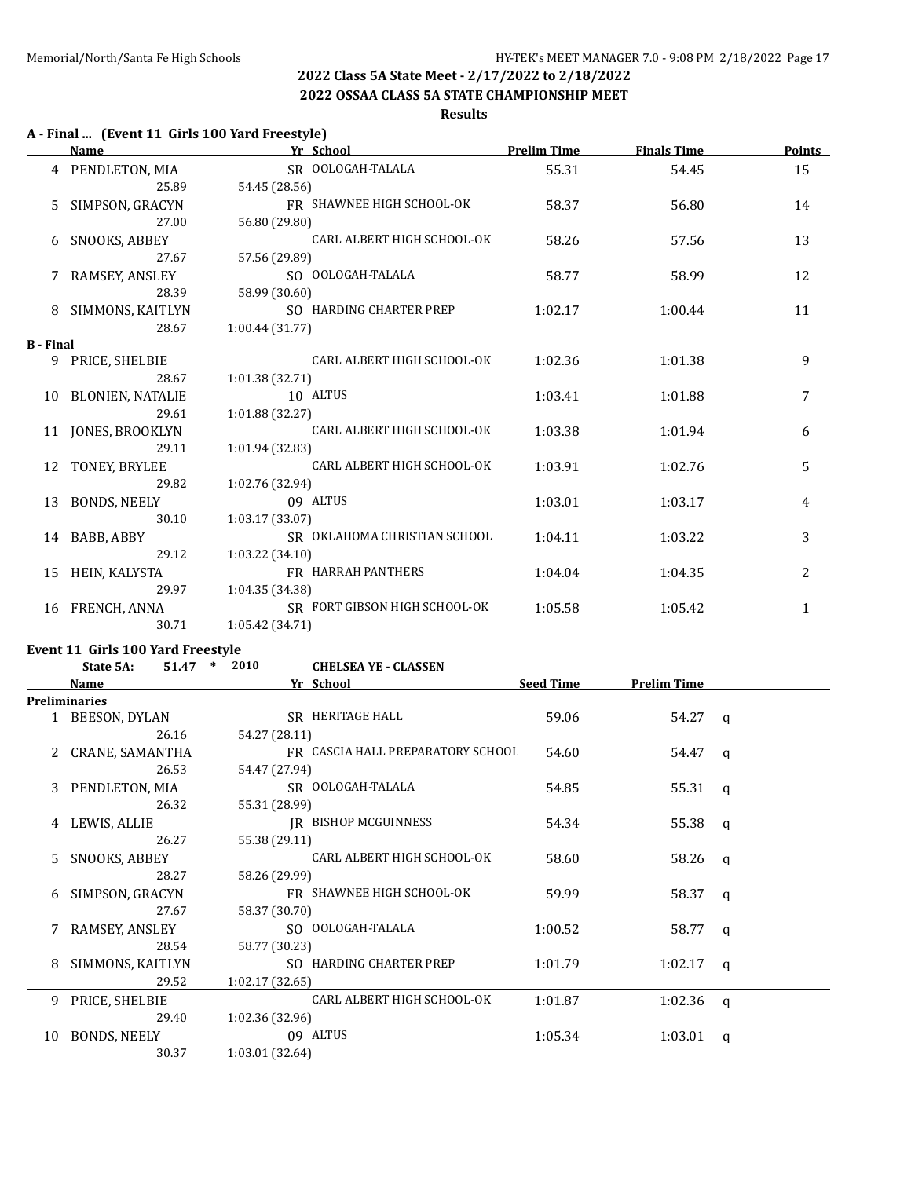## 2022 Class 5A State Meet - 2/17/2022 to 2/18/2022

## 2022 OSSAA CLASS 5A STATE CHAMPIONSHIP MEET

### Results

**A - Final ... (Event 11 Girls 100 Yard Freestyle)**

| | Name | Yr | School | Prelim Time | Finals Time | Points |
|---|---|---|---|---|---|---|
| 4 | PENDLETON, MIA | SR | OOLOGAH-TALALA | 55.31 | 54.45 | 15 |
| | 25.89 | | 54.45 (28.56) | | | |
| 5 | SIMPSON, GRACYN | FR | SHAWNEE HIGH SCHOOL-OK | 58.37 | 56.80 | 14 |
| | 27.00 | | 56.80 (29.80) | | | |
| 6 | SNOOKS, ABBEY | | CARL ALBERT HIGH SCHOOL-OK | 58.26 | 57.56 | 13 |
| | 27.67 | | 57.56 (29.89) | | | |
| 7 | RAMSEY, ANSLEY | SO | OOLOGAH-TALALA | 58.77 | 58.99 | 12 |
| | 28.39 | | 58.99 (30.60) | | | |
| 8 | SIMMONS, KAITLYN | SO | HARDING CHARTER PREP | 1:02.17 | 1:00.44 | 11 |
| | 28.67 | | 1:00.44 (31.77) | | | |
| **B - Final** | | | | | | |
| 9 | PRICE, SHELBIE | | CARL ALBERT HIGH SCHOOL-OK | 1:02.36 | 1:01.38 | 9 |
| | 28.67 | | 1:01.38 (32.71) | | | |
| 10 | BLONIEN, NATALIE | 10 | ALTUS | 1:03.41 | 1:01.88 | 7 |
| | 29.61 | | 1:01.88 (32.27) | | | |
| 11 | JONES, BROOKLYN | | CARL ALBERT HIGH SCHOOL-OK | 1:03.38 | 1:01.94 | 6 |
| | 29.11 | | 1:01.94 (32.83) | | | |
| 12 | TONEY, BRYLEE | | CARL ALBERT HIGH SCHOOL-OK | 1:03.91 | 1:02.76 | 5 |
| | 29.82 | | 1:02.76 (32.94) | | | |
| 13 | BONDS, NEELY | 09 | ALTUS | 1:03.01 | 1:03.17 | 4 |
| | 30.10 | | 1:03.17 (33.07) | | | |
| 14 | BABB, ABBY | SR | OKLAHOMA CHRISTIAN SCHOOL | 1:04.11 | 1:03.22 | 3 |
| | 29.12 | | 1:03.22 (34.10) | | | |
| 15 | HEIN, KALYSTA | FR | HARRAH PANTHERS | 1:04.04 | 1:04.35 | 2 |
| | 29.97 | | 1:04.35 (34.38) | | | |
| 16 | FRENCH, ANNA | SR | FORT GIBSON HIGH SCHOOL-OK | 1:05.58 | 1:05.42 | 1 |
| | 30.71 | | 1:05.42 (34.71) | | | |

**Event 11 Girls 100 Yard Freestyle**

State 5A: 51.47 * 2010 **CHELSEA YE - CLASSEN**

| | Name | Yr | School | Seed Time | Prelim Time | |
|---|---|---|---|---|---|---|
| **Preliminaries** | | | | | | |
| 1 | BEESON, DYLAN | SR | HERITAGE HALL | 59.06 | 54.27 | q |
| | 26.16 | | 54.27 (28.11) | | | |
| 2 | CRANE, SAMANTHA | FR | CASCIA HALL PREPARATORY SCHOOL | 54.60 | 54.47 | q |
| | 26.53 | | 54.47 (27.94) | | | |
| 3 | PENDLETON, MIA | SR | OOLOGAH-TALALA | 54.85 | 55.31 | q |
| | 26.32 | | 55.31 (28.99) | | | |
| 4 | LEWIS, ALLIE | JR | BISHOP MCGUINNESS | 54.34 | 55.38 | q |
| | 26.27 | | 55.38 (29.11) | | | |
| 5 | SNOOKS, ABBEY | | CARL ALBERT HIGH SCHOOL-OK | 58.60 | 58.26 | q |
| | 28.27 | | 58.26 (29.99) | | | |
| 6 | SIMPSON, GRACYN | FR | SHAWNEE HIGH SCHOOL-OK | 59.99 | 58.37 | q |
| | 27.67 | | 58.37 (30.70) | | | |
| 7 | RAMSEY, ANSLEY | SO | OOLOGAH-TALALA | 1:00.52 | 58.77 | q |
| | 28.54 | | 58.77 (30.23) | | | |
| 8 | SIMMONS, KAITLYN | SO | HARDING CHARTER PREP | 1:01.79 | 1:02.17 | q |
| | 29.52 | | 1:02.17 (32.65) | | | |
| 9 | PRICE, SHELBIE | | CARL ALBERT HIGH SCHOOL-OK | 1:01.87 | 1:02.36 | q |
| | 29.40 | | 1:02.36 (32.96) | | | |
| 10 | BONDS, NEELY | 09 | ALTUS | 1:05.34 | 1:03.01 | q |
| | 30.37 | | 1:03.01 (32.64) | | | |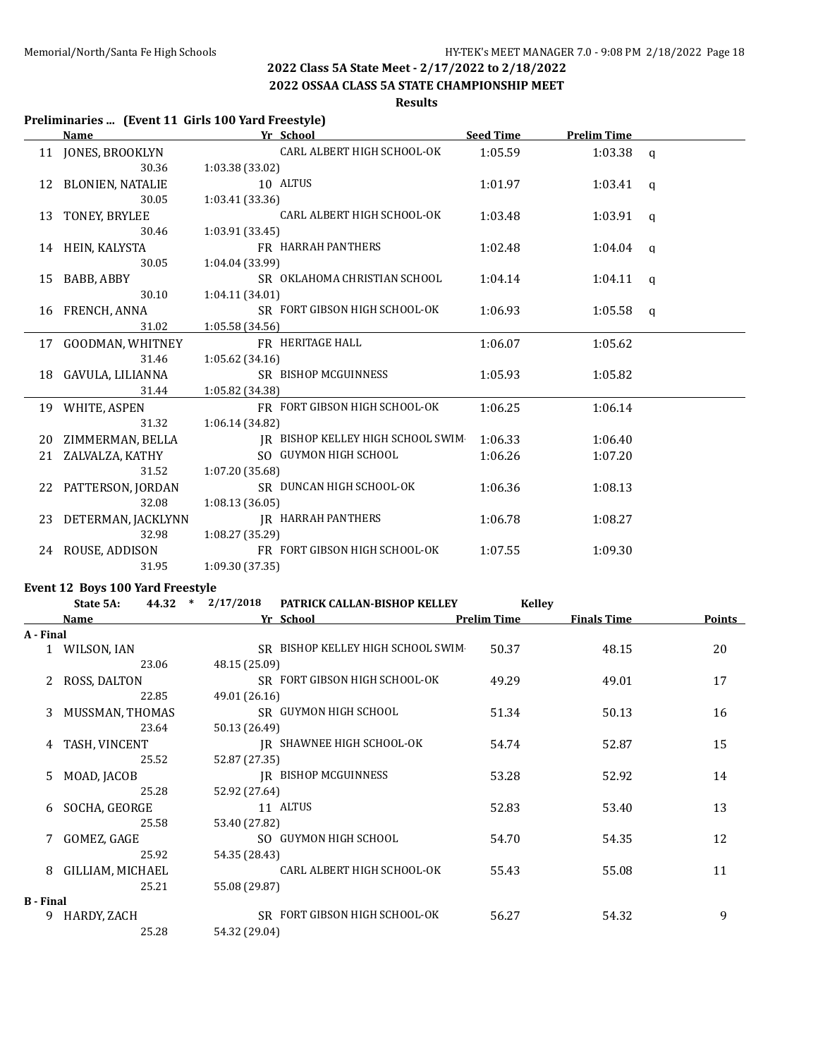## 2022 Class 5A State Meet - 2/17/2022 to 2/18/2022

## 2022 OSSAA CLASS 5A STATE CHAMPIONSHIP MEET

### Results

### Preliminaries ... (Event 11 Girls 100 Yard Freestyle)

| | Name | Yr | School | Seed Time | Prelim Time | |
|---|---|---|---|---|---|---|
| 11 | JONES, BROOKLYN | | CARL ALBERT HIGH SCHOOL-OK | 1:05.59 | 1:03.38 | q |
| | 30.36 | 1:03.38 (33.02) | | | | |
| 12 | BLONIEN, NATALIE | 10 | ALTUS | 1:01.97 | 1:03.41 | q |
| | 30.05 | 1:03.41 (33.36) | | | | |
| 13 | TONEY, BRYLEE | | CARL ALBERT HIGH SCHOOL-OK | 1:03.48 | 1:03.91 | q |
| | 30.46 | 1:03.91 (33.45) | | | | |
| 14 | HEIN, KALYSTA | FR | HARRAH PANTHERS | 1:02.48 | 1:04.04 | q |
| | 30.05 | 1:04.04 (33.99) | | | | |
| 15 | BABB, ABBY | SR | OKLAHOMA CHRISTIAN SCHOOL | 1:04.14 | 1:04.11 | q |
| | 30.10 | 1:04.11 (34.01) | | | | |
| 16 | FRENCH, ANNA | SR | FORT GIBSON HIGH SCHOOL-OK | 1:06.93 | 1:05.58 | q |
| | 31.02 | 1:05.58 (34.56) | | | | |
| 17 | GOODMAN, WHITNEY | FR | HERITAGE HALL | 1:06.07 | 1:05.62 | |
| | 31.46 | 1:05.62 (34.16) | | | | |
| 18 | GAVULA, LILIANNA | SR | BISHOP MCGUINNESS | 1:05.93 | 1:05.82 | |
| | 31.44 | 1:05.82 (34.38) | | | | |
| 19 | WHITE, ASPEN | FR | FORT GIBSON HIGH SCHOOL-OK | 1:06.25 | 1:06.14 | |
| | 31.32 | 1:06.14 (34.82) | | | | |
| 20 | ZIMMERMAN, BELLA | JR | BISHOP KELLEY HIGH SCHOOL SWIM | 1:06.33 | 1:06.40 | |
| 21 | ZALVALZA, KATHY | SO | GUYMON HIGH SCHOOL | 1:06.26 | 1:07.20 | |
| | 31.52 | 1:07.20 (35.68) | | | | |
| 22 | PATTERSON, JORDAN | SR | DUNCAN HIGH SCHOOL-OK | 1:06.36 | 1:08.13 | |
| | 32.08 | 1:08.13 (36.05) | | | | |
| 23 | DETERMAN, JACKLYNN | JR | HARRAH PANTHERS | 1:06.78 | 1:08.27 | |
| | 32.98 | 1:08.27 (35.29) | | | | |
| 24 | ROUSE, ADDISON | FR | FORT GIBSON HIGH SCHOOL-OK | 1:07.55 | 1:09.30 | |
| | 31.95 | 1:09.30 (37.35) | | | | |

### Event 12 Boys 100 Yard Freestyle

State 5A: 44.32 * 2/17/2018 PATRICK CALLAN-BISHOP KELLEY Kelley

| | Name | Yr | School | Prelim Time | Finals Time | Points |
|---|---|---|---|---|---|---|
| **A - Final** | | | | | | |
| 1 | WILSON, IAN | SR | BISHOP KELLEY HIGH SCHOOL SWIM | 50.37 | 48.15 | 20 |
| | 23.06 | 48.15 (25.09) | | | | |
| 2 | ROSS, DALTON | SR | FORT GIBSON HIGH SCHOOL-OK | 49.29 | 49.01 | 17 |
| | 22.85 | 49.01 (26.16) | | | | |
| 3 | MUSSMAN, THOMAS | SR | GUYMON HIGH SCHOOL | 51.34 | 50.13 | 16 |
| | 23.64 | 50.13 (26.49) | | | | |
| 4 | TASH, VINCENT | JR | SHAWNEE HIGH SCHOOL-OK | 54.74 | 52.87 | 15 |
| | 25.52 | 52.87 (27.35) | | | | |
| 5 | MOAD, JACOB | JR | BISHOP MCGUINNESS | 53.28 | 52.92 | 14 |
| | 25.28 | 52.92 (27.64) | | | | |
| 6 | SOCHA, GEORGE | 11 | ALTUS | 52.83 | 53.40 | 13 |
| | 25.58 | 53.40 (27.82) | | | | |
| 7 | GOMEZ, GAGE | SO | GUYMON HIGH SCHOOL | 54.70 | 54.35 | 12 |
| | 25.92 | 54.35 (28.43) | | | | |
| 8 | GILLIAM, MICHAEL | | CARL ALBERT HIGH SCHOOL-OK | 55.43 | 55.08 | 11 |
| | 25.21 | 55.08 (29.87) | | | | |
| **B - Final** | | | | | | |
| 9 | HARDY, ZACH | SR | FORT GIBSON HIGH SCHOOL-OK | 56.27 | 54.32 | 9 |
| | 25.28 | 54.32 (29.04) | | | | |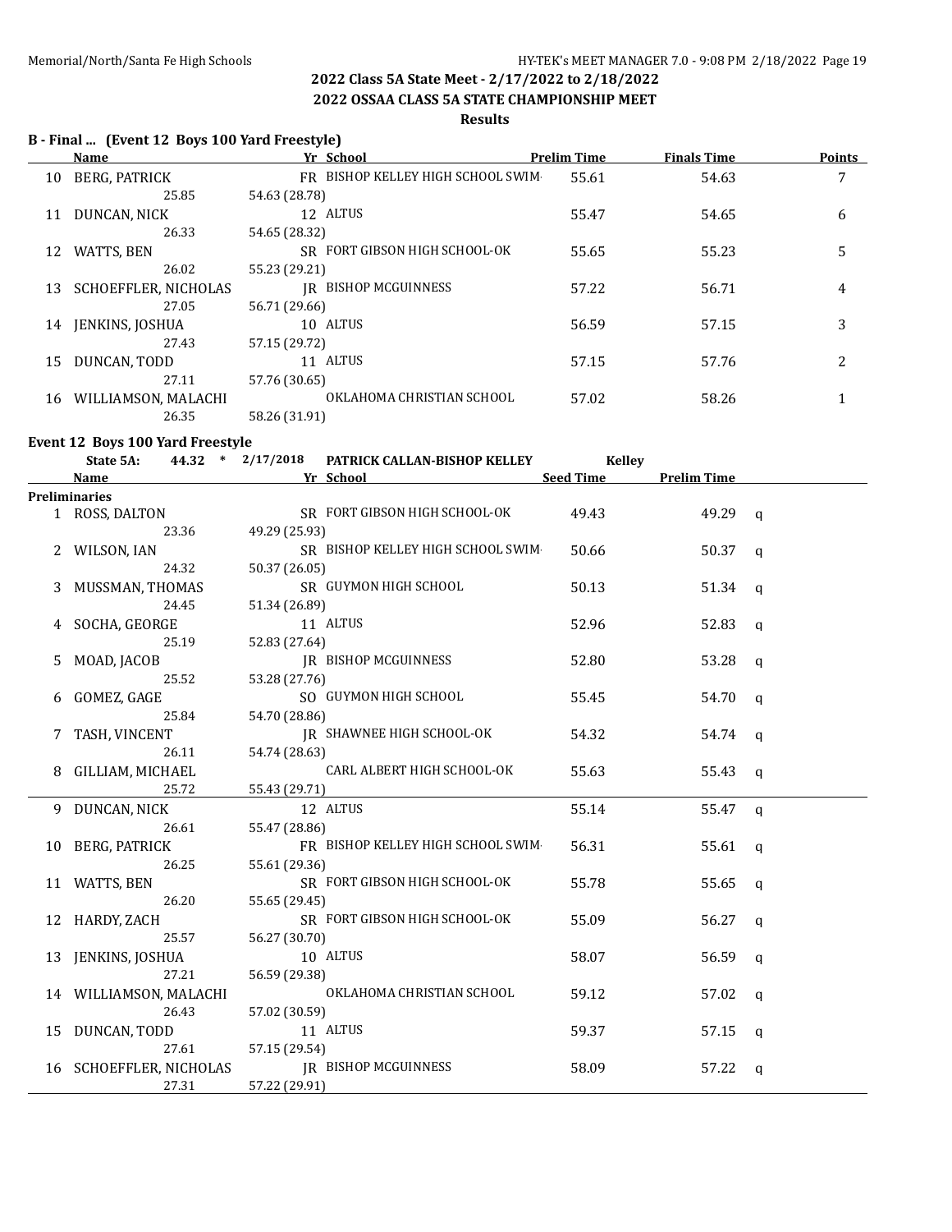## 2022 Class 5A State Meet - 2/17/2022 to 2/18/2022

## 2022 OSSAA CLASS 5A STATE CHAMPIONSHIP MEET

### Results

### B - Final ... (Event 12 Boys 100 Yard Freestyle)

| | Name | Yr | School | Prelim Time | Finals Time | Points |
|---|---|---|---|---|---|---|
| 10 | BERG, PATRICK | FR | BISHOP KELLEY HIGH SCHOOL SWIM | 55.61 | 54.63 | 7 |
| | 25.85 | 54.63 (28.78) | | | | |
| 11 | DUNCAN, NICK | 12 | ALTUS | 55.47 | 54.65 | 6 |
| | 26.33 | 54.65 (28.32) | | | | |
| 12 | WATTS, BEN | SR | FORT GIBSON HIGH SCHOOL-OK | 55.65 | 55.23 | 5 |
| | 26.02 | 55.23 (29.21) | | | | |
| 13 | SCHOEFFLER, NICHOLAS | JR | BISHOP MCGUINNESS | 57.22 | 56.71 | 4 |
| | 27.05 | 56.71 (29.66) | | | | |
| 14 | JENKINS, JOSHUA | 10 | ALTUS | 56.59 | 57.15 | 3 |
| | 27.43 | 57.15 (29.72) | | | | |
| 15 | DUNCAN, TODD | 11 | ALTUS | 57.15 | 57.76 | 2 |
| | 27.11 | 57.76 (30.65) | | | | |
| 16 | WILLIAMSON, MALACHI | | OKLAHOMA CHRISTIAN SCHOOL | 57.02 | 58.26 | 1 |
| | 26.35 | 58.26 (31.91) | | | | |

### Event 12 Boys 100 Yard Freestyle

State 5A: 44.32 * 2/17/2018 PATRICK CALLAN-BISHOP KELLEY Kelley

| | Name | Yr | School | Seed Time | Prelim Time | |
|---|---|---|---|---|---|---|
| **Preliminaries** | | | | | | |
| 1 | ROSS, DALTON | SR | FORT GIBSON HIGH SCHOOL-OK | 49.43 | 49.29 | q |
| | 23.36 | 49.29 (25.93) | | | | |
| 2 | WILSON, IAN | SR | BISHOP KELLEY HIGH SCHOOL SWIM | 50.66 | 50.37 | q |
| | 24.32 | 50.37 (26.05) | | | | |
| 3 | MUSSMAN, THOMAS | SR | GUYMON HIGH SCHOOL | 50.13 | 51.34 | q |
| | 24.45 | 51.34 (26.89) | | | | |
| 4 | SOCHA, GEORGE | 11 | ALTUS | 52.96 | 52.83 | q |
| | 25.19 | 52.83 (27.64) | | | | |
| 5 | MOAD, JACOB | JR | BISHOP MCGUINNESS | 52.80 | 53.28 | q |
| | 25.52 | 53.28 (27.76) | | | | |
| 6 | GOMEZ, GAGE | SO | GUYMON HIGH SCHOOL | 55.45 | 54.70 | q |
| | 25.84 | 54.70 (28.86) | | | | |
| 7 | TASH, VINCENT | JR | SHAWNEE HIGH SCHOOL-OK | 54.32 | 54.74 | q |
| | 26.11 | 54.74 (28.63) | | | | |
| 8 | GILLIAM, MICHAEL | | CARL ALBERT HIGH SCHOOL-OK | 55.63 | 55.43 | q |
| | 25.72 | 55.43 (29.71) | | | | |
| 9 | DUNCAN, NICK | 12 | ALTUS | 55.14 | 55.47 | q |
| | 26.61 | 55.47 (28.86) | | | | |
| 10 | BERG, PATRICK | FR | BISHOP KELLEY HIGH SCHOOL SWIM | 56.31 | 55.61 | q |
| | 26.25 | 55.61 (29.36) | | | | |
| 11 | WATTS, BEN | SR | FORT GIBSON HIGH SCHOOL-OK | 55.78 | 55.65 | q |
| | 26.20 | 55.65 (29.45) | | | | |
| 12 | HARDY, ZACH | SR | FORT GIBSON HIGH SCHOOL-OK | 55.09 | 56.27 | q |
| | 25.57 | 56.27 (30.70) | | | | |
| 13 | JENKINS, JOSHUA | 10 | ALTUS | 58.07 | 56.59 | q |
| | 27.21 | 56.59 (29.38) | | | | |
| 14 | WILLIAMSON, MALACHI | | OKLAHOMA CHRISTIAN SCHOOL | 59.12 | 57.02 | q |
| | 26.43 | 57.02 (30.59) | | | | |
| 15 | DUNCAN, TODD | 11 | ALTUS | 59.37 | 57.15 | q |
| | 27.61 | 57.15 (29.54) | | | | |
| 16 | SCHOEFFLER, NICHOLAS | JR | BISHOP MCGUINNESS | 58.09 | 57.22 | q |
| | 27.31 | 57.22 (29.91) | | | | |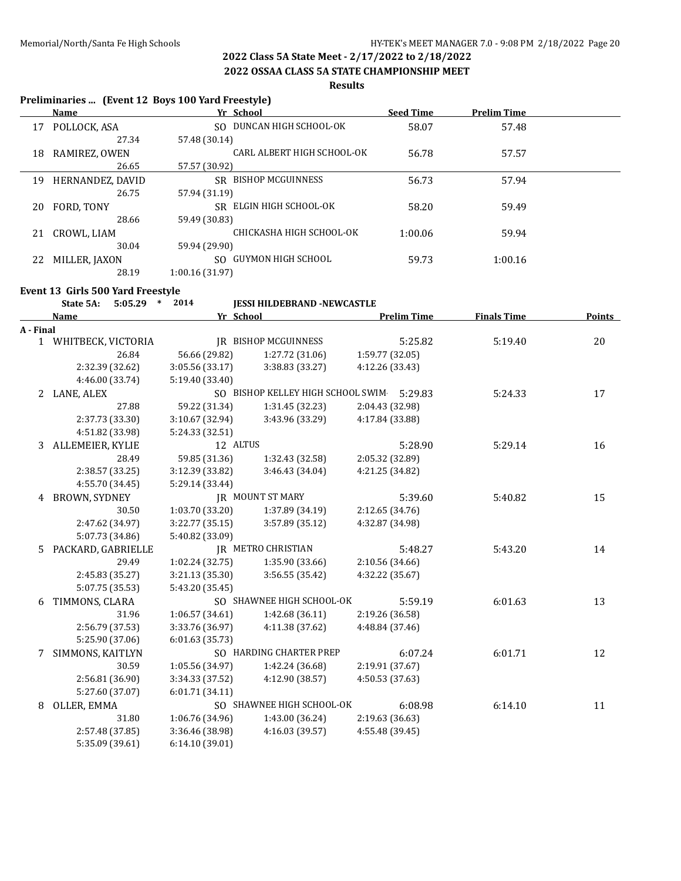## 2022 Class 5A State Meet - 2/17/2022 to 2/18/2022

## 2022 OSSAA CLASS 5A STATE CHAMPIONSHIP MEET

### Results

**Preliminaries ... (Event 12 Boys 100 Yard Freestyle)**

| | Name | Yr | School | Seed Time | Prelim Time |
|---|---|---|---|---|---|
| 17 | POLLOCK, ASA | SO | DUNCAN HIGH SCHOOL-OK | 58.07 | 57.48 |
| | 27.34 | 57.48 (30.14) | | | |
| 18 | RAMIREZ, OWEN | | CARL ALBERT HIGH SCHOOL-OK | 56.78 | 57.57 |
| | 26.65 | 57.57 (30.92) | | | |
| 19 | HERNANDEZ, DAVID | SR | BISHOP MCGUINNESS | 56.73 | 57.94 |
| | 26.75 | 57.94 (31.19) | | | |
| 20 | FORD, TONY | SR | ELGIN HIGH SCHOOL-OK | 58.20 | 59.49 |
| | 28.66 | 59.49 (30.83) | | | |
| 21 | CROWL, LIAM | | CHICKASHA HIGH SCHOOL-OK | 1:00.06 | 59.94 |
| | 30.04 | 59.94 (29.90) | | | |
| 22 | MILLER, JAXON | SO | GUYMON HIGH SCHOOL | 59.73 | 1:00.16 |
| | 28.19 | 1:00.16 (31.97) | | | |

**Event 13 Girls 500 Yard Freestyle**

State 5A: 5:05.29 * 2014 JESSI HILDEBRAND -NEWCASTLE

| | Name | Yr | School | | Prelim Time | Finals Time | Points |
|---|---|---|---|---|---|---|---|
| **A - Final** | | | | | | | |
| 1 | WHITBECK, VICTORIA | JR | BISHOP MCGUINNESS | | 5:25.82 | 5:19.40 | 20 |
| | 26.84 | 56.66 (29.82) | 1:27.72 (31.06) | 1:59.77 (32.05) | | | |
| | 2:32.39 (32.62) | 3:05.56 (33.17) | 3:38.83 (33.27) | 4:12.26 (33.43) | | | |
| | 4:46.00 (33.74) | 5:19.40 (33.40) | | | | | |
| 2 | LANE, ALEX | SO | BISHOP KELLEY HIGH SCHOOL SWIM | | 5:29.83 | 5:24.33 | 17 |
| | 27.88 | 59.22 (31.34) | 1:31.45 (32.23) | 2:04.43 (32.98) | | | |
| | 2:37.73 (33.30) | 3:10.67 (32.94) | 3:43.96 (33.29) | 4:17.84 (33.88) | | | |
| | 4:51.82 (33.98) | 5:24.33 (32.51) | | | | | |
| 3 | ALLEMEIER, KYLIE | 12 | ALTUS | | 5:28.90 | 5:29.14 | 16 |
| | 28.49 | 59.85 (31.36) | 1:32.43 (32.58) | 2:05.32 (32.89) | | | |
| | 2:38.57 (33.25) | 3:12.39 (33.82) | 3:46.43 (34.04) | 4:21.25 (34.82) | | | |
| | 4:55.70 (34.45) | 5:29.14 (33.44) | | | | | |
| 4 | BROWN, SYDNEY | JR | MOUNT ST MARY | | 5:39.60 | 5:40.82 | 15 |
| | 30.50 | 1:03.70 (33.20) | 1:37.89 (34.19) | 2:12.65 (34.76) | | | |
| | 2:47.62 (34.97) | 3:22.77 (35.15) | 3:57.89 (35.12) | 4:32.87 (34.98) | | | |
| | 5:07.73 (34.86) | 5:40.82 (33.09) | | | | | |
| 5 | PACKARD, GABRIELLE | JR | METRO CHRISTIAN | | 5:48.27 | 5:43.20 | 14 |
| | 29.49 | 1:02.24 (32.75) | 1:35.90 (33.66) | 2:10.56 (34.66) | | | |
| | 2:45.83 (35.27) | 3:21.13 (35.30) | 3:56.55 (35.42) | 4:32.22 (35.67) | | | |
| | 5:07.75 (35.53) | 5:43.20 (35.45) | | | | | |
| 6 | TIMMONS, CLARA | SO | SHAWNEE HIGH SCHOOL-OK | | 5:59.19 | 6:01.63 | 13 |
| | 31.96 | 1:06.57 (34.61) | 1:42.68 (36.11) | 2:19.26 (36.58) | | | |
| | 2:56.79 (37.53) | 3:33.76 (36.97) | 4:11.38 (37.62) | 4:48.84 (37.46) | | | |
| | 5:25.90 (37.06) | 6:01.63 (35.73) | | | | | |
| 7 | SIMMONS, KAITLYN | SO | HARDING CHARTER PREP | | 6:07.24 | 6:01.71 | 12 |
| | 30.59 | 1:05.56 (34.97) | 1:42.24 (36.68) | 2:19.91 (37.67) | | | |
| | 2:56.81 (36.90) | 3:34.33 (37.52) | 4:12.90 (38.57) | 4:50.53 (37.63) | | | |
| | 5:27.60 (37.07) | 6:01.71 (34.11) | | | | | |
| 8 | OLLER, EMMA | SO | SHAWNEE HIGH SCHOOL-OK | | 6:08.98 | 6:14.10 | 11 |
| | 31.80 | 1:06.76 (34.96) | 1:43.00 (36.24) | 2:19.63 (36.63) | | | |
| | 2:57.48 (37.85) | 3:36.46 (38.98) | 4:16.03 (39.57) | 4:55.48 (39.45) | | | |
| | 5:35.09 (39.61) | 6:14.10 (39.01) | | | | | |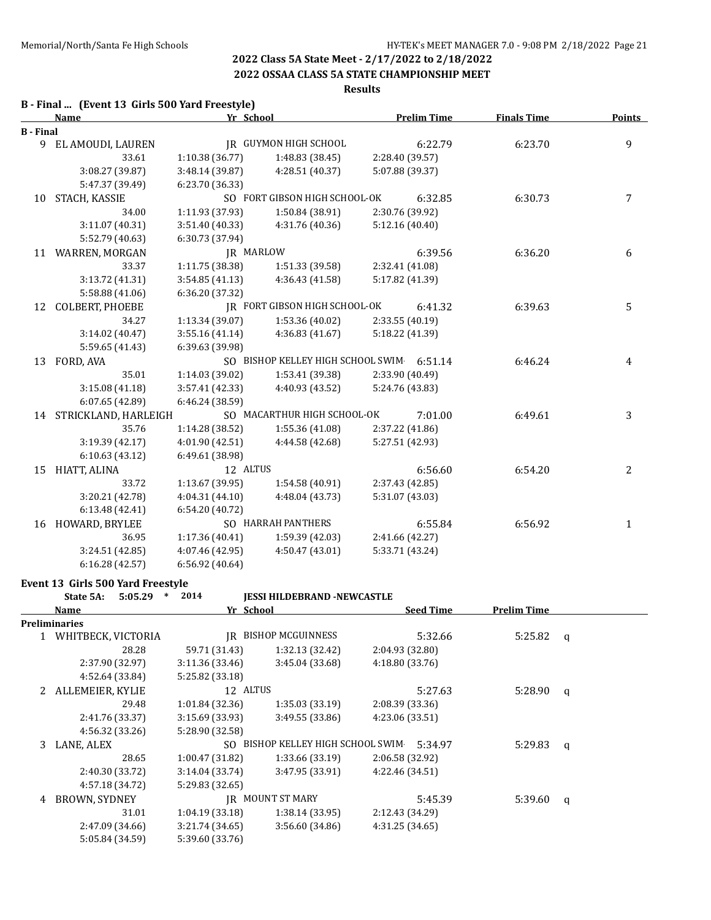## 2022 Class 5A State Meet - 2/17/2022 to 2/18/2022

## 2022 OSSAA CLASS 5A STATE CHAMPIONSHIP MEET

### Results

### B - Final ... (Event 13 Girls 500 Yard Freestyle)

| | Name | Yr | School | Prelim Time | Finals Time | Points |
|---|---|---|---|---|---|---|
| **B - Final** | | | | | | |
| 9 | EL AMOUDI, LAUREN | JR | GUYMON HIGH SCHOOL | 6:22.79 | 6:23.70 | 9 |
| | 33.61 | 1:10.38 (36.77) | 1:48.83 (38.45) | 2:28.40 (39.57) | | |
| | 3:08.27 (39.87) | 3:48.14 (39.87) | 4:28.51 (40.37) | 5:07.88 (39.37) | | |
| | 5:47.37 (39.49) | 6:23.70 (36.33) | | | | |
| 10 | STACH, KASSIE | SO | FORT GIBSON HIGH SCHOOL-OK | 6:32.85 | 6:30.73 | 7 |
| | 34.00 | 1:11.93 (37.93) | 1:50.84 (38.91) | 2:30.76 (39.92) | | |
| | 3:11.07 (40.31) | 3:51.40 (40.33) | 4:31.76 (40.36) | 5:12.16 (40.40) | | |
| | 5:52.79 (40.63) | 6:30.73 (37.94) | | | | |
| 11 | WARREN, MORGAN | JR | MARLOW | 6:39.56 | 6:36.20 | 6 |
| | 33.37 | 1:11.75 (38.38) | 1:51.33 (39.58) | 2:32.41 (41.08) | | |
| | 3:13.72 (41.31) | 3:54.85 (41.13) | 4:36.43 (41.58) | 5:17.82 (41.39) | | |
| | 5:58.88 (41.06) | 6:36.20 (37.32) | | | | |
| 12 | COLBERT, PHOEBE | JR | FORT GIBSON HIGH SCHOOL-OK | 6:41.32 | 6:39.63 | 5 |
| | 34.27 | 1:13.34 (39.07) | 1:53.36 (40.02) | 2:33.55 (40.19) | | |
| | 3:14.02 (40.47) | 3:55.16 (41.14) | 4:36.83 (41.67) | 5:18.22 (41.39) | | |
| | 5:59.65 (41.43) | 6:39.63 (39.98) | | | | |
| 13 | FORD, AVA | SO | BISHOP KELLEY HIGH SCHOOL SWIM | 6:51.14 | 6:46.24 | 4 |
| | 35.01 | 1:14.03 (39.02) | 1:53.41 (39.38) | 2:33.90 (40.49) | | |
| | 3:15.08 (41.18) | 3:57.41 (42.33) | 4:40.93 (43.52) | 5:24.76 (43.83) | | |
| | 6:07.65 (42.89) | 6:46.24 (38.59) | | | | |
| 14 | STRICKLAND, HARLEIGH | SO | MACARTHUR HIGH SCHOOL-OK | 7:01.00 | 6:49.61 | 3 |
| | 35.76 | 1:14.28 (38.52) | 1:55.36 (41.08) | 2:37.22 (41.86) | | |
| | 3:19.39 (42.17) | 4:01.90 (42.51) | 4:44.58 (42.68) | 5:27.51 (42.93) | | |
| | 6:10.63 (43.12) | 6:49.61 (38.98) | | | | |
| 15 | HIATT, ALINA | 12 | ALTUS | 6:56.60 | 6:54.20 | 2 |
| | 33.72 | 1:13.67 (39.95) | 1:54.58 (40.91) | 2:37.43 (42.85) | | |
| | 3:20.21 (42.78) | 4:04.31 (44.10) | 4:48.04 (43.73) | 5:31.07 (43.03) | | |
| | 6:13.48 (42.41) | 6:54.20 (40.72) | | | | |
| 16 | HOWARD, BRYLEE | SO | HARRAH PANTHERS | 6:55.84 | 6:56.92 | 1 |
| | 36.95 | 1:17.36 (40.41) | 1:59.39 (42.03) | 2:41.66 (42.27) | | |
| | 3:24.51 (42.85) | 4:07.46 (42.95) | 4:50.47 (43.01) | 5:33.71 (43.24) | | |
| | 6:16.28 (42.57) | 6:56.92 (40.64) | | | | |

### Event 13 Girls 500 Yard Freestyle

**State 5A: 5:05.29 * 2014 JESSI HILDEBRAND -NEWCASTLE**

| | Name | Yr | School | Seed Time | Prelim Time | |
|---|---|---|---|---|---|---|
| **Preliminaries** | | | | | | |
| 1 | WHITBECK, VICTORIA | JR | BISHOP MCGUINNESS | 5:32.66 | 5:25.82 | q |
| | 28.28 | 59.71 (31.43) | 1:32.13 (32.42) | 2:04.93 (32.80) | | |
| | 2:37.90 (32.97) | 3:11.36 (33.46) | 3:45.04 (33.68) | 4:18.80 (33.76) | | |
| | 4:52.64 (33.84) | 5:25.82 (33.18) | | | | |
| 2 | ALLEMEIER, KYLIE | 12 | ALTUS | 5:27.63 | 5:28.90 | q |
| | 29.48 | 1:01.84 (32.36) | 1:35.03 (33.19) | 2:08.39 (33.36) | | |
| | 2:41.76 (33.37) | 3:15.69 (33.93) | 3:49.55 (33.86) | 4:23.06 (33.51) | | |
| | 4:56.32 (33.26) | 5:28.90 (32.58) | | | | |
| 3 | LANE, ALEX | SO | BISHOP KELLEY HIGH SCHOOL SWIM | 5:34.97 | 5:29.83 | q |
| | 28.65 | 1:00.47 (31.82) | 1:33.66 (33.19) | 2:06.58 (32.92) | | |
| | 2:40.30 (33.72) | 3:14.04 (33.74) | 3:47.95 (33.91) | 4:22.46 (34.51) | | |
| | 4:57.18 (34.72) | 5:29.83 (32.65) | | | | |
| 4 | BROWN, SYDNEY | JR | MOUNT ST MARY | 5:45.39 | 5:39.60 | q |
| | 31.01 | 1:04.19 (33.18) | 1:38.14 (33.95) | 2:12.43 (34.29) | | |
| | 2:47.09 (34.66) | 3:21.74 (34.65) | 3:56.60 (34.86) | 4:31.25 (34.65) | | |
| | 5:05.84 (34.59) | 5:39.60 (33.76) | | | | |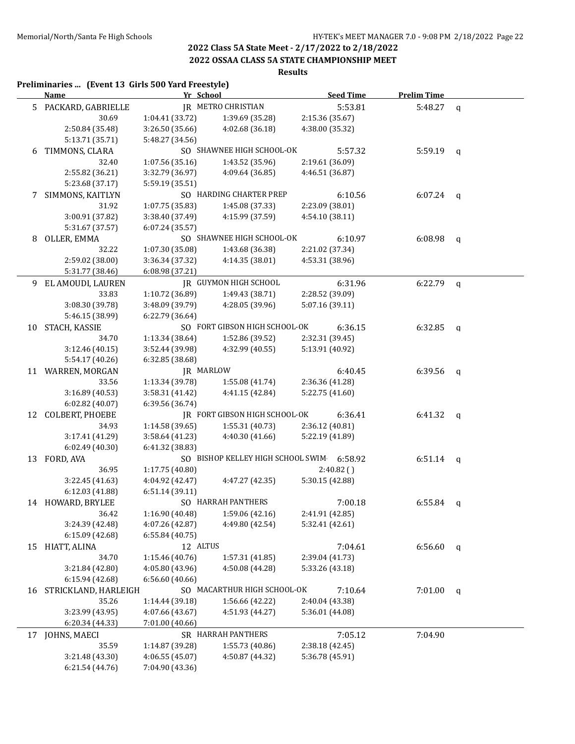## 2022 Class 5A State Meet - 2/17/2022 to 2/18/2022

## 2022 OSSAA CLASS 5A STATE CHAMPIONSHIP MEET

### Results

**Preliminaries ... (Event 13 Girls 500 Yard Freestyle)**

| Name | Yr | School | Seed Time | Prelim Time | |
|---|---|---|---|---|---|
| 5 PACKARD, GABRIELLE | JR | METRO CHRISTIAN | 5:53.81 | 5:48.27 | q |
| 30.69 | 1:04.41 (33.72) | 1:39.69 (35.28) | 2:15.36 (35.67) | | |
| 2:50.84 (35.48) | 3:26.50 (35.66) | 4:02.68 (36.18) | 4:38.00 (35.32) | | |
| 5:13.71 (35.71) | 5:48.27 (34.56) | | | | |
| 6 TIMMONS, CLARA | SO | SHAWNEE HIGH SCHOOL-OK | 5:57.32 | 5:59.19 | q |
| 32.40 | 1:07.56 (35.16) | 1:43.52 (35.96) | 2:19.61 (36.09) | | |
| 2:55.82 (36.21) | 3:32.79 (36.97) | 4:09.64 (36.85) | 4:46.51 (36.87) | | |
| 5:23.68 (37.17) | 5:59.19 (35.51) | | | | |
| 7 SIMMONS, KAITLYN | SO | HARDING CHARTER PREP | 6:10.56 | 6:07.24 | q |
| 31.92 | 1:07.75 (35.83) | 1:45.08 (37.33) | 2:23.09 (38.01) | | |
| 3:00.91 (37.82) | 3:38.40 (37.49) | 4:15.99 (37.59) | 4:54.10 (38.11) | | |
| 5:31.67 (37.57) | 6:07.24 (35.57) | | | | |
| 8 OLLER, EMMA | SO | SHAWNEE HIGH SCHOOL-OK | 6:10.97 | 6:08.98 | q |
| 32.22 | 1:07.30 (35.08) | 1:43.68 (36.38) | 2:21.02 (37.34) | | |
| 2:59.02 (38.00) | 3:36.34 (37.32) | 4:14.35 (38.01) | 4:53.31 (38.96) | | |
| 5:31.77 (38.46) | 6:08.98 (37.21) | | | | |
| 9 EL AMOUDI, LAUREN | JR | GUYMON HIGH SCHOOL | 6:31.96 | 6:22.79 | q |
| 33.83 | 1:10.72 (36.89) | 1:49.43 (38.71) | 2:28.52 (39.09) | | |
| 3:08.30 (39.78) | 3:48.09 (39.79) | 4:28.05 (39.96) | 5:07.16 (39.11) | | |
| 5:46.15 (38.99) | 6:22.79 (36.64) | | | | |
| 10 STACH, KASSIE | SO | FORT GIBSON HIGH SCHOOL-OK | 6:36.15 | 6:32.85 | q |
| 34.70 | 1:13.34 (38.64) | 1:52.86 (39.52) | 2:32.31 (39.45) | | |
| 3:12.46 (40.15) | 3:52.44 (39.98) | 4:32.99 (40.55) | 5:13.91 (40.92) | | |
| 5:54.17 (40.26) | 6:32.85 (38.68) | | | | |
| 11 WARREN, MORGAN | JR | MARLOW | 6:40.45 | 6:39.56 | q |
| 33.56 | 1:13.34 (39.78) | 1:55.08 (41.74) | 2:36.36 (41.28) | | |
| 3:16.89 (40.53) | 3:58.31 (41.42) | 4:41.15 (42.84) | 5:22.75 (41.60) | | |
| 6:02.82 (40.07) | 6:39.56 (36.74) | | | | |
| 12 COLBERT, PHOEBE | JR | FORT GIBSON HIGH SCHOOL-OK | 6:36.41 | 6:41.32 | q |
| 34.93 | 1:14.58 (39.65) | 1:55.31 (40.73) | 2:36.12 (40.81) | | |
| 3:17.41 (41.29) | 3:58.64 (41.23) | 4:40.30 (41.66) | 5:22.19 (41.89) | | |
| 6:02.49 (40.30) | 6:41.32 (38.83) | | | | |
| 13 FORD, AVA | SO | BISHOP KELLEY HIGH SCHOOL SWIM | 6:58.92 | 6:51.14 | q |
| 36.95 | 1:17.75 (40.80) | | 2:40.82 ( ) | | |
| 3:22.45 (41.63) | 4:04.92 (42.47) | 4:47.27 (42.35) | 5:30.15 (42.88) | | |
| 6:12.03 (41.88) | 6:51.14 (39.11) | | | | |
| 14 HOWARD, BRYLEE | SO | HARRAH PANTHERS | 7:00.18 | 6:55.84 | q |
| 36.42 | 1:16.90 (40.48) | 1:59.06 (42.16) | 2:41.91 (42.85) | | |
| 3:24.39 (42.48) | 4:07.26 (42.87) | 4:49.80 (42.54) | 5:32.41 (42.61) | | |
| 6:15.09 (42.68) | 6:55.84 (40.75) | | | | |
| 15 HIATT, ALINA | 12 | ALTUS | 7:04.61 | 6:56.60 | q |
| 34.70 | 1:15.46 (40.76) | 1:57.31 (41.85) | 2:39.04 (41.73) | | |
| 3:21.84 (42.80) | 4:05.80 (43.96) | 4:50.08 (44.28) | 5:33.26 (43.18) | | |
| 6:15.94 (42.68) | 6:56.60 (40.66) | | | | |
| 16 STRICKLAND, HARLEIGH | SO | MACARTHUR HIGH SCHOOL-OK | 7:10.64 | 7:01.00 | q |
| 35.26 | 1:14.44 (39.18) | 1:56.66 (42.22) | 2:40.04 (43.38) | | |
| 3:23.99 (43.95) | 4:07.66 (43.67) | 4:51.93 (44.27) | 5:36.01 (44.08) | | |
| 6:20.34 (44.33) | 7:01.00 (40.66) | | | | |
| 17 JOHNS, MAECI | SR | HARRAH PANTHERS | 7:05.12 | 7:04.90 | |
| 35.59 | 1:14.87 (39.28) | 1:55.73 (40.86) | 2:38.18 (42.45) | | |
| 3:21.48 (43.30) | 4:06.55 (45.07) | 4:50.87 (44.32) | 5:36.78 (45.91) | | |
| 6:21.54 (44.76) | 7:04.90 (43.36) | | | | |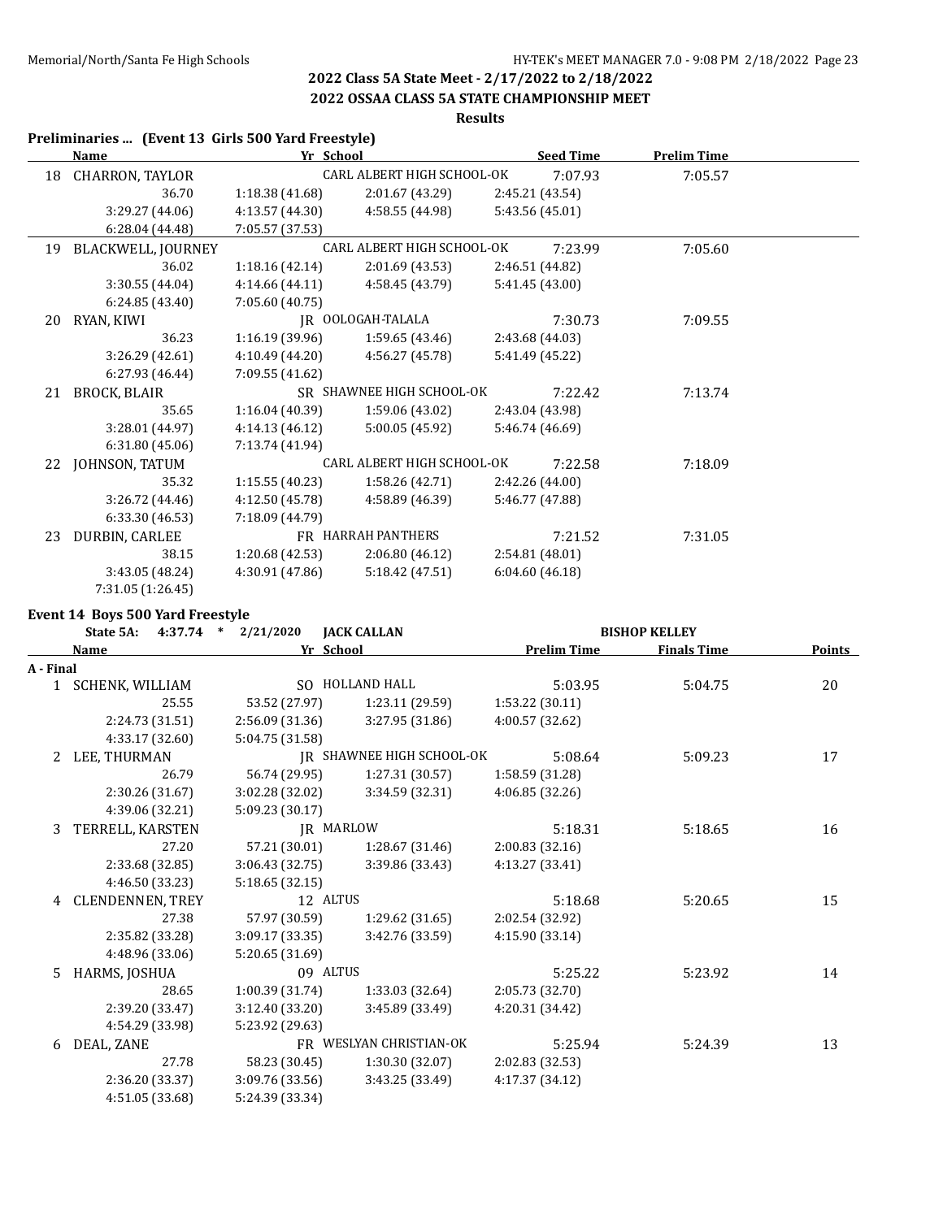## 2022 Class 5A State Meet - 2/17/2022 to 2/18/2022

## 2022 OSSAA CLASS 5A STATE CHAMPIONSHIP MEET

### Results

### Preliminaries ... (Event 13 Girls 500 Yard Freestyle)

| | Name | Yr | School | Seed Time | Prelim Time |
|---|---|---|---|---|---|
| 18 | CHARRON, TAYLOR | | CARL ALBERT HIGH SCHOOL-OK | 7:07.93 | 7:05.57 |
| | 36.70 | 1:18.38 (41.68) | 2:01.67 (43.29) | 2:45.21 (43.54) | |
| | 3:29.27 (44.06) | 4:13.57 (44.30) | 4:58.55 (44.98) | 5:43.56 (45.01) | |
| | 6:28.04 (44.48) | 7:05.57 (37.53) | | | |
| 19 | BLACKWELL, JOURNEY | | CARL ALBERT HIGH SCHOOL-OK | 7:23.99 | 7:05.60 |
| | 36.02 | 1:18.16 (42.14) | 2:01.69 (43.53) | 2:46.51 (44.82) | |
| | 3:30.55 (44.04) | 4:14.66 (44.11) | 4:58.45 (43.79) | 5:41.45 (43.00) | |
| | 6:24.85 (43.40) | 7:05.60 (40.75) | | | |
| 20 | RYAN, KIWI | JR | OOLOGAH-TALALA | 7:30.73 | 7:09.55 |
| | 36.23 | 1:16.19 (39.96) | 1:59.65 (43.46) | 2:43.68 (44.03) | |
| | 3:26.29 (42.61) | 4:10.49 (44.20) | 4:56.27 (45.78) | 5:41.49 (45.22) | |
| | 6:27.93 (46.44) | 7:09.55 (41.62) | | | |
| 21 | BROCK, BLAIR | SR | SHAWNEE HIGH SCHOOL-OK | 7:22.42 | 7:13.74 |
| | 35.65 | 1:16.04 (40.39) | 1:59.06 (43.02) | 2:43.04 (43.98) | |
| | 3:28.01 (44.97) | 4:14.13 (46.12) | 5:00.05 (45.92) | 5:46.74 (46.69) | |
| | 6:31.80 (45.06) | 7:13.74 (41.94) | | | |
| 22 | JOHNSON, TATUM | | CARL ALBERT HIGH SCHOOL-OK | 7:22.58 | 7:18.09 |
| | 35.32 | 1:15.55 (40.23) | 1:58.26 (42.71) | 2:42.26 (44.00) | |
| | 3:26.72 (44.46) | 4:12.50 (45.78) | 4:58.89 (46.39) | 5:46.77 (47.88) | |
| | 6:33.30 (46.53) | 7:18.09 (44.79) | | | |
| 23 | DURBIN, CARLEE | FR | HARRAH PANTHERS | 7:21.52 | 7:31.05 |
| | 38.15 | 1:20.68 (42.53) | 2:06.80 (46.12) | 2:54.81 (48.01) | |
| | 3:43.05 (48.24) | 4:30.91 (47.86) | 5:18.42 (47.51) | 6:04.60 (46.18) | |
| | 7:31.05 (1:26.45) | | | | |

### Event 14 Boys 500 Yard Freestyle

State 5A: 4:37.74 * 2/21/2020 JACK CALLAN BISHOP KELLEY

| | Name | Yr | School | Prelim Time | Finals Time | Points |
|---|---|---|---|---|---|---|
| **A - Final** | | | | | | |
| 1 | SCHENK, WILLIAM | SO | HOLLAND HALL | 5:03.95 | 5:04.75 | 20 |
| | 25.55 | 53.52 (27.97) | 1:23.11 (29.59) | 1:53.22 (30.11) | | |
| | 2:24.73 (31.51) | 2:56.09 (31.36) | 3:27.95 (31.86) | 4:00.57 (32.62) | | |
| | 4:33.17 (32.60) | 5:04.75 (31.58) | | | | |
| 2 | LEE, THURMAN | JR | SHAWNEE HIGH SCHOOL-OK | 5:08.64 | 5:09.23 | 17 |
| | 26.79 | 56.74 (29.95) | 1:27.31 (30.57) | 1:58.59 (31.28) | | |
| | 2:30.26 (31.67) | 3:02.28 (32.02) | 3:34.59 (32.31) | 4:06.85 (32.26) | | |
| | 4:39.06 (32.21) | 5:09.23 (30.17) | | | | |
| 3 | TERRELL, KARSTEN | JR | MARLOW | 5:18.31 | 5:18.65 | 16 |
| | 27.20 | 57.21 (30.01) | 1:28.67 (31.46) | 2:00.83 (32.16) | | |
| | 2:33.68 (32.85) | 3:06.43 (32.75) | 3:39.86 (33.43) | 4:13.27 (33.41) | | |
| | 4:46.50 (33.23) | 5:18.65 (32.15) | | | | |
| 4 | CLENDENNEN, TREY | 12 | ALTUS | 5:18.68 | 5:20.65 | 15 |
| | 27.38 | 57.97 (30.59) | 1:29.62 (31.65) | 2:02.54 (32.92) | | |
| | 2:35.82 (33.28) | 3:09.17 (33.35) | 3:42.76 (33.59) | 4:15.90 (33.14) | | |
| | 4:48.96 (33.06) | 5:20.65 (31.69) | | | | |
| 5 | HARMS, JOSHUA | 09 | ALTUS | 5:25.22 | 5:23.92 | 14 |
| | 28.65 | 1:00.39 (31.74) | 1:33.03 (32.64) | 2:05.73 (32.70) | | |
| | 2:39.20 (33.47) | 3:12.40 (33.20) | 3:45.89 (33.49) | 4:20.31 (34.42) | | |
| | 4:54.29 (33.98) | 5:23.92 (29.63) | | | | |
| 6 | DEAL, ZANE | FR | WESLYAN CHRISTIAN-OK | 5:25.94 | 5:24.39 | 13 |
| | 27.78 | 58.23 (30.45) | 1:30.30 (32.07) | 2:02.83 (32.53) | | |
| | 2:36.20 (33.37) | 3:09.76 (33.56) | 3:43.25 (33.49) | 4:17.37 (34.12) | | |
| | 4:51.05 (33.68) | 5:24.39 (33.34) | | | | |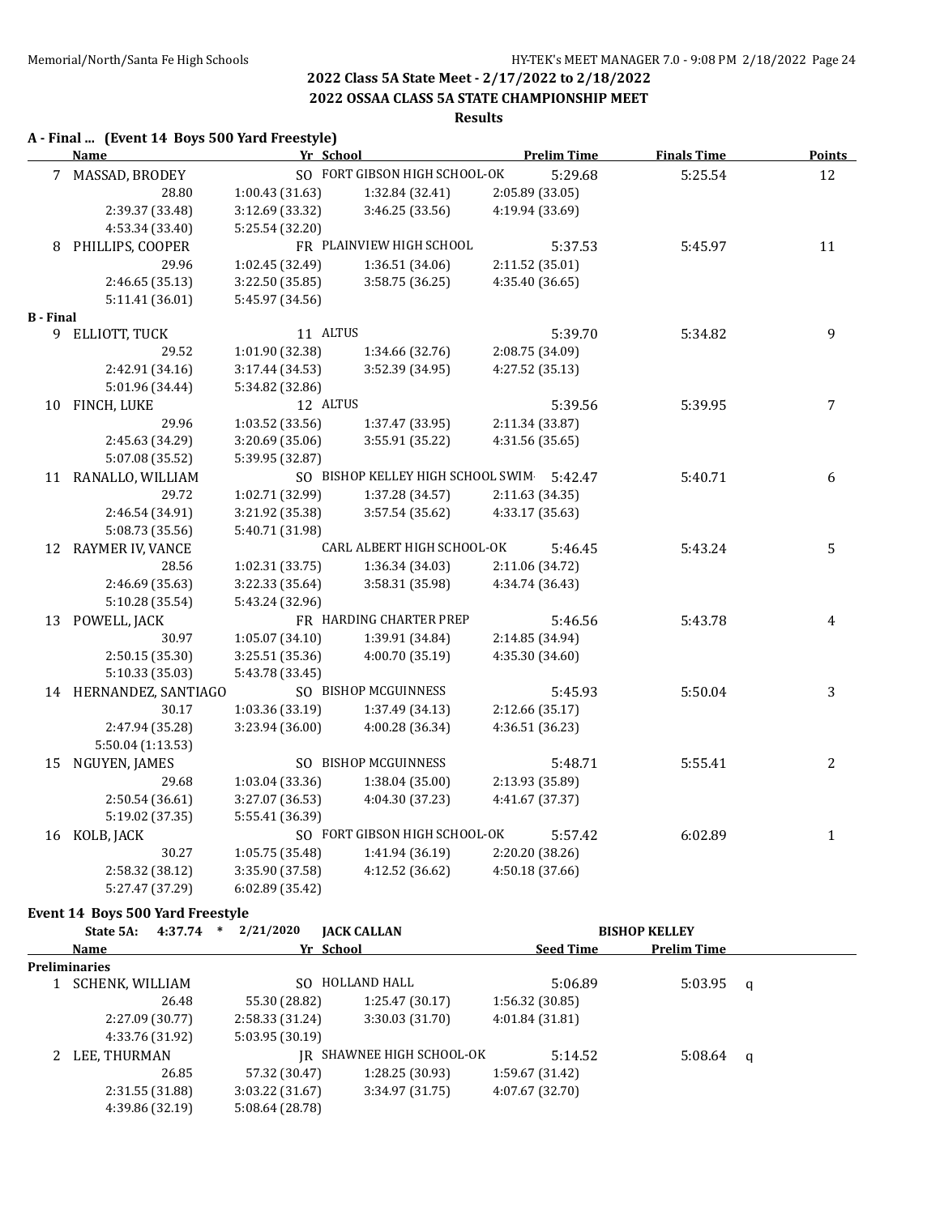2022 Class 5A State Meet - 2/17/2022 to 2/18/2022

2022 OSSAA CLASS 5A STATE CHAMPIONSHIP MEET

Results

## A - Final ... (Event 14 Boys 500 Yard Freestyle)

| | Name | Yr | School | Prelim Time | Finals Time | Points |
|---|---|---|---|---|---|---|
| 7 | MASSAD, BRODEY | SO | FORT GIBSON HIGH SCHOOL-OK | 5:29.68 | 5:25.54 | 12 |
| | 28.80 | 1:00.43 (31.63) | 1:32.84 (32.41) | 2:05.89 (33.05) | | |
| | 2:39.37 (33.48) | 3:12.69 (33.32) | 3:46.25 (33.56) | 4:19.94 (33.69) | | |
| | 4:53.34 (33.40) | 5:25.54 (32.20) | | | | |
| 8 | PHILLIPS, COOPER | FR | PLAINVIEW HIGH SCHOOL | 5:37.53 | 5:45.97 | 11 |
| | 29.96 | 1:02.45 (32.49) | 1:36.51 (34.06) | 2:11.52 (35.01) | | |
| | 2:46.65 (35.13) | 3:22.50 (35.85) | 3:58.75 (36.25) | 4:35.40 (36.65) | | |
| | 5:11.41 (36.01) | 5:45.97 (34.56) | | | | |

## B - Final

| | Name | Yr | School | Prelim Time | Finals Time | Points |
|---|---|---|---|---|---|---|
| 9 | ELLIOTT, TUCK | 11 | ALTUS | 5:39.70 | 5:34.82 | 9 |
| | 29.52 | 1:01.90 (32.38) | 1:34.66 (32.76) | 2:08.75 (34.09) | | |
| | 2:42.91 (34.16) | 3:17.44 (34.53) | 3:52.39 (34.95) | 4:27.52 (35.13) | | |
| | 5:01.96 (34.44) | 5:34.82 (32.86) | | | | |
| 10 | FINCH, LUKE | 12 | ALTUS | 5:39.56 | 5:39.95 | 7 |
| | 29.96 | 1:03.52 (33.56) | 1:37.47 (33.95) | 2:11.34 (33.87) | | |
| | 2:45.63 (34.29) | 3:20.69 (35.06) | 3:55.91 (35.22) | 4:31.56 (35.65) | | |
| | 5:07.08 (35.52) | 5:39.95 (32.87) | | | | |
| 11 | RANALLO, WILLIAM | SO | BISHOP KELLEY HIGH SCHOOL SWIM | 5:42.47 | 5:40.71 | 6 |
| | 29.72 | 1:02.71 (32.99) | 1:37.28 (34.57) | 2:11.63 (34.35) | | |
| | 2:46.54 (34.91) | 3:21.92 (35.38) | 3:57.54 (35.62) | 4:33.17 (35.63) | | |
| | 5:08.73 (35.56) | 5:40.71 (31.98) | | | | |
| 12 | RAYMER IV, VANCE | | CARL ALBERT HIGH SCHOOL-OK | 5:46.45 | 5:43.24 | 5 |
| | 28.56 | 1:02.31 (33.75) | 1:36.34 (34.03) | 2:11.06 (34.72) | | |
| | 2:46.69 (35.63) | 3:22.33 (35.64) | 3:58.31 (35.98) | 4:34.74 (36.43) | | |
| | 5:10.28 (35.54) | 5:43.24 (32.96) | | | | |
| 13 | POWELL, JACK | FR | HARDING CHARTER PREP | 5:46.56 | 5:43.78 | 4 |
| | 30.97 | 1:05.07 (34.10) | 1:39.91 (34.84) | 2:14.85 (34.94) | | |
| | 2:50.15 (35.30) | 3:25.51 (35.36) | 4:00.70 (35.19) | 4:35.30 (34.60) | | |
| | 5:10.33 (35.03) | 5:43.78 (33.45) | | | | |
| 14 | HERNANDEZ, SANTIAGO | SO | BISHOP MCGUINNESS | 5:45.93 | 5:50.04 | 3 |
| | 30.17 | 1:03.36 (33.19) | 1:37.49 (34.13) | 2:12.66 (35.17) | | |
| | 2:47.94 (35.28) | 3:23.94 (36.00) | 4:00.28 (36.34) | 4:36.51 (36.23) | | |
| | 5:50.04 (1:13.53) | | | | | |
| 15 | NGUYEN, JAMES | SO | BISHOP MCGUINNESS | 5:48.71 | 5:55.41 | 2 |
| | 29.68 | 1:03.04 (33.36) | 1:38.04 (35.00) | 2:13.93 (35.89) | | |
| | 2:50.54 (36.61) | 3:27.07 (36.53) | 4:04.30 (37.23) | 4:41.67 (37.37) | | |
| | 5:19.02 (37.35) | 5:55.41 (36.39) | | | | |
| 16 | KOLB, JACK | SO | FORT GIBSON HIGH SCHOOL-OK | 5:57.42 | 6:02.89 | 1 |
| | 30.27 | 1:05.75 (35.48) | 1:41.94 (36.19) | 2:20.20 (38.26) | | |
| | 2:58.32 (38.12) | 3:35.90 (37.58) | 4:12.52 (36.62) | 4:50.18 (37.66) | | |
| | 5:27.47 (37.29) | 6:02.89 (35.42) | | | | |

## Event 14 Boys 500 Yard Freestyle

State 5A: 4:37.74 * 2/21/2020 JACK CALLAN BISHOP KELLEY

### Preliminaries

| | Name | Yr | School | Seed Time | Prelim Time | |
|---|---|---|---|---|---|---|
| 1 | SCHENK, WILLIAM | SO | HOLLAND HALL | 5:06.89 | 5:03.95 | q |
| | 26.48 | 55.30 (28.82) | 1:25.47 (30.17) | 1:56.32 (30.85) | | |
| | 2:27.09 (30.77) | 2:58.33 (31.24) | 3:30.03 (31.70) | 4:01.84 (31.81) | | |
| | 4:33.76 (31.92) | 5:03.95 (30.19) | | | | |
| 2 | LEE, THURMAN | JR | SHAWNEE HIGH SCHOOL-OK | 5:14.52 | 5:08.64 | q |
| | 26.85 | 57.32 (30.47) | 1:28.25 (30.93) | 1:59.67 (31.42) | | |
| | 2:31.55 (31.88) | 3:03.22 (31.67) | 3:34.97 (31.75) | 4:07.67 (32.70) | | |
| | 4:39.86 (32.19) | 5:08.64 (28.78) | | | | |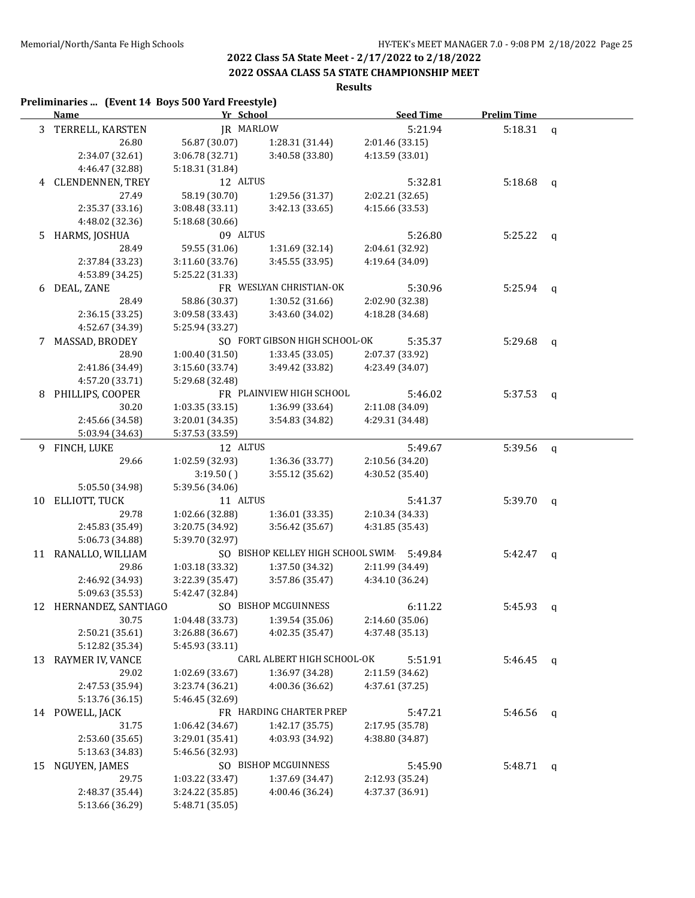## 2022 Class 5A State Meet - 2/17/2022 to 2/18/2022

### 2022 OSSAA CLASS 5A STATE CHAMPIONSHIP MEET

**Results**

**Preliminaries ... (Event 14 Boys 500 Yard Freestyle)**

| | Name | Yr | School | Seed Time | Prelim Time | |
|---|---|---|---|---|---|---|
| 3 | TERRELL, KARSTEN | JR | MARLOW | 5:21.94 | 5:18.31 | q |
| | 26.80 | 56.87 (30.07) | 1:28.31 (31.44) | 2:01.46 (33.15) | | |
| | 2:34.07 (32.61) | 3:06.78 (32.71) | 3:40.58 (33.80) | 4:13.59 (33.01) | | |
| | 4:46.47 (32.88) | 5:18.31 (31.84) | | | | |
| 4 | CLENDENNEN, TREY | 12 | ALTUS | 5:32.81 | 5:18.68 | q |
| | 27.49 | 58.19 (30.70) | 1:29.56 (31.37) | 2:02.21 (32.65) | | |
| | 2:35.37 (33.16) | 3:08.48 (33.11) | 3:42.13 (33.65) | 4:15.66 (33.53) | | |
| | 4:48.02 (32.36) | 5:18.68 (30.66) | | | | |
| 5 | HARMS, JOSHUA | 09 | ALTUS | 5:26.80 | 5:25.22 | q |
| | 28.49 | 59.55 (31.06) | 1:31.69 (32.14) | 2:04.61 (32.92) | | |
| | 2:37.84 (33.23) | 3:11.60 (33.76) | 3:45.55 (33.95) | 4:19.64 (34.09) | | |
| | 4:53.89 (34.25) | 5:25.22 (31.33) | | | | |
| 6 | DEAL, ZANE | FR | WESLYAN CHRISTIAN-OK | 5:30.96 | 5:25.94 | q |
| | 28.49 | 58.86 (30.37) | 1:30.52 (31.66) | 2:02.90 (32.38) | | |
| | 2:36.15 (33.25) | 3:09.58 (33.43) | 3:43.60 (34.02) | 4:18.28 (34.68) | | |
| | 4:52.67 (34.39) | 5:25.94 (33.27) | | | | |
| 7 | MASSAD, BRODEY | SO | FORT GIBSON HIGH SCHOOL-OK | 5:35.37 | 5:29.68 | q |
| | 28.90 | 1:00.40 (31.50) | 1:33.45 (33.05) | 2:07.37 (33.92) | | |
| | 2:41.86 (34.49) | 3:15.60 (33.74) | 3:49.42 (33.82) | 4:23.49 (34.07) | | |
| | 4:57.20 (33.71) | 5:29.68 (32.48) | | | | |
| 8 | PHILLIPS, COOPER | FR | PLAINVIEW HIGH SCHOOL | 5:46.02 | 5:37.53 | q |
| | 30.20 | 1:03.35 (33.15) | 1:36.99 (33.64) | 2:11.08 (34.09) | | |
| | 2:45.66 (34.58) | 3:20.01 (34.35) | 3:54.83 (34.82) | 4:29.31 (34.48) | | |
| | 5:03.94 (34.63) | 5:37.53 (33.59) | | | | |
| 9 | FINCH, LUKE | 12 | ALTUS | 5:49.67 | 5:39.56 | q |
| | 29.66 | 1:02.59 (32.93) | 1:36.36 (33.77) | 2:10.56 (34.20) | | |
| | | 3:19.50 ( ) | 3:55.12 (35.62) | 4:30.52 (35.40) | | |
| | 5:05.50 (34.98) | 5:39.56 (34.06) | | | | |
| 10 | ELLIOTT, TUCK | 11 | ALTUS | 5:41.37 | 5:39.70 | q |
| | 29.78 | 1:02.66 (32.88) | 1:36.01 (33.35) | 2:10.34 (34.33) | | |
| | 2:45.83 (35.49) | 3:20.75 (34.92) | 3:56.42 (35.67) | 4:31.85 (35.43) | | |
| | 5:06.73 (34.88) | 5:39.70 (32.97) | | | | |
| 11 | RANALLO, WILLIAM | SO | BISHOP KELLEY HIGH SCHOOL SWIM | 5:49.84 | 5:42.47 | q |
| | 29.86 | 1:03.18 (33.32) | 1:37.50 (34.32) | 2:11.99 (34.49) | | |
| | 2:46.92 (34.93) | 3:22.39 (35.47) | 3:57.86 (35.47) | 4:34.10 (36.24) | | |
| | 5:09.63 (35.53) | 5:42.47 (32.84) | | | | |
| 12 | HERNANDEZ, SANTIAGO | SO | BISHOP MCGUINNESS | 6:11.22 | 5:45.93 | q |
| | 30.75 | 1:04.48 (33.73) | 1:39.54 (35.06) | 2:14.60 (35.06) | | |
| | 2:50.21 (35.61) | 3:26.88 (36.67) | 4:02.35 (35.47) | 4:37.48 (35.13) | | |
| | 5:12.82 (35.34) | 5:45.93 (33.11) | | | | |
| 13 | RAYMER IV, VANCE | | CARL ALBERT HIGH SCHOOL-OK | 5:51.91 | 5:46.45 | q |
| | 29.02 | 1:02.69 (33.67) | 1:36.97 (34.28) | 2:11.59 (34.62) | | |
| | 2:47.53 (35.94) | 3:23.74 (36.21) | 4:00.36 (36.62) | 4:37.61 (37.25) | | |
| | 5:13.76 (36.15) | 5:46.45 (32.69) | | | | |
| 14 | POWELL, JACK | FR | HARDING CHARTER PREP | 5:47.21 | 5:46.56 | q |
| | 31.75 | 1:06.42 (34.67) | 1:42.17 (35.75) | 2:17.95 (35.78) | | |
| | 2:53.60 (35.65) | 3:29.01 (35.41) | 4:03.93 (34.92) | 4:38.80 (34.87) | | |
| | 5:13.63 (34.83) | 5:46.56 (32.93) | | | | |
| 15 | NGUYEN, JAMES | SO | BISHOP MCGUINNESS | 5:45.90 | 5:48.71 | q |
| | 29.75 | 1:03.22 (33.47) | 1:37.69 (34.47) | 2:12.93 (35.24) | | |
| | 2:48.37 (35.44) | 3:24.22 (35.85) | 4:00.46 (36.24) | 4:37.37 (36.91) | | |
| | 5:13.66 (36.29) | 5:48.71 (35.05) | | | | |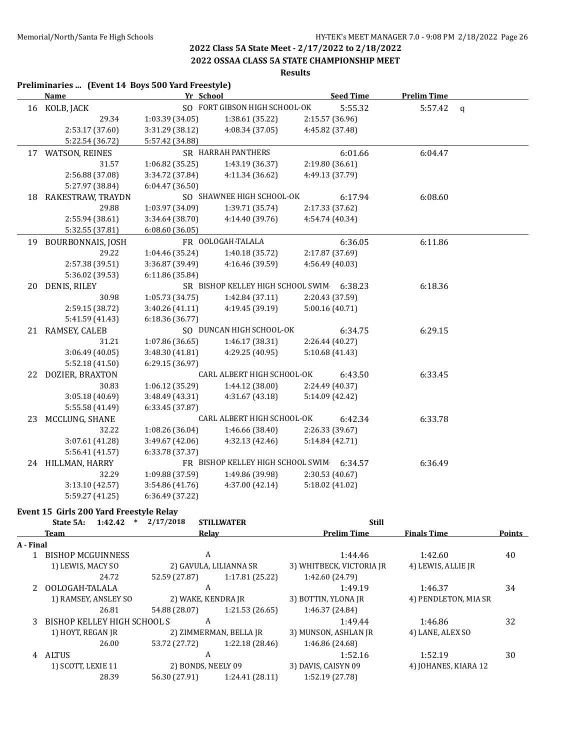**2022 Class 5A State Meet - 2/17/2022 to 2/18/2022**

**2022 OSSAA CLASS 5A STATE CHAMPIONSHIP MEET**

**Results**

### Preliminaries ... (Event 14 Boys 500 Yard Freestyle)

| | Name | Yr | School | Seed Time | Prelim Time | |
|---|---|---|---|---|---|---|
| 16 | KOLB, JACK | SO | FORT GIBSON HIGH SCHOOL-OK | 5:55.32 | 5:57.42 | q |
| | 29.34 | 1:03.39 (34.05) | 1:38.61 (35.22) | 2:15.57 (36.96) | | |
| | 2:53.17 (37.60) | 3:31.29 (38.12) | 4:08.34 (37.05) | 4:45.82 (37.48) | | |
| | 5:22.54 (36.72) | 5:57.42 (34.88) | | | | |
| 17 | WATSON, REINES | SR | HARRAH PANTHERS | 6:01.66 | 6:04.47 | |
| | 31.57 | 1:06.82 (35.25) | 1:43.19 (36.37) | 2:19.80 (36.61) | | |
| | 2:56.88 (37.08) | 3:34.72 (37.84) | 4:11.34 (36.62) | 4:49.13 (37.79) | | |
| | 5:27.97 (38.84) | 6:04.47 (36.50) | | | | |
| 18 | RAKESTRAW, TRAYDN | SO | SHAWNEE HIGH SCHOOL-OK | 6:17.94 | 6:08.60 | |
| | 29.88 | 1:03.97 (34.09) | 1:39.71 (35.74) | 2:17.33 (37.62) | | |
| | 2:55.94 (38.61) | 3:34.64 (38.70) | 4:14.40 (39.76) | 4:54.74 (40.34) | | |
| | 5:32.55 (37.81) | 6:08.60 (36.05) | | | | |
| 19 | BOURBONNAIS, JOSH | FR | OOLOGAH-TALALA | 6:36.05 | 6:11.86 | |
| | 29.22 | 1:04.46 (35.24) | 1:40.18 (35.72) | 2:17.87 (37.69) | | |
| | 2:57.38 (39.51) | 3:36.87 (39.49) | 4:16.46 (39.59) | 4:56.49 (40.03) | | |
| | 5:36.02 (39.53) | 6:11.86 (35.84) | | | | |
| 20 | DENIS, RILEY | SR | BISHOP KELLEY HIGH SCHOOL SWIM | 6:38.23 | 6:18.36 | |
| | 30.98 | 1:05.73 (34.75) | 1:42.84 (37.11) | 2:20.43 (37.59) | | |
| | 2:59.15 (38.72) | 3:40.26 (41.11) | 4:19.45 (39.19) | 5:00.16 (40.71) | | |
| | 5:41.59 (41.43) | 6:18.36 (36.77) | | | | |
| 21 | RAMSEY, CALEB | SO | DUNCAN HIGH SCHOOL-OK | 6:34.75 | 6:29.15 | |
| | 31.21 | 1:07.86 (36.65) | 1:46.17 (38.31) | 2:26.44 (40.27) | | |
| | 3:06.49 (40.05) | 3:48.30 (41.81) | 4:29.25 (40.95) | 5:10.68 (41.43) | | |
| | 5:52.18 (41.50) | 6:29.15 (36.97) | | | | |
| 22 | DOZIER, BRAXTON | | CARL ALBERT HIGH SCHOOL-OK | 6:43.50 | 6:33.45 | |
| | 30.83 | 1:06.12 (35.29) | 1:44.12 (38.00) | 2:24.49 (40.37) | | |
| | 3:05.18 (40.69) | 3:48.49 (43.31) | 4:31.67 (43.18) | 5:14.09 (42.42) | | |
| | 5:55.58 (41.49) | 6:33.45 (37.87) | | | | |
| 23 | MCCLUNG, SHANE | | CARL ALBERT HIGH SCHOOL-OK | 6:42.34 | 6:33.78 | |
| | 32.22 | 1:08.26 (36.04) | 1:46.66 (38.40) | 2:26.33 (39.67) | | |
| | 3:07.61 (41.28) | 3:49.67 (42.06) | 4:32.13 (42.46) | 5:14.84 (42.71) | | |
| | 5:56.41 (41.57) | 6:33.78 (37.37) | | | | |
| 24 | HILLMAN, HARRY | FR | BISHOP KELLEY HIGH SCHOOL SWIM | 6:34.57 | 6:36.49 | |
| | 32.29 | 1:09.88 (37.59) | 1:49.86 (39.98) | 2:30.53 (40.67) | | |
| | 3:13.10 (42.57) | 3:54.86 (41.76) | 4:37.00 (42.14) | 5:18.02 (41.02) | | |
| | 5:59.27 (41.25) | 6:36.49 (37.22) | | | | |

### Event 15 Girls 200 Yard Freestyle Relay

State 5A: 1:42.42 * 2/17/2018 STILLWATER Still

| | Team | Relay | | Prelim Time | Finals Time | Points |
|---|---|---|---|---|---|---|
| **A - Final** | | | | | | |
| 1 | BISHOP MCGUINNESS | A | | 1:44.46 | 1:42.60 | 40 |
| | 1) LEWIS, MACY SO | 2) GAVULA, LILIANNA SR | | 3) WHITBECK, VICTORIA JR | 4) LEWIS, ALLIE JR | |
| | 24.72 | 52.59 (27.87) | 1:17.81 (25.22) | 1:42.60 (24.79) | | |
| 2 | OOLOGAH-TALALA | A | | 1:49.19 | 1:46.37 | 34 |
| | 1) RAMSEY, ANSLEY SO | 2) WAKE, KENDRA JR | | 3) BOTTIN, YLONA JR | 4) PENDLETON, MIA SR | |
| | 26.81 | 54.88 (28.07) | 1:21.53 (26.65) | 1:46.37 (24.84) | | |
| 3 | BISHOP KELLEY HIGH SCHOOL S | A | | 1:49.44 | 1:46.86 | 32 |
| | 1) HOYT, REGAN JR | 2) ZIMMERMAN, BELLA JR | | 3) MUNSON, ASHLAN JR | 4) LANE, ALEX SO | |
| | 26.00 | 53.72 (27.72) | 1:22.18 (28.46) | 1:46.86 (24.68) | | |
| 4 | ALTUS | A | | 1:52.16 | 1:52.19 | 30 |
| | 1) SCOTT, LEXIE 11 | 2) BONDS, NEELY 09 | | 3) DAVIS, CAISYN 09 | 4) JOHANES, KIARA 12 | |
| | 28.39 | 56.30 (27.91) | 1:24.41 (28.11) | 1:52.19 (27.78) | | |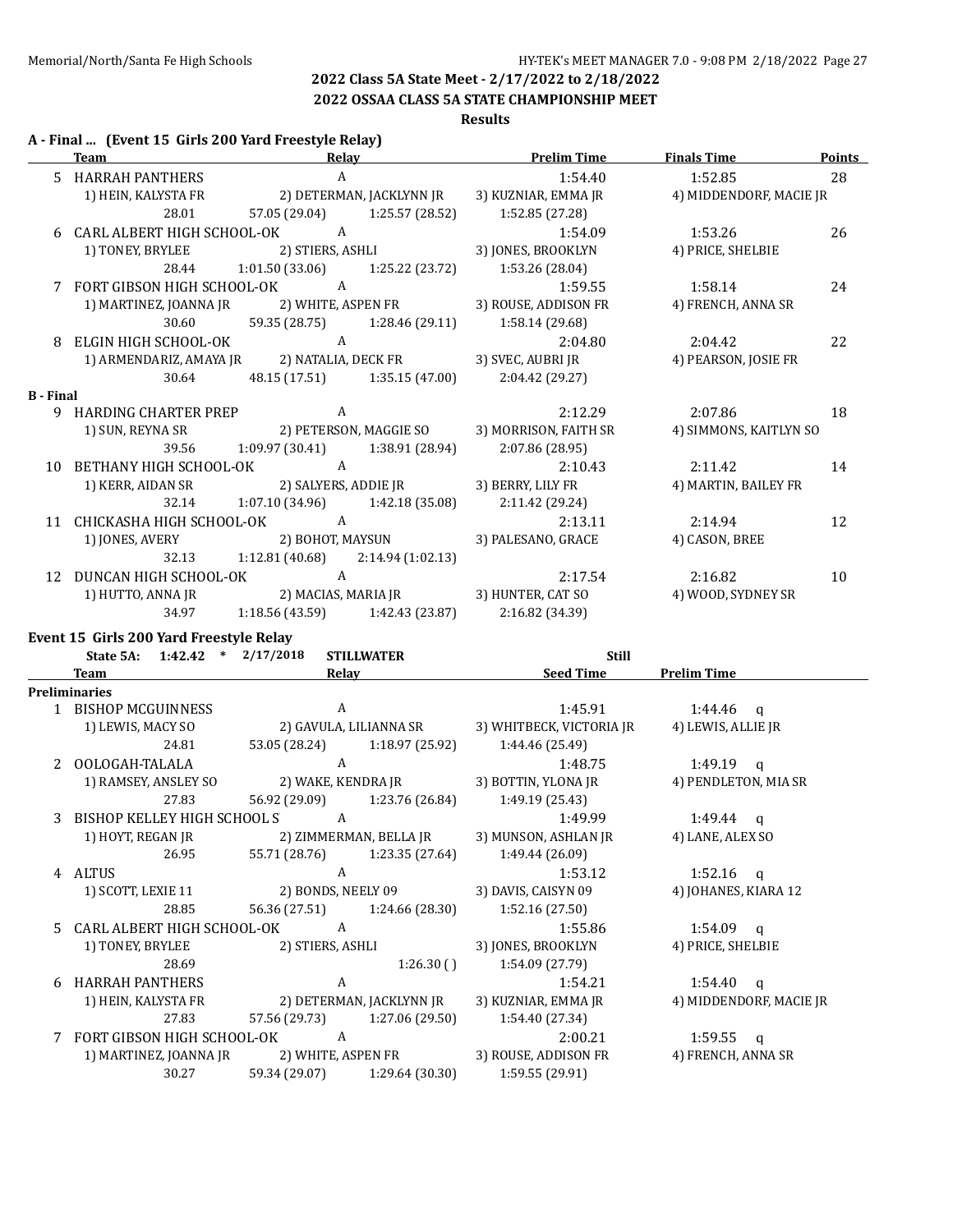2022 Class 5A State Meet - 2/17/2022 to 2/18/2022

2022 OSSAA CLASS 5A STATE CHAMPIONSHIP MEET

Results

## A - Final ... (Event 15 Girls 200 Yard Freestyle Relay)

| | Team | Relay | Prelim Time | Finals Time | Points |
|---|---|---|---|---|---|
| 5 | HARRAH PANTHERS | A | 1:54.40 | 1:52.85 | 28 |
| | 1) HEIN, KALYSTA FR | 2) DETERMAN, JACKLYNN JR | 3) KUZNIAR, EMMA JR | 4) MIDDENDORF, MACIE JR | |
| | 28.01 | 57.05 (29.04) 1:25.57 (28.52) | 1:52.85 (27.28) | | |
| 6 | CARL ALBERT HIGH SCHOOL-OK | A | 1:54.09 | 1:53.26 | 26 |
| | 1) TONEY, BRYLEE | 2) STIERS, ASHLI | 3) JONES, BROOKLYN | 4) PRICE, SHELBIE | |
| | 28.44 | 1:01.50 (33.06) 1:25.22 (23.72) | 1:53.26 (28.04) | | |
| 7 | FORT GIBSON HIGH SCHOOL-OK | A | 1:59.55 | 1:58.14 | 24 |
| | 1) MARTINEZ, JOANNA JR | 2) WHITE, ASPEN FR | 3) ROUSE, ADDISON FR | 4) FRENCH, ANNA SR | |
| | 30.60 | 59.35 (28.75) 1:28.46 (29.11) | 1:58.14 (29.68) | | |
| 8 | ELGIN HIGH SCHOOL-OK | A | 2:04.80 | 2:04.42 | 22 |
| | 1) ARMENDARIZ, AMAYA JR | 2) NATALIA, DECK FR | 3) SVEC, AUBRI JR | 4) PEARSON, JOSIE FR | |
| | 30.64 | 48.15 (17.51) 1:35.15 (47.00) | 2:04.42 (29.27) | | |
| **B - Final** | | | | | |
| 9 | HARDING CHARTER PREP | A | 2:12.29 | 2:07.86 | 18 |
| | 1) SUN, REYNA SR | 2) PETERSON, MAGGIE SO | 3) MORRISON, FAITH SR | 4) SIMMONS, KAITLYN SO | |
| | 39.56 | 1:09.97 (30.41) 1:38.91 (28.94) | 2:07.86 (28.95) | | |
| 10 | BETHANY HIGH SCHOOL-OK | A | 2:10.43 | 2:11.42 | 14 |
| | 1) KERR, AIDAN SR | 2) SALYERS, ADDIE JR | 3) BERRY, LILY FR | 4) MARTIN, BAILEY FR | |
| | 32.14 | 1:07.10 (34.96) 1:42.18 (35.08) | 2:11.42 (29.24) | | |
| 11 | CHICKASHA HIGH SCHOOL-OK | A | 2:13.11 | 2:14.94 | 12 |
| | 1) JONES, AVERY | 2) BOHOT, MAYSUN | 3) PALESANO, GRACE | 4) CASON, BREE | |
| | 32.13 | 1:12.81 (40.68) 2:14.94 (1:02.13) | | | |
| 12 | DUNCAN HIGH SCHOOL-OK | A | 2:17.54 | 2:16.82 | 10 |
| | 1) HUTTO, ANNA JR | 2) MACIAS, MARIA JR | 3) HUNTER, CAT SO | 4) WOOD, SYDNEY SR | |
| | 34.97 | 1:18.56 (43.59) 1:42.43 (23.87) | 2:16.82 (34.39) | | |

## Event 15 Girls 200 Yard Freestyle Relay

State 5A: 1:42.42 * 2/17/2018 STILLWATER Still

| | Team | Relay | Seed Time | Prelim Time |
|---|---|---|---|---|
| **Preliminaries** | | | | |
| 1 | BISHOP MCGUINNESS | A | 1:45.91 | 1:44.46 q |
| | 1) LEWIS, MACY SO | 2) GAVULA, LILIANNA SR | 3) WHITBECK, VICTORIA JR | 4) LEWIS, ALLIE JR |
| | 24.81 | 53.05 (28.24) 1:18.97 (25.92) | 1:44.46 (25.49) | |
| 2 | OOLOGAH-TALALA | A | 1:48.75 | 1:49.19 q |
| | 1) RAMSEY, ANSLEY SO | 2) WAKE, KENDRA JR | 3) BOTTIN, YLONA JR | 4) PENDLETON, MIA SR |
| | 27.83 | 56.92 (29.09) 1:23.76 (26.84) | 1:49.19 (25.43) | |
| 3 | BISHOP KELLEY HIGH SCHOOL S | A | 1:49.99 | 1:49.44 q |
| | 1) HOYT, REGAN JR | 2) ZIMMERMAN, BELLA JR | 3) MUNSON, ASHLAN JR | 4) LANE, ALEX SO |
| | 26.95 | 55.71 (28.76) 1:23.35 (27.64) | 1:49.44 (26.09) | |
| 4 | ALTUS | A | 1:53.12 | 1:52.16 q |
| | 1) SCOTT, LEXIE 11 | 2) BONDS, NEELY 09 | 3) DAVIS, CAISYN 09 | 4) JOHANES, KIARA 12 |
| | 28.85 | 56.36 (27.51) 1:24.66 (28.30) | 1:52.16 (27.50) | |
| 5 | CARL ALBERT HIGH SCHOOL-OK | A | 1:55.86 | 1:54.09 q |
| | 1) TONEY, BRYLEE | 2) STIERS, ASHLI | 3) JONES, BROOKLYN | 4) PRICE, SHELBIE |
| | 28.69 | 1:26.30 ( ) | 1:54.09 (27.79) | |
| 6 | HARRAH PANTHERS | A | 1:54.21 | 1:54.40 q |
| | 1) HEIN, KALYSTA FR | 2) DETERMAN, JACKLYNN JR | 3) KUZNIAR, EMMA JR | 4) MIDDENDORF, MACIE JR |
| | 27.83 | 57.56 (29.73) 1:27.06 (29.50) | 1:54.40 (27.34) | |
| 7 | FORT GIBSON HIGH SCHOOL-OK | A | 2:00.21 | 1:59.55 q |
| | 1) MARTINEZ, JOANNA JR | 2) WHITE, ASPEN FR | 3) ROUSE, ADDISON FR | 4) FRENCH, ANNA SR |
| | 30.27 | 59.34 (29.07) 1:29.64 (30.30) | 1:59.55 (29.91) | |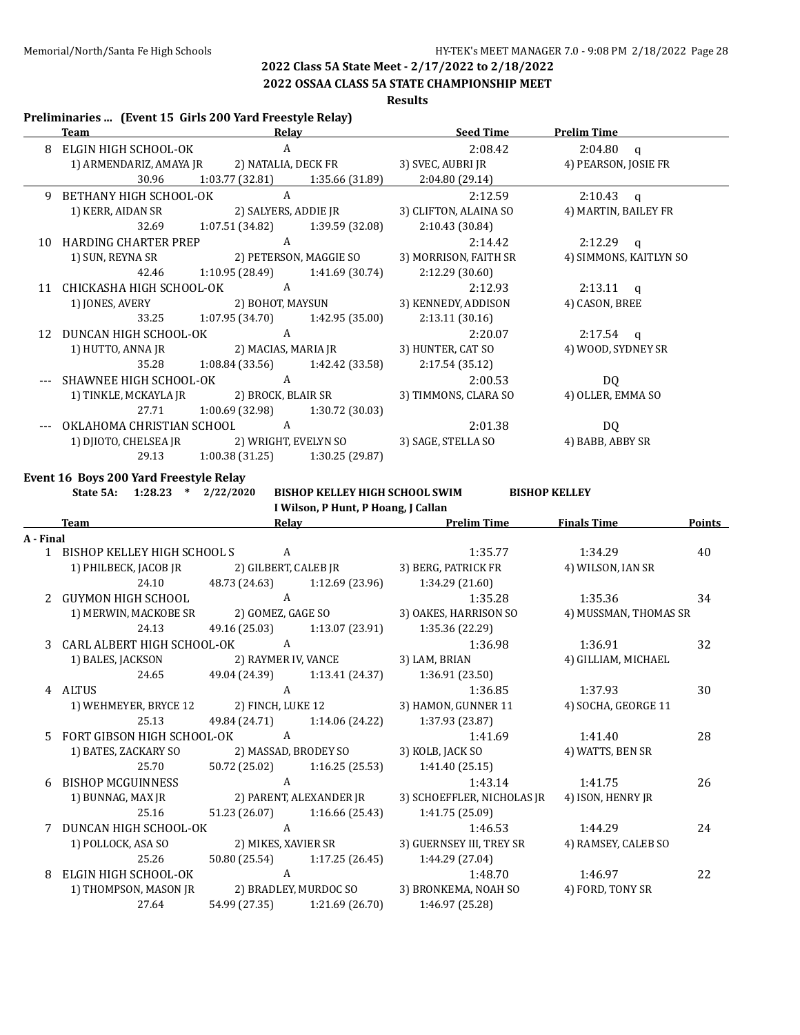## 2022 Class 5A State Meet - 2/17/2022 to 2/18/2022

## 2022 OSSAA CLASS 5A STATE CHAMPIONSHIP MEET

**Results**

### Preliminaries ... (Event 15 Girls 200 Yard Freestyle Relay)

| | Team | Relay | Seed Time | Prelim Time |
|---|---|---|---|---|
| 8 | ELGIN HIGH SCHOOL-OK | A | 2:08.42 | 2:04.80 q |
| | 1) ARMENDARIZ, AMAYA JR | 2) NATALIA, DECK FR | 3) SVEC, AUBRI JR | 4) PEARSON, JOSIE FR |
| | 30.96 | 1:03.77 (32.81) | 1:35.66 (31.89) | 2:04.80 (29.14) |
| 9 | BETHANY HIGH SCHOOL-OK | A | 2:12.59 | 2:10.43 q |
| | 1) KERR, AIDAN SR | 2) SALYERS, ADDIE JR | 3) CLIFTON, ALAINA SO | 4) MARTIN, BAILEY FR |
| | 32.69 | 1:07.51 (34.82) | 1:39.59 (32.08) | 2:10.43 (30.84) |
| 10 | HARDING CHARTER PREP | A | 2:14.42 | 2:12.29 q |
| | 1) SUN, REYNA SR | 2) PETERSON, MAGGIE SO | 3) MORRISON, FAITH SR | 4) SIMMONS, KAITLYN SO |
| | 42.46 | 1:10.95 (28.49) | 1:41.69 (30.74) | 2:12.29 (30.60) |
| 11 | CHICKASHA HIGH SCHOOL-OK | A | 2:12.93 | 2:13.11 q |
| | 1) JONES, AVERY | 2) BOHOT, MAYSUN | 3) KENNEDY, ADDISON | 4) CASON, BREE |
| | 33.25 | 1:07.95 (34.70) | 1:42.95 (35.00) | 2:13.11 (30.16) |
| 12 | DUNCAN HIGH SCHOOL-OK | A | 2:20.07 | 2:17.54 q |
| | 1) HUTTO, ANNA JR | 2) MACIAS, MARIA JR | 3) HUNTER, CAT SO | 4) WOOD, SYDNEY SR |
| | 35.28 | 1:08.84 (33.56) | 1:42.42 (33.58) | 2:17.54 (35.12) |
| --- | SHAWNEE HIGH SCHOOL-OK | A | 2:00.53 | DQ |
| | 1) TINKLE, MCKAYLA JR | 2) BROCK, BLAIR SR | 3) TIMMONS, CLARA SO | 4) OLLER, EMMA SO |
| | 27.71 | 1:00.69 (32.98) | 1:30.72 (30.03) | |
| --- | OKLAHOMA CHRISTIAN SCHOOL | A | 2:01.38 | DQ |
| | 1) DJIOTO, CHELSEA JR | 2) WRIGHT, EVELYN SO | 3) SAGE, STELLA SO | 4) BABB, ABBY SR |
| | 29.13 | 1:00.38 (31.25) | 1:30.25 (29.87) | |

### Event 16 Boys 200 Yard Freestyle Relay

**State 5A: 1:28.23 * 2/22/2020 BISHOP KELLEY HIGH SCHOOL SWIM BISHOP KELLEY**
**I Wilson, P Hunt, P Hoang, J Callan**

| | Team | Relay | Prelim Time | Finals Time | Points |
|---|---|---|---|---|---|
| **A - Final** | | | | | |
| 1 | BISHOP KELLEY HIGH SCHOOL S | A | 1:35.77 | 1:34.29 | 40 |
| | 1) PHILBECK, JACOB JR | 2) GILBERT, CALEB JR | 3) BERG, PATRICK FR | 4) WILSON, IAN SR | |
| | 24.10 | 48.73 (24.63) | 1:12.69 (23.96) | 1:34.29 (21.60) | |
| 2 | GUYMON HIGH SCHOOL | A | 1:35.28 | 1:35.36 | 34 |
| | 1) MERWIN, MACKOBE SR | 2) GOMEZ, GAGE SO | 3) OAKES, HARRISON SO | 4) MUSSMAN, THOMAS SR | |
| | 24.13 | 49.16 (25.03) | 1:13.07 (23.91) | 1:35.36 (22.29) | |
| 3 | CARL ALBERT HIGH SCHOOL-OK | A | 1:36.98 | 1:36.91 | 32 |
| | 1) BALES, JACKSON | 2) RAYMER IV, VANCE | 3) LAM, BRIAN | 4) GILLIAM, MICHAEL | |
| | 24.65 | 49.04 (24.39) | 1:13.41 (24.37) | 1:36.91 (23.50) | |
| 4 | ALTUS | A | 1:36.85 | 1:37.93 | 30 |
| | 1) WEHMEYER, BRYCE 12 | 2) FINCH, LUKE 12 | 3) HAMON, GUNNER 11 | 4) SOCHA, GEORGE 11 | |
| | 25.13 | 49.84 (24.71) | 1:14.06 (24.22) | 1:37.93 (23.87) | |
| 5 | FORT GIBSON HIGH SCHOOL-OK | A | 1:41.69 | 1:41.40 | 28 |
| | 1) BATES, ZACKARY SO | 2) MASSAD, BRODEY SO | 3) KOLB, JACK SO | 4) WATTS, BEN SR | |
| | 25.70 | 50.72 (25.02) | 1:16.25 (25.53) | 1:41.40 (25.15) | |
| 6 | BISHOP MCGUINNESS | A | 1:43.14 | 1:41.75 | 26 |
| | 1) BUNNAG, MAX JR | 2) PARENT, ALEXANDER JR | 3) SCHOEFFLER, NICHOLAS JR | 4) ISON, HENRY JR | |
| | 25.16 | 51.23 (26.07) | 1:16.66 (25.43) | 1:41.75 (25.09) | |
| 7 | DUNCAN HIGH SCHOOL-OK | A | 1:46.53 | 1:44.29 | 24 |
| | 1) POLLOCK, ASA SO | 2) MIKES, XAVIER SR | 3) GUERNSEY III, TREY SR | 4) RAMSEY, CALEB SO | |
| | 25.26 | 50.80 (25.54) | 1:17.25 (26.45) | 1:44.29 (27.04) | |
| 8 | ELGIN HIGH SCHOOL-OK | A | 1:48.70 | 1:46.97 | 22 |
| | 1) THOMPSON, MASON JR | 2) BRADLEY, MURDOC SO | 3) BRONKEMA, NOAH SO | 4) FORD, TONY SR | |
| | 27.64 | 54.99 (27.35) | 1:21.69 (26.70) | 1:46.97 (25.28) | |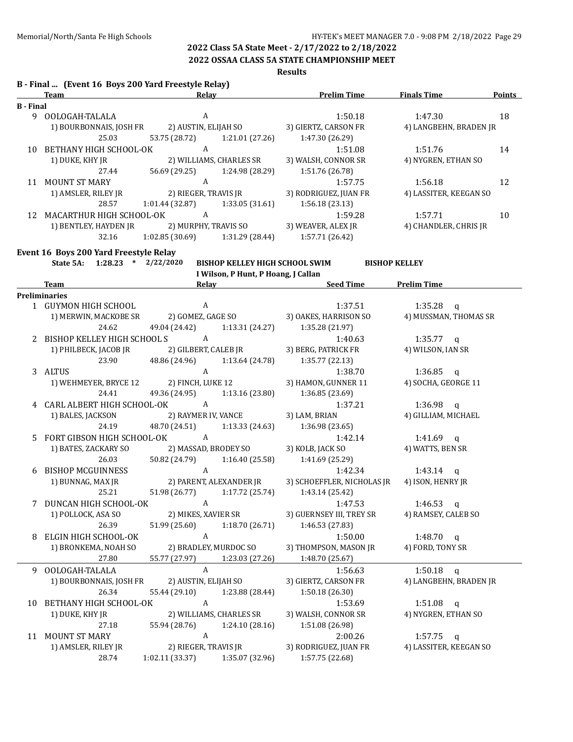## 2022 Class 5A State Meet - 2/17/2022 to 2/18/2022

## 2022 OSSAA CLASS 5A STATE CHAMPIONSHIP MEET

### Results

### B - Final ... (Event 16 Boys 200 Yard Freestyle Relay)

| | Team | Relay | | Prelim Time | Finals Time | Points |
|---|---|---|---|---|---|---|
| **B - Final** | | | | | | |
| 9 | OOLOGAH-TALALA | A | | 1:50.18 | 1:47.30 | 18 |
| | 1) BOURBONNAIS, JOSH FR | 2) AUSTIN, ELIJAH SO | | 3) GIERTZ, CARSON FR | 4) LANGBEHN, BRADEN JR | |
| | 25.03 | 53.75 (28.72) | 1:21.01 (27.26) | 1:47.30 (26.29) | | |
| 10 | BETHANY HIGH SCHOOL-OK | A | | 1:51.08 | 1:51.76 | 14 |
| | 1) DUKE, KHY JR | 2) WILLIAMS, CHARLES SR | | 3) WALSH, CONNOR SR | 4) NYGREN, ETHAN SO | |
| | 27.44 | 56.69 (29.25) | 1:24.98 (28.29) | 1:51.76 (26.78) | | |
| 11 | MOUNT ST MARY | A | | 1:57.75 | 1:56.18 | 12 |
| | 1) AMSLER, RILEY JR | 2) RIEGER, TRAVIS JR | | 3) RODRIGUEZ, JUAN FR | 4) LASSITER, KEEGAN SO | |
| | 28.57 | 1:01.44 (32.87) | 1:33.05 (31.61) | 1:56.18 (23.13) | | |
| 12 | MACARTHUR HIGH SCHOOL-OK | A | | 1:59.28 | 1:57.71 | 10 |
| | 1) BENTLEY, HAYDEN JR | 2) MURPHY, TRAVIS SO | | 3) WEAVER, ALEX JR | 4) CHANDLER, CHRIS JR | |
| | 32.16 | 1:02.85 (30.69) | 1:31.29 (28.44) | 1:57.71 (26.42) | | |

### Event 16 Boys 200 Yard Freestyle Relay

**State 5A: 1:28.23 * 2/22/2020 BISHOP KELLEY HIGH SCHOOL SWIM — BISHOP KELLEY**
I Wilson, P Hunt, P Hoang, J Callan

| | Team | Relay | | Seed Time | Prelim Time |
|---|---|---|---|---|---|
| **Preliminaries** | | | | | |
| 1 | GUYMON HIGH SCHOOL | A | | 1:37.51 | 1:35.28 q |
| | 1) MERWIN, MACKOBE SR | 2) GOMEZ, GAGE SO | | 3) OAKES, HARRISON SO | 4) MUSSMAN, THOMAS SR |
| | 24.62 | 49.04 (24.42) | 1:13.31 (24.27) | 1:35.28 (21.97) | |
| 2 | BISHOP KELLEY HIGH SCHOOL S | A | | 1:40.63 | 1:35.77 q |
| | 1) PHILBECK, JACOB JR | 2) GILBERT, CALEB JR | | 3) BERG, PATRICK FR | 4) WILSON, IAN SR |
| | 23.90 | 48.86 (24.96) | 1:13.64 (24.78) | 1:35.77 (22.13) | |
| 3 | ALTUS | A | | 1:38.70 | 1:36.85 q |
| | 1) WEHMEYER, BRYCE 12 | 2) FINCH, LUKE 12 | | 3) HAMON, GUNNER 11 | 4) SOCHA, GEORGE 11 |
| | 24.41 | 49.36 (24.95) | 1:13.16 (23.80) | 1:36.85 (23.69) | |
| 4 | CARL ALBERT HIGH SCHOOL-OK | A | | 1:37.21 | 1:36.98 q |
| | 1) BALES, JACKSON | 2) RAYMER IV, VANCE | | 3) LAM, BRIAN | 4) GILLIAM, MICHAEL |
| | 24.19 | 48.70 (24.51) | 1:13.33 (24.63) | 1:36.98 (23.65) | |
| 5 | FORT GIBSON HIGH SCHOOL-OK | A | | 1:42.14 | 1:41.69 q |
| | 1) BATES, ZACKARY SO | 2) MASSAD, BRODEY SO | | 3) KOLB, JACK SO | 4) WATTS, BEN SR |
| | 26.03 | 50.82 (24.79) | 1:16.40 (25.58) | 1:41.69 (25.29) | |
| 6 | BISHOP MCGUINNESS | A | | 1:42.34 | 1:43.14 q |
| | 1) BUNNAG, MAX JR | 2) PARENT, ALEXANDER JR | | 3) SCHOEFFLER, NICHOLAS JR | 4) ISON, HENRY JR |
| | 25.21 | 51.98 (26.77) | 1:17.72 (25.74) | 1:43.14 (25.42) | |
| 7 | DUNCAN HIGH SCHOOL-OK | A | | 1:47.53 | 1:46.53 q |
| | 1) POLLOCK, ASA SO | 2) MIKES, XAVIER SR | | 3) GUERNSEY III, TREY SR | 4) RAMSEY, CALEB SO |
| | 26.39 | 51.99 (25.60) | 1:18.70 (26.71) | 1:46.53 (27.83) | |
| 8 | ELGIN HIGH SCHOOL-OK | A | | 1:50.00 | 1:48.70 q |
| | 1) BRONKEMA, NOAH SO | 2) BRADLEY, MURDOC SO | | 3) THOMPSON, MASON JR | 4) FORD, TONY SR |
| | 27.80 | 55.77 (27.97) | 1:23.03 (27.26) | 1:48.70 (25.67) | |
| 9 | OOLOGAH-TALALA | A | | 1:56.63 | 1:50.18 q |
| | 1) BOURBONNAIS, JOSH FR | 2) AUSTIN, ELIJAH SO | | 3) GIERTZ, CARSON FR | 4) LANGBEHN, BRADEN JR |
| | 26.34 | 55.44 (29.10) | 1:23.88 (28.44) | 1:50.18 (26.30) | |
| 10 | BETHANY HIGH SCHOOL-OK | A | | 1:53.69 | 1:51.08 q |
| | 1) DUKE, KHY JR | 2) WILLIAMS, CHARLES SR | | 3) WALSH, CONNOR SR | 4) NYGREN, ETHAN SO |
| | 27.18 | 55.94 (28.76) | 1:24.10 (28.16) | 1:51.08 (26.98) | |
| 11 | MOUNT ST MARY | A | | 2:00.26 | 1:57.75 q |
| | 1) AMSLER, RILEY JR | 2) RIEGER, TRAVIS JR | | 3) RODRIGUEZ, JUAN FR | 4) LASSITER, KEEGAN SO |
| | 28.74 | 1:02.11 (33.37) | 1:35.07 (32.96) | 1:57.75 (22.68) | |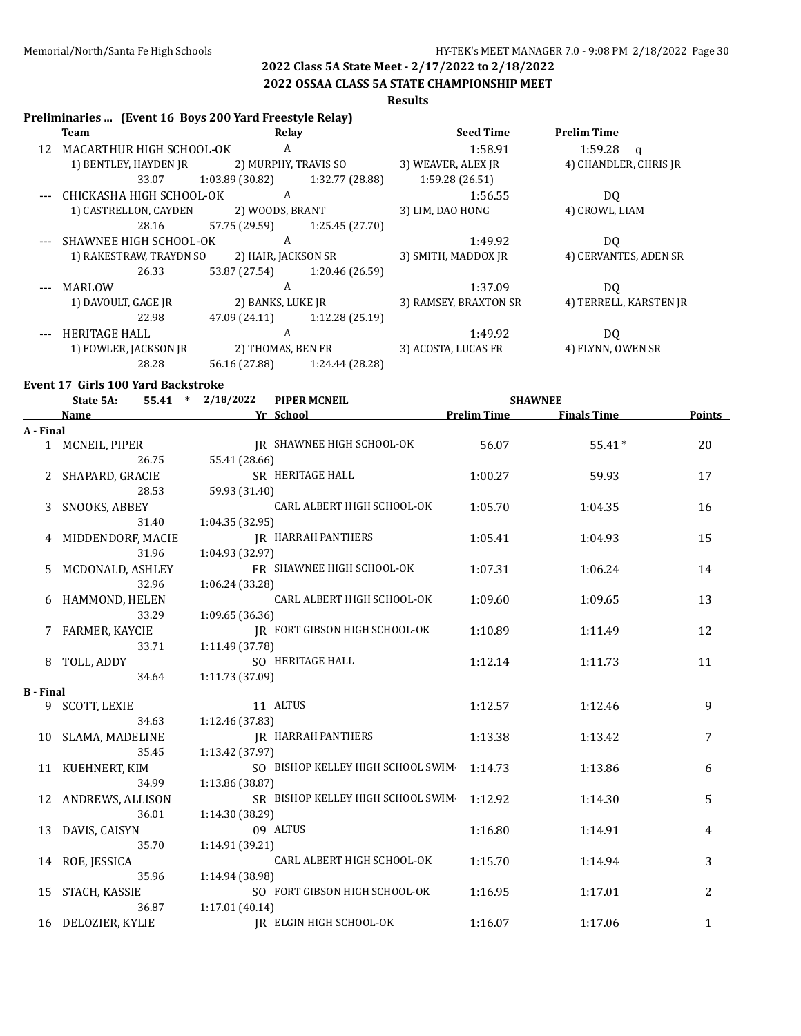## 2022 Class 5A State Meet - 2/17/2022 to 2/18/2022

## 2022 OSSAA CLASS 5A STATE CHAMPIONSHIP MEET

### Results

### Preliminaries ... (Event 16 Boys 200 Yard Freestyle Relay)

| | Team | Relay | | Seed Time | Prelim Time |
|---|---|---|---|---|---|
| 12 | MACARTHUR HIGH SCHOOL-OK | A | | 1:58.91 | 1:59.28 q |
| | 1) BENTLEY, HAYDEN JR | 2) MURPHY, TRAVIS SO | | 3) WEAVER, ALEX JR | 4) CHANDLER, CHRIS JR |
| | 33.07 | 1:03.89 (30.82) | 1:32.77 (28.88) | 1:59.28 (26.51) | |
| --- | CHICKASHA HIGH SCHOOL-OK | A | | 1:56.55 | DQ |
| | 1) CASTRELLON, CAYDEN | 2) WOODS, BRANT | | 3) LIM, DAO HONG | 4) CROWL, LIAM |
| | 28.16 | 57.75 (29.59) | 1:25.45 (27.70) | | |
| --- | SHAWNEE HIGH SCHOOL-OK | A | | 1:49.92 | DQ |
| | 1) RAKESTRAW, TRAYDN SO | 2) HAIR, JACKSON SR | | 3) SMITH, MADDOX JR | 4) CERVANTES, ADEN SR |
| | 26.33 | 53.87 (27.54) | 1:20.46 (26.59) | | |
| --- | MARLOW | A | | 1:37.09 | DQ |
| | 1) DAVOULT, GAGE JR | 2) BANKS, LUKE JR | | 3) RAMSEY, BRAXTON SR | 4) TERRELL, KARSTEN JR |
| | 22.98 | 47.09 (24.11) | 1:12.28 (25.19) | | |
| --- | HERITAGE HALL | A | | 1:49.92 | DQ |
| | 1) FOWLER, JACKSON JR | 2) THOMAS, BEN FR | | 3) ACOSTA, LUCAS FR | 4) FLYNN, OWEN SR |
| | 28.28 | 56.16 (27.88) | 1:24.44 (28.28) | | |

### Event 17 Girls 100 Yard Backstroke

State 5A: 55.41 * 2/18/2022 PIPER MCNEIL SHAWNEE

| | Name | | Yr | School | Prelim Time | Finals Time | Points |
|---|---|---|---|---|---|---|---|
| **A - Final** | | | | | | | |
| 1 | MCNEIL, PIPER | | JR | SHAWNEE HIGH SCHOOL-OK | 56.07 | 55.41 * | 20 |
| | 26.75 | 55.41 (28.66) | | | | | |
| 2 | SHAPARD, GRACIE | | SR | HERITAGE HALL | 1:00.27 | 59.93 | 17 |
| | 28.53 | 59.93 (31.40) | | | | | |
| 3 | SNOOKS, ABBEY | | | CARL ALBERT HIGH SCHOOL-OK | 1:05.70 | 1:04.35 | 16 |
| | 31.40 | 1:04.35 (32.95) | | | | | |
| 4 | MIDDENDORF, MACIE | | JR | HARRAH PANTHERS | 1:05.41 | 1:04.93 | 15 |
| | 31.96 | 1:04.93 (32.97) | | | | | |
| 5 | MCDONALD, ASHLEY | | FR | SHAWNEE HIGH SCHOOL-OK | 1:07.31 | 1:06.24 | 14 |
| | 32.96 | 1:06.24 (33.28) | | | | | |
| 6 | HAMMOND, HELEN | | | CARL ALBERT HIGH SCHOOL-OK | 1:09.60 | 1:09.65 | 13 |
| | 33.29 | 1:09.65 (36.36) | | | | | |
| 7 | FARMER, KAYCIE | | JR | FORT GIBSON HIGH SCHOOL-OK | 1:10.89 | 1:11.49 | 12 |
| | 33.71 | 1:11.49 (37.78) | | | | | |
| 8 | TOLL, ADDY | | SO | HERITAGE HALL | 1:12.14 | 1:11.73 | 11 |
| | 34.64 | 1:11.73 (37.09) | | | | | |
| **B - Final** | | | | | | | |
| 9 | SCOTT, LEXIE | | 11 | ALTUS | 1:12.57 | 1:12.46 | 9 |
| | 34.63 | 1:12.46 (37.83) | | | | | |
| 10 | SLAMA, MADELINE | | JR | HARRAH PANTHERS | 1:13.38 | 1:13.42 | 7 |
| | 35.45 | 1:13.42 (37.97) | | | | | |
| 11 | KUEHNERT, KIM | | SO | BISHOP KELLEY HIGH SCHOOL SWIM | 1:14.73 | 1:13.86 | 6 |
| | 34.99 | 1:13.86 (38.87) | | | | | |
| 12 | ANDREWS, ALLISON | | SR | BISHOP KELLEY HIGH SCHOOL SWIM | 1:12.92 | 1:14.30 | 5 |
| | 36.01 | 1:14.30 (38.29) | | | | | |
| 13 | DAVIS, CAISYN | | 09 | ALTUS | 1:16.80 | 1:14.91 | 4 |
| | 35.70 | 1:14.91 (39.21) | | | | | |
| 14 | ROE, JESSICA | | | CARL ALBERT HIGH SCHOOL-OK | 1:15.70 | 1:14.94 | 3 |
| | 35.96 | 1:14.94 (38.98) | | | | | |
| 15 | STACH, KASSIE | | SO | FORT GIBSON HIGH SCHOOL-OK | 1:16.95 | 1:17.01 | 2 |
| | 36.87 | 1:17.01 (40.14) | | | | | |
| 16 | DELOZIER, KYLIE | | JR | ELGIN HIGH SCHOOL-OK | 1:16.07 | 1:17.06 | 1 |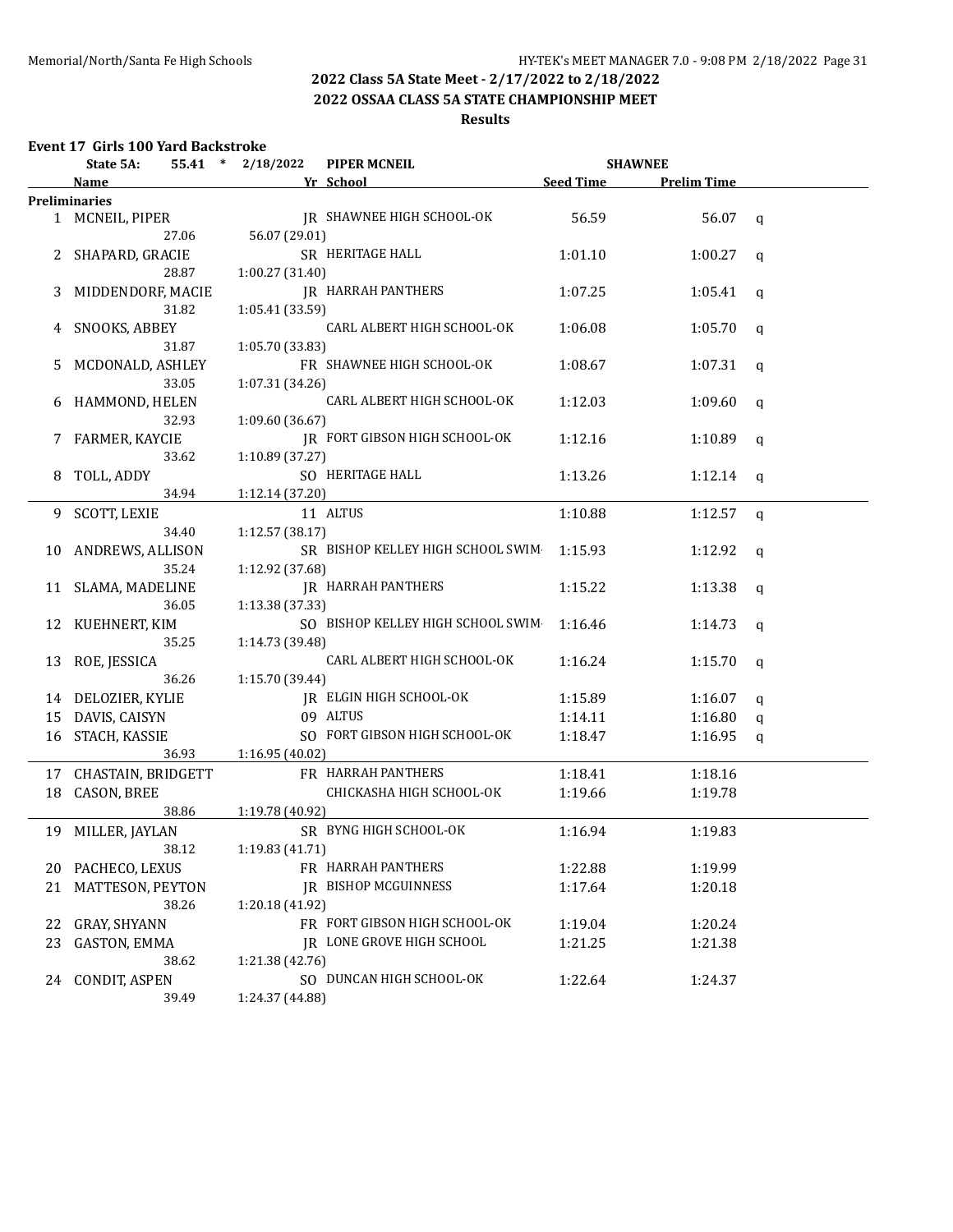# 2022 Class 5A State Meet - 2/17/2022 to 2/18/2022

## 2022 OSSAA CLASS 5A STATE CHAMPIONSHIP MEET

### Results

**Event 17 Girls 100 Yard Backstroke**

State 5A: 55.41 * 2/18/2022 PIPER MCNEIL SHAWNEE

| | Name | Yr | School | Seed Time | Prelim Time | |
|---|---|---|---|---|---|---|
| **Preliminaries** | | | | | | |
| 1 | MCNEIL, PIPER | JR | SHAWNEE HIGH SCHOOL-OK | 56.59 | 56.07 | q |
| | 27.06 56.07 (29.01) | | | | | |
| 2 | SHAPARD, GRACIE | SR | HERITAGE HALL | 1:01.10 | 1:00.27 | q |
| | 28.87 1:00.27 (31.40) | | | | | |
| 3 | MIDDENDORF, MACIE | JR | HARRAH PANTHERS | 1:07.25 | 1:05.41 | q |
| | 31.82 1:05.41 (33.59) | | | | | |
| 4 | SNOOKS, ABBEY | | CARL ALBERT HIGH SCHOOL-OK | 1:06.08 | 1:05.70 | q |
| | 31.87 1:05.70 (33.83) | | | | | |
| 5 | MCDONALD, ASHLEY | FR | SHAWNEE HIGH SCHOOL-OK | 1:08.67 | 1:07.31 | q |
| | 33.05 1:07.31 (34.26) | | | | | |
| 6 | HAMMOND, HELEN | | CARL ALBERT HIGH SCHOOL-OK | 1:12.03 | 1:09.60 | q |
| | 32.93 1:09.60 (36.67) | | | | | |
| 7 | FARMER, KAYCIE | JR | FORT GIBSON HIGH SCHOOL-OK | 1:12.16 | 1:10.89 | q |
| | 33.62 1:10.89 (37.27) | | | | | |
| 8 | TOLL, ADDY | SO | HERITAGE HALL | 1:13.26 | 1:12.14 | q |
| | 34.94 1:12.14 (37.20) | | | | | |
| 9 | SCOTT, LEXIE | 11 | ALTUS | 1:10.88 | 1:12.57 | q |
| | 34.40 1:12.57 (38.17) | | | | | |
| 10 | ANDREWS, ALLISON | SR | BISHOP KELLEY HIGH SCHOOL SWIM | 1:15.93 | 1:12.92 | q |
| | 35.24 1:12.92 (37.68) | | | | | |
| 11 | SLAMA, MADELINE | JR | HARRAH PANTHERS | 1:15.22 | 1:13.38 | q |
| | 36.05 1:13.38 (37.33) | | | | | |
| 12 | KUEHNERT, KIM | SO | BISHOP KELLEY HIGH SCHOOL SWIM | 1:16.46 | 1:14.73 | q |
| | 35.25 1:14.73 (39.48) | | | | | |
| 13 | ROE, JESSICA | | CARL ALBERT HIGH SCHOOL-OK | 1:16.24 | 1:15.70 | q |
| | 36.26 1:15.70 (39.44) | | | | | |
| 14 | DELOZIER, KYLIE | JR | ELGIN HIGH SCHOOL-OK | 1:15.89 | 1:16.07 | q |
| 15 | DAVIS, CAISYN | 09 | ALTUS | 1:14.11 | 1:16.80 | q |
| 16 | STACH, KASSIE | SO | FORT GIBSON HIGH SCHOOL-OK | 1:18.47 | 1:16.95 | q |
| | 36.93 1:16.95 (40.02) | | | | | |
| 17 | CHASTAIN, BRIDGETT | FR | HARRAH PANTHERS | 1:18.41 | 1:18.16 | |
| 18 | CASON, BREE | | CHICKASHA HIGH SCHOOL-OK | 1:19.66 | 1:19.78 | |
| | 38.86 1:19.78 (40.92) | | | | | |
| 19 | MILLER, JAYLAN | SR | BYNG HIGH SCHOOL-OK | 1:16.94 | 1:19.83 | |
| | 38.12 1:19.83 (41.71) | | | | | |
| 20 | PACHECO, LEXUS | FR | HARRAH PANTHERS | 1:22.88 | 1:19.99 | |
| 21 | MATTESON, PEYTON | JR | BISHOP MCGUINNESS | 1:17.64 | 1:20.18 | |
| | 38.26 1:20.18 (41.92) | | | | | |
| 22 | GRAY, SHYANN | FR | FORT GIBSON HIGH SCHOOL-OK | 1:19.04 | 1:20.24 | |
| 23 | GASTON, EMMA | JR | LONE GROVE HIGH SCHOOL | 1:21.25 | 1:21.38 | |
| | 38.62 1:21.38 (42.76) | | | | | |
| 24 | CONDIT, ASPEN | SO | DUNCAN HIGH SCHOOL-OK | 1:22.64 | 1:24.37 | |
| | 39.49 1:24.37 (44.88) | | | | | |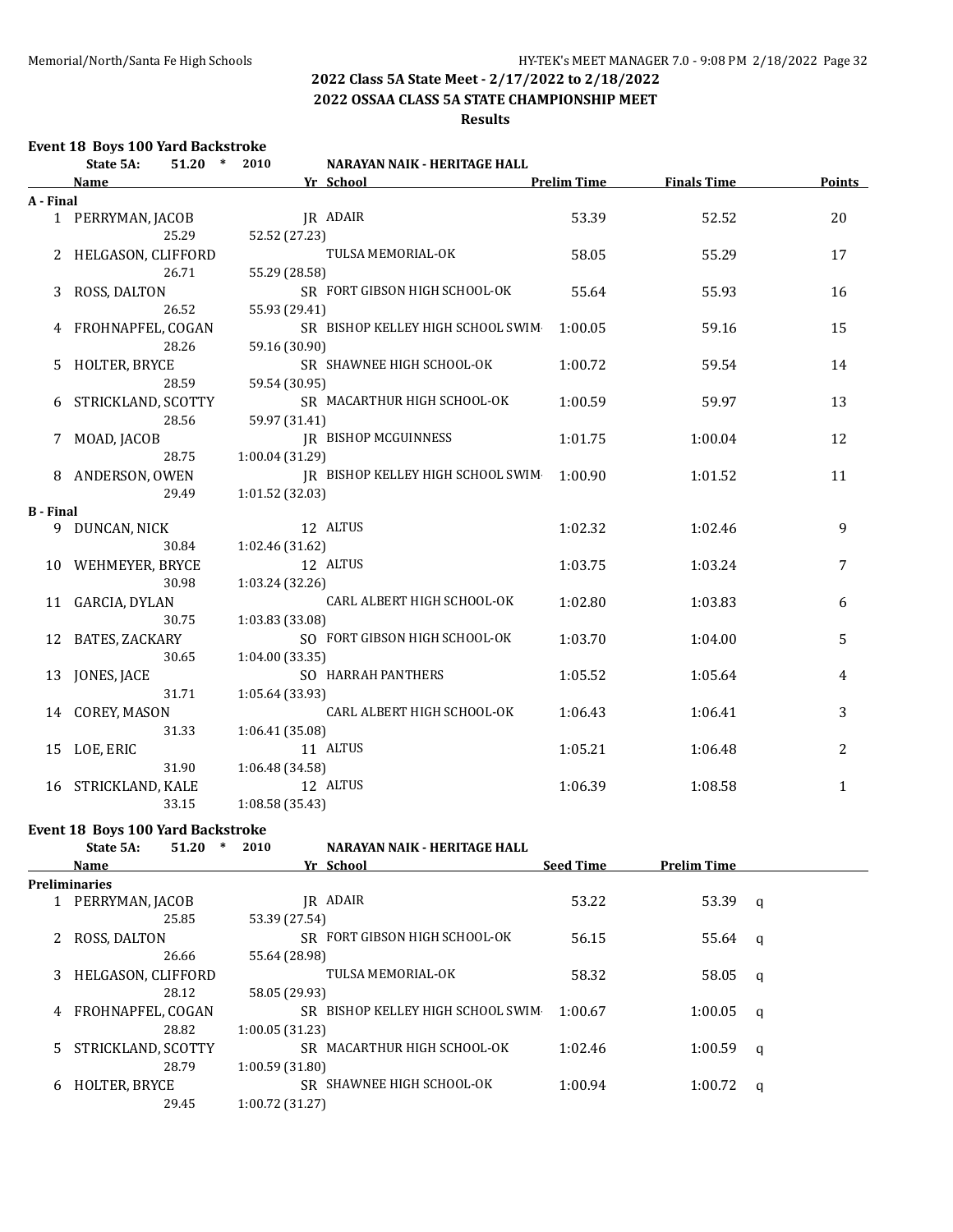## 2022 Class 5A State Meet - 2/17/2022 to 2/18/2022

## 2022 OSSAA CLASS 5A STATE CHAMPIONSHIP MEET

### Results

**Event 18 Boys 100 Yard Backstroke**

State 5A: 51.20 * 2010 NARAYAN NAIK - HERITAGE HALL

| | Name | Yr | School | Prelim Time | Finals Time | Points |
|---|---|---|---|---|---|---|
| **A - Final** | | | | | | |
| 1 | PERRYMAN, JACOB | JR | ADAIR | 53.39 | 52.52 | 20 |
| | 25.29 | | 52.52 (27.23) | | | |
| 2 | HELGASON, CLIFFORD | | TULSA MEMORIAL-OK | 58.05 | 55.29 | 17 |
| | 26.71 | | 55.29 (28.58) | | | |
| 3 | ROSS, DALTON | SR | FORT GIBSON HIGH SCHOOL-OK | 55.64 | 55.93 | 16 |
| | 26.52 | | 55.93 (29.41) | | | |
| 4 | FROHNAPFEL, COGAN | SR | BISHOP KELLEY HIGH SCHOOL SWIM | 1:00.05 | 59.16 | 15 |
| | 28.26 | | 59.16 (30.90) | | | |
| 5 | HOLTER, BRYCE | SR | SHAWNEE HIGH SCHOOL-OK | 1:00.72 | 59.54 | 14 |
| | 28.59 | | 59.54 (30.95) | | | |
| 6 | STRICKLAND, SCOTTY | SR | MACARTHUR HIGH SCHOOL-OK | 1:00.59 | 59.97 | 13 |
| | 28.56 | | 59.97 (31.41) | | | |
| 7 | MOAD, JACOB | JR | BISHOP MCGUINNESS | 1:01.75 | 1:00.04 | 12 |
| | 28.75 | | 1:00.04 (31.29) | | | |
| 8 | ANDERSON, OWEN | JR | BISHOP KELLEY HIGH SCHOOL SWIM | 1:00.90 | 1:01.52 | 11 |
| | 29.49 | | 1:01.52 (32.03) | | | |
| **B - Final** | | | | | | |
| 9 | DUNCAN, NICK | 12 | ALTUS | 1:02.32 | 1:02.46 | 9 |
| | 30.84 | | 1:02.46 (31.62) | | | |
| 10 | WEHMEYER, BRYCE | 12 | ALTUS | 1:03.75 | 1:03.24 | 7 |
| | 30.98 | | 1:03.24 (32.26) | | | |
| 11 | GARCIA, DYLAN | | CARL ALBERT HIGH SCHOOL-OK | 1:02.80 | 1:03.83 | 6 |
| | 30.75 | | 1:03.83 (33.08) | | | |
| 12 | BATES, ZACKARY | SO | FORT GIBSON HIGH SCHOOL-OK | 1:03.70 | 1:04.00 | 5 |
| | 30.65 | | 1:04.00 (33.35) | | | |
| 13 | JONES, JACE | SO | HARRAH PANTHERS | 1:05.52 | 1:05.64 | 4 |
| | 31.71 | | 1:05.64 (33.93) | | | |
| 14 | COREY, MASON | | CARL ALBERT HIGH SCHOOL-OK | 1:06.43 | 1:06.41 | 3 |
| | 31.33 | | 1:06.41 (35.08) | | | |
| 15 | LOE, ERIC | 11 | ALTUS | 1:05.21 | 1:06.48 | 2 |
| | 31.90 | | 1:06.48 (34.58) | | | |
| 16 | STRICKLAND, KALE | 12 | ALTUS | 1:06.39 | 1:08.58 | 1 |
| | 33.15 | | 1:08.58 (35.43) | | | |

**Event 18 Boys 100 Yard Backstroke**

State 5A: 51.20 * 2010 NARAYAN NAIK - HERITAGE HALL

| | Name | Yr | School | Seed Time | Prelim Time | |
|---|---|---|---|---|---|---|
| **Preliminaries** | | | | | | |
| 1 | PERRYMAN, JACOB | JR | ADAIR | 53.22 | 53.39 | q |
| | 25.85 | | 53.39 (27.54) | | | |
| 2 | ROSS, DALTON | SR | FORT GIBSON HIGH SCHOOL-OK | 56.15 | 55.64 | q |
| | 26.66 | | 55.64 (28.98) | | | |
| 3 | HELGASON, CLIFFORD | | TULSA MEMORIAL-OK | 58.32 | 58.05 | q |
| | 28.12 | | 58.05 (29.93) | | | |
| 4 | FROHNAPFEL, COGAN | SR | BISHOP KELLEY HIGH SCHOOL SWIM | 1:00.67 | 1:00.05 | q |
| | 28.82 | | 1:00.05 (31.23) | | | |
| 5 | STRICKLAND, SCOTTY | SR | MACARTHUR HIGH SCHOOL-OK | 1:02.46 | 1:00.59 | q |
| | 28.79 | | 1:00.59 (31.80) | | | |
| 6 | HOLTER, BRYCE | SR | SHAWNEE HIGH SCHOOL-OK | 1:00.94 | 1:00.72 | q |
| | 29.45 | | 1:00.72 (31.27) | | | |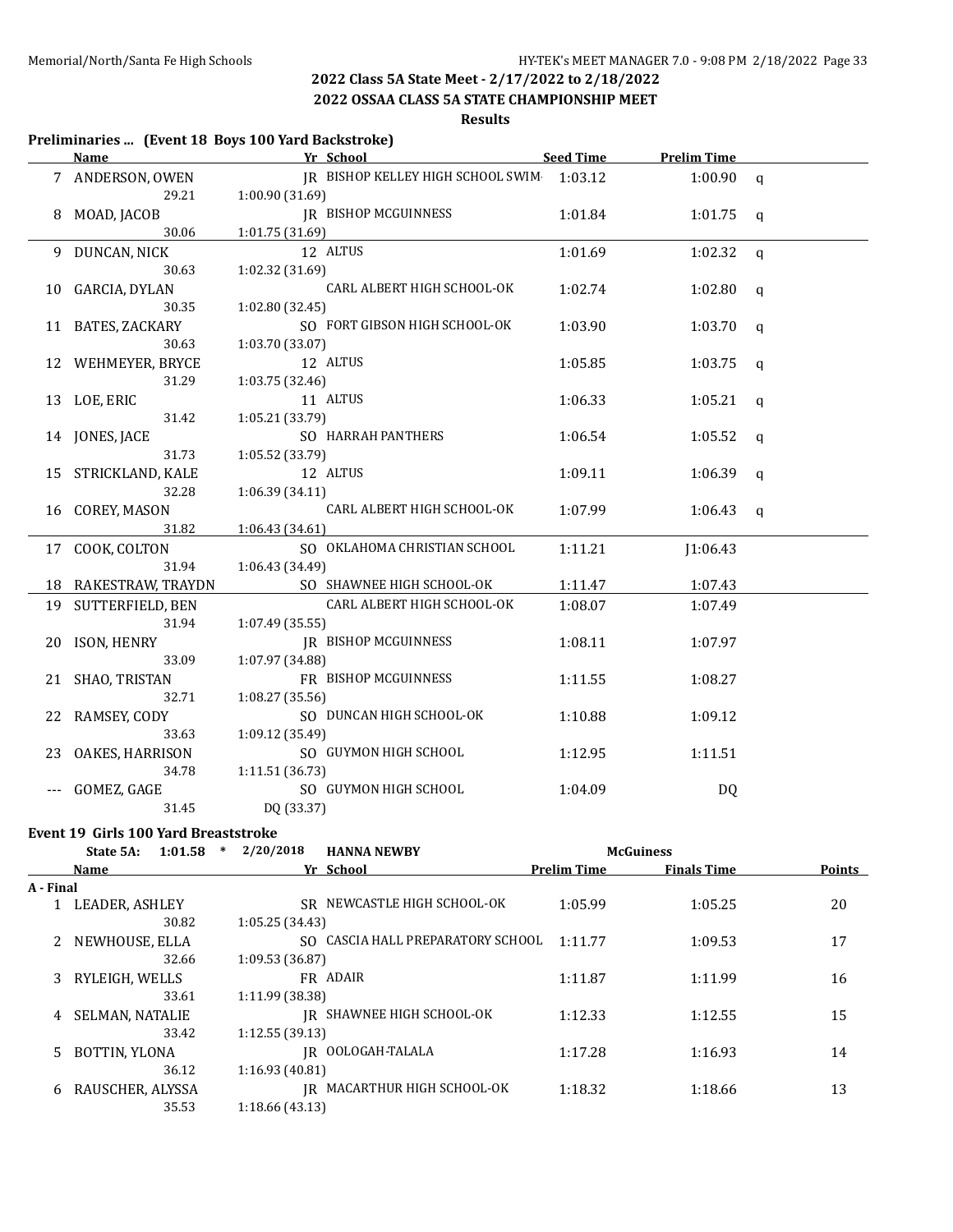## 2022 Class 5A State Meet - 2/17/2022 to 2/18/2022

## 2022 OSSAA CLASS 5A STATE CHAMPIONSHIP MEET

### Results

**Preliminaries ... (Event 18 Boys 100 Yard Backstroke)**

| | Name | Yr | School | Seed Time | Prelim Time | |
|---|---|---|---|---|---|---|
| 7 | ANDERSON, OWEN | JR | BISHOP KELLEY HIGH SCHOOL SWIM | 1:03.12 | 1:00.90 | q |
| | 29.21 | 1:00.90 (31.69) | | | | |
| 8 | MOAD, JACOB | JR | BISHOP MCGUINNESS | 1:01.84 | 1:01.75 | q |
| | 30.06 | 1:01.75 (31.69) | | | | |
| 9 | DUNCAN, NICK | 12 | ALTUS | 1:01.69 | 1:02.32 | q |
| | 30.63 | 1:02.32 (31.69) | | | | |
| 10 | GARCIA, DYLAN | | CARL ALBERT HIGH SCHOOL-OK | 1:02.74 | 1:02.80 | q |
| | 30.35 | 1:02.80 (32.45) | | | | |
| 11 | BATES, ZACKARY | SO | FORT GIBSON HIGH SCHOOL-OK | 1:03.90 | 1:03.70 | q |
| | 30.63 | 1:03.70 (33.07) | | | | |
| 12 | WEHMEYER, BRYCE | 12 | ALTUS | 1:05.85 | 1:03.75 | q |
| | 31.29 | 1:03.75 (32.46) | | | | |
| 13 | LOE, ERIC | 11 | ALTUS | 1:06.33 | 1:05.21 | q |
| | 31.42 | 1:05.21 (33.79) | | | | |
| 14 | JONES, JACE | SO | HARRAH PANTHERS | 1:06.54 | 1:05.52 | q |
| | 31.73 | 1:05.52 (33.79) | | | | |
| 15 | STRICKLAND, KALE | 12 | ALTUS | 1:09.11 | 1:06.39 | q |
| | 32.28 | 1:06.39 (34.11) | | | | |
| 16 | COREY, MASON | | CARL ALBERT HIGH SCHOOL-OK | 1:07.99 | 1:06.43 | q |
| | 31.82 | 1:06.43 (34.61) | | | | |
| 17 | COOK, COLTON | SO | OKLAHOMA CHRISTIAN SCHOOL | 1:11.21 | J1:06.43 | |
| | 31.94 | 1:06.43 (34.49) | | | | |
| 18 | RAKESTRAW, TRAYDN | SO | SHAWNEE HIGH SCHOOL-OK | 1:11.47 | 1:07.43 | |
| 19 | SUTTERFIELD, BEN | | CARL ALBERT HIGH SCHOOL-OK | 1:08.07 | 1:07.49 | |
| | 31.94 | 1:07.49 (35.55) | | | | |
| 20 | ISON, HENRY | JR | BISHOP MCGUINNESS | 1:08.11 | 1:07.97 | |
| | 33.09 | 1:07.97 (34.88) | | | | |
| 21 | SHAO, TRISTAN | FR | BISHOP MCGUINNESS | 1:11.55 | 1:08.27 | |
| | 32.71 | 1:08.27 (35.56) | | | | |
| 22 | RAMSEY, CODY | SO | DUNCAN HIGH SCHOOL-OK | 1:10.88 | 1:09.12 | |
| | 33.63 | 1:09.12 (35.49) | | | | |
| 23 | OAKES, HARRISON | SO | GUYMON HIGH SCHOOL | 1:12.95 | 1:11.51 | |
| | 34.78 | 1:11.51 (36.73) | | | | |
| --- | GOMEZ, GAGE | SO | GUYMON HIGH SCHOOL | 1:04.09 | DQ | |
| | 31.45 | DQ (33.37) | | | | |

**Event 19 Girls 100 Yard Breaststroke**

State 5A: 1:01.58 * 2/20/2018 HANNA NEWBY McGuiness

| | Name | Yr | School | Prelim Time | Finals Time | Points |
|---|---|---|---|---|---|---|
| **A - Final** | | | | | | |
| 1 | LEADER, ASHLEY | SR | NEWCASTLE HIGH SCHOOL-OK | 1:05.99 | 1:05.25 | 20 |
| | 30.82 | 1:05.25 (34.43) | | | | |
| 2 | NEWHOUSE, ELLA | SO | CASCIA HALL PREPARATORY SCHOOL | 1:11.77 | 1:09.53 | 17 |
| | 32.66 | 1:09.53 (36.87) | | | | |
| 3 | RYLEIGH, WELLS | FR | ADAIR | 1:11.87 | 1:11.99 | 16 |
| | 33.61 | 1:11.99 (38.38) | | | | |
| 4 | SELMAN, NATALIE | JR | SHAWNEE HIGH SCHOOL-OK | 1:12.33 | 1:12.55 | 15 |
| | 33.42 | 1:12.55 (39.13) | | | | |
| 5 | BOTTIN, YLONA | JR | OOLOGAH-TALALA | 1:17.28 | 1:16.93 | 14 |
| | 36.12 | 1:16.93 (40.81) | | | | |
| 6 | RAUSCHER, ALYSSA | JR | MACARTHUR HIGH SCHOOL-OK | 1:18.32 | 1:18.66 | 13 |
| | 35.53 | 1:18.66 (43.13) | | | | |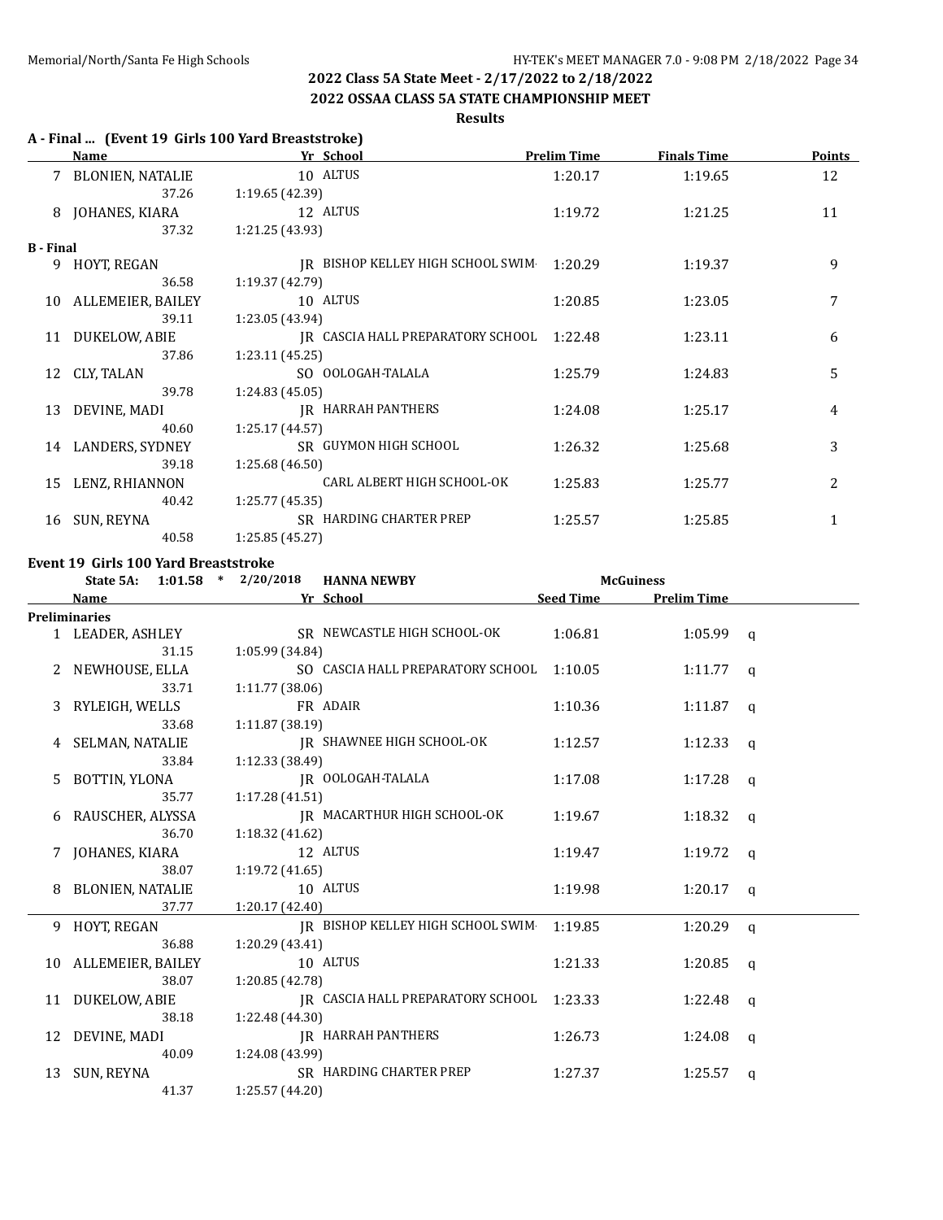## 2022 Class 5A State Meet - 2/17/2022 to 2/18/2022

## 2022 OSSAA CLASS 5A STATE CHAMPIONSHIP MEET

### Results

**A - Final ... (Event 19 Girls 100 Yard Breaststroke)**

| | Name | Yr | School | Prelim Time | Finals Time | Points |
|---|---|---|---|---|---|---|
| 7 | BLONIEN, NATALIE | 10 | ALTUS | 1:20.17 | 1:19.65 | 12 |
| | 37.26 | 1:19.65 (42.39) | | | | |
| 8 | JOHANES, KIARA | 12 | ALTUS | 1:19.72 | 1:21.25 | 11 |
| | 37.32 | 1:21.25 (43.93) | | | | |
| **B - Final** | | | | | | |
| 9 | HOYT, REGAN | JR | BISHOP KELLEY HIGH SCHOOL SWIM | 1:20.29 | 1:19.37 | 9 |
| | 36.58 | 1:19.37 (42.79) | | | | |
| 10 | ALLEMEIER, BAILEY | 10 | ALTUS | 1:20.85 | 1:23.05 | 7 |
| | 39.11 | 1:23.05 (43.94) | | | | |
| 11 | DUKELOW, ABIE | JR | CASCIA HALL PREPARATORY SCHOOL | 1:22.48 | 1:23.11 | 6 |
| | 37.86 | 1:23.11 (45.25) | | | | |
| 12 | CLY, TALAN | SO | OOLOGAH-TALALA | 1:25.79 | 1:24.83 | 5 |
| | 39.78 | 1:24.83 (45.05) | | | | |
| 13 | DEVINE, MADI | JR | HARRAH PANTHERS | 1:24.08 | 1:25.17 | 4 |
| | 40.60 | 1:25.17 (44.57) | | | | |
| 14 | LANDERS, SYDNEY | SR | GUYMON HIGH SCHOOL | 1:26.32 | 1:25.68 | 3 |
| | 39.18 | 1:25.68 (46.50) | | | | |
| 15 | LENZ, RHIANNON | | CARL ALBERT HIGH SCHOOL-OK | 1:25.83 | 1:25.77 | 2 |
| | 40.42 | 1:25.77 (45.35) | | | | |
| 16 | SUN, REYNA | SR | HARDING CHARTER PREP | 1:25.57 | 1:25.85 | 1 |
| | 40.58 | 1:25.85 (45.27) | | | | |

**Event 19 Girls 100 Yard Breaststroke**

State 5A: 1:01.58 * 2/20/2018 HANNA NEWBY McGuiness

| | Name | Yr | School | Seed Time | Prelim Time | |
|---|---|---|---|---|---|---|
| **Preliminaries** | | | | | | |
| 1 | LEADER, ASHLEY | SR | NEWCASTLE HIGH SCHOOL-OK | 1:06.81 | 1:05.99 | q |
| | 31.15 | 1:05.99 (34.84) | | | | |
| 2 | NEWHOUSE, ELLA | SO | CASCIA HALL PREPARATORY SCHOOL | 1:10.05 | 1:11.77 | q |
| | 33.71 | 1:11.77 (38.06) | | | | |
| 3 | RYLEIGH, WELLS | FR | ADAIR | 1:10.36 | 1:11.87 | q |
| | 33.68 | 1:11.87 (38.19) | | | | |
| 4 | SELMAN, NATALIE | JR | SHAWNEE HIGH SCHOOL-OK | 1:12.57 | 1:12.33 | q |
| | 33.84 | 1:12.33 (38.49) | | | | |
| 5 | BOTTIN, YLONA | JR | OOLOGAH-TALALA | 1:17.08 | 1:17.28 | q |
| | 35.77 | 1:17.28 (41.51) | | | | |
| 6 | RAUSCHER, ALYSSA | JR | MACARTHUR HIGH SCHOOL-OK | 1:19.67 | 1:18.32 | q |
| | 36.70 | 1:18.32 (41.62) | | | | |
| 7 | JOHANES, KIARA | 12 | ALTUS | 1:19.47 | 1:19.72 | q |
| | 38.07 | 1:19.72 (41.65) | | | | |
| 8 | BLONIEN, NATALIE | 10 | ALTUS | 1:19.98 | 1:20.17 | q |
| | 37.77 | 1:20.17 (42.40) | | | | |
| 9 | HOYT, REGAN | JR | BISHOP KELLEY HIGH SCHOOL SWIM | 1:19.85 | 1:20.29 | q |
| | 36.88 | 1:20.29 (43.41) | | | | |
| 10 | ALLEMEIER, BAILEY | 10 | ALTUS | 1:21.33 | 1:20.85 | q |
| | 38.07 | 1:20.85 (42.78) | | | | |
| 11 | DUKELOW, ABIE | JR | CASCIA HALL PREPARATORY SCHOOL | 1:23.33 | 1:22.48 | q |
| | 38.18 | 1:22.48 (44.30) | | | | |
| 12 | DEVINE, MADI | JR | HARRAH PANTHERS | 1:26.73 | 1:24.08 | q |
| | 40.09 | 1:24.08 (43.99) | | | | |
| 13 | SUN, REYNA | SR | HARDING CHARTER PREP | 1:27.37 | 1:25.57 | q |
| | 41.37 | 1:25.57 (44.20) | | | | |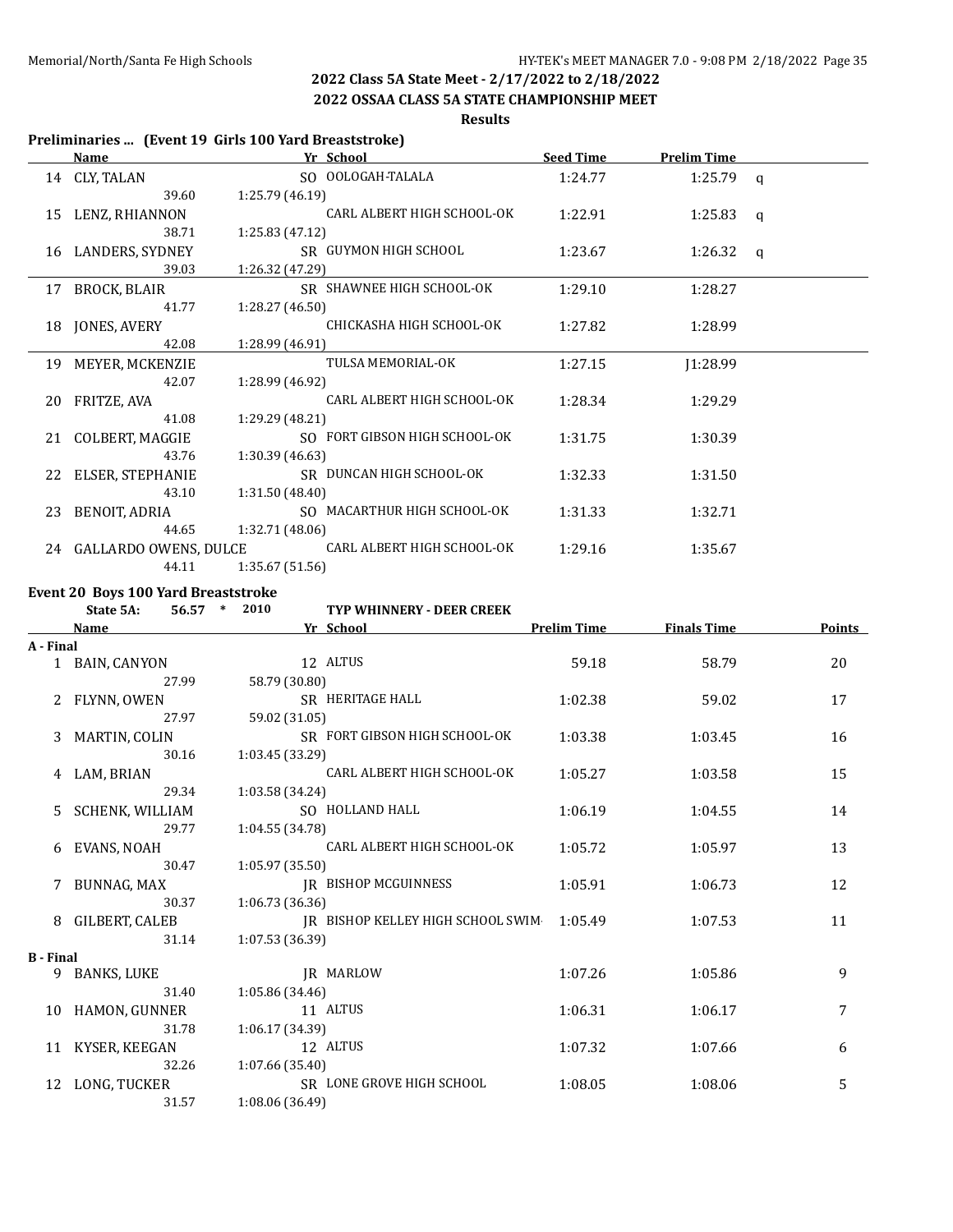## 2022 Class 5A State Meet - 2/17/2022 to 2/18/2022

## 2022 OSSAA CLASS 5A STATE CHAMPIONSHIP MEET

### Results

**Preliminaries ... (Event 19 Girls 100 Yard Breaststroke)**

| | Name | Yr | School | Seed Time | Prelim Time | |
|---|---|---|---|---|---|---|
| 14 | CLY, TALAN | SO | OOLOGAH-TALALA | 1:24.77 | 1:25.79 | q |
| | 39.60 | 1:25.79 (46.19) | | | | |
| 15 | LENZ, RHIANNON | | CARL ALBERT HIGH SCHOOL-OK | 1:22.91 | 1:25.83 | q |
| | 38.71 | 1:25.83 (47.12) | | | | |
| 16 | LANDERS, SYDNEY | SR | GUYMON HIGH SCHOOL | 1:23.67 | 1:26.32 | q |
| | 39.03 | 1:26.32 (47.29) | | | | |
| 17 | BROCK, BLAIR | SR | SHAWNEE HIGH SCHOOL-OK | 1:29.10 | 1:28.27 | |
| | 41.77 | 1:28.27 (46.50) | | | | |
| 18 | JONES, AVERY | | CHICKASHA HIGH SCHOOL-OK | 1:27.82 | 1:28.99 | |
| | 42.08 | 1:28.99 (46.91) | | | | |
| 19 | MEYER, MCKENZIE | | TULSA MEMORIAL-OK | 1:27.15 | J1:28.99 | |
| | 42.07 | 1:28.99 (46.92) | | | | |
| 20 | FRITZE, AVA | | CARL ALBERT HIGH SCHOOL-OK | 1:28.34 | 1:29.29 | |
| | 41.08 | 1:29.29 (48.21) | | | | |
| 21 | COLBERT, MAGGIE | SO | FORT GIBSON HIGH SCHOOL-OK | 1:31.75 | 1:30.39 | |
| | 43.76 | 1:30.39 (46.63) | | | | |
| 22 | ELSER, STEPHANIE | SR | DUNCAN HIGH SCHOOL-OK | 1:32.33 | 1:31.50 | |
| | 43.10 | 1:31.50 (48.40) | | | | |
| 23 | BENOIT, ADRIA | SO | MACARTHUR HIGH SCHOOL-OK | 1:31.33 | 1:32.71 | |
| | 44.65 | 1:32.71 (48.06) | | | | |
| 24 | GALLARDO OWENS, DULCE | | CARL ALBERT HIGH SCHOOL-OK | 1:29.16 | 1:35.67 | |
| | 44.11 | 1:35.67 (51.56) | | | | |

**Event 20 Boys 100 Yard Breaststroke**

State 5A: 56.57 * 2010 TYP WHINNERY - DEER CREEK

| | Name | Yr | School | Prelim Time | Finals Time | Points |
|---|---|---|---|---|---|---|
| **A - Final** | | | | | | |
| 1 | BAIN, CANYON | 12 | ALTUS | 59.18 | 58.79 | 20 |
| | 27.99 | 58.79 (30.80) | | | | |
| 2 | FLYNN, OWEN | SR | HERITAGE HALL | 1:02.38 | 59.02 | 17 |
| | 27.97 | 59.02 (31.05) | | | | |
| 3 | MARTIN, COLIN | SR | FORT GIBSON HIGH SCHOOL-OK | 1:03.38 | 1:03.45 | 16 |
| | 30.16 | 1:03.45 (33.29) | | | | |
| 4 | LAM, BRIAN | | CARL ALBERT HIGH SCHOOL-OK | 1:05.27 | 1:03.58 | 15 |
| | 29.34 | 1:03.58 (34.24) | | | | |
| 5 | SCHENK, WILLIAM | SO | HOLLAND HALL | 1:06.19 | 1:04.55 | 14 |
| | 29.77 | 1:04.55 (34.78) | | | | |
| 6 | EVANS, NOAH | | CARL ALBERT HIGH SCHOOL-OK | 1:05.72 | 1:05.97 | 13 |
| | 30.47 | 1:05.97 (35.50) | | | | |
| 7 | BUNNAG, MAX | JR | BISHOP MCGUINNESS | 1:05.91 | 1:06.73 | 12 |
| | 30.37 | 1:06.73 (36.36) | | | | |
| 8 | GILBERT, CALEB | JR | BISHOP KELLEY HIGH SCHOOL SWIM | 1:05.49 | 1:07.53 | 11 |
| | 31.14 | 1:07.53 (36.39) | | | | |
| **B - Final** | | | | | | |
| 9 | BANKS, LUKE | JR | MARLOW | 1:07.26 | 1:05.86 | 9 |
| | 31.40 | 1:05.86 (34.46) | | | | |
| 10 | HAMON, GUNNER | 11 | ALTUS | 1:06.31 | 1:06.17 | 7 |
| | 31.78 | 1:06.17 (34.39) | | | | |
| 11 | KYSER, KEEGAN | 12 | ALTUS | 1:07.32 | 1:07.66 | 6 |
| | 32.26 | 1:07.66 (35.40) | | | | |
| 12 | LONG, TUCKER | SR | LONE GROVE HIGH SCHOOL | 1:08.05 | 1:08.06 | 5 |
| | 31.57 | 1:08.06 (36.49) | | | | |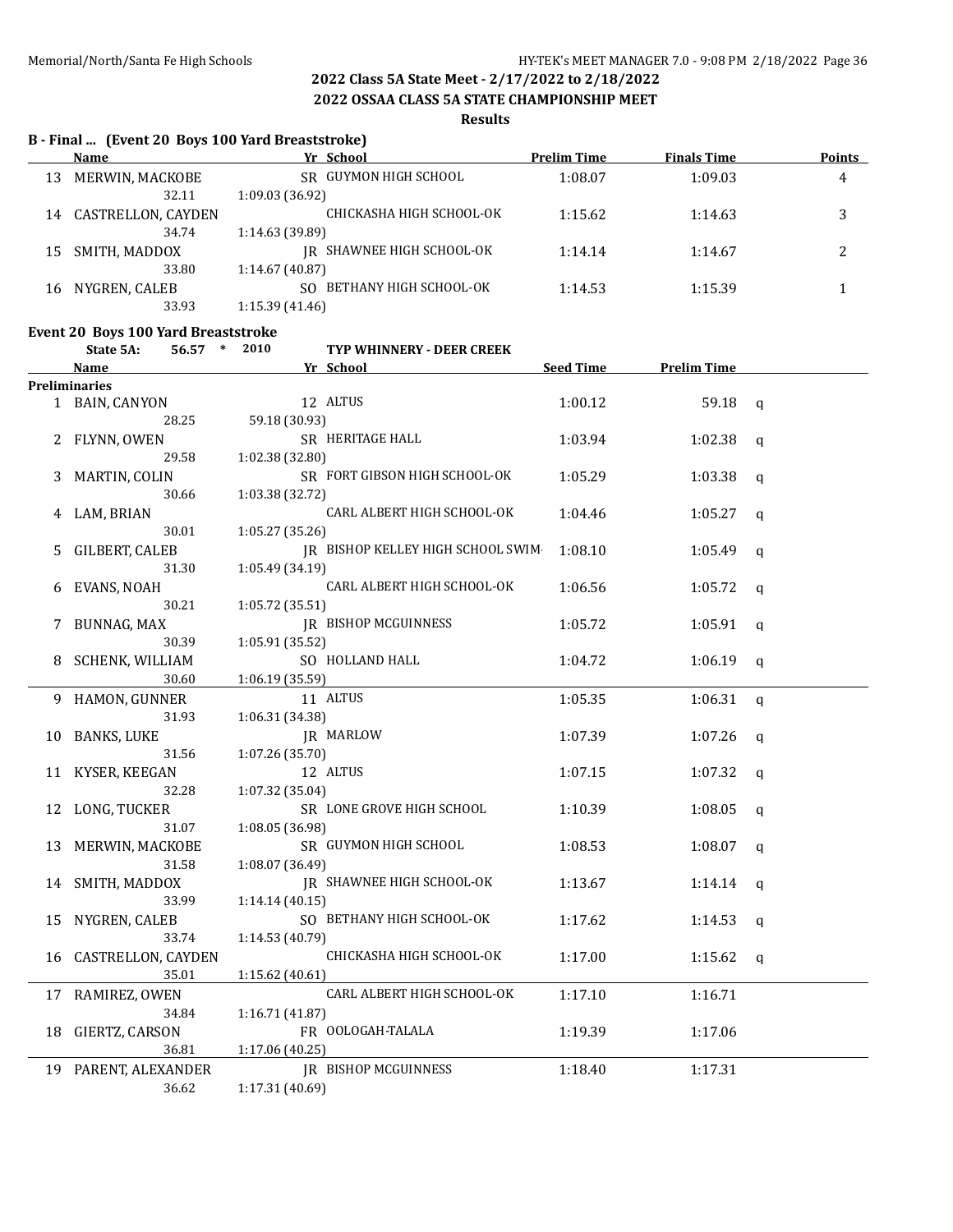## 2022 Class 5A State Meet - 2/17/2022 to 2/18/2022

## 2022 OSSAA CLASS 5A STATE CHAMPIONSHIP MEET

### Results

### B - Final ... (Event 20 Boys 100 Yard Breaststroke)

| | Name | Yr | School | Prelim Time | Finals Time | Points |
|---|---|---|---|---|---|---|
| 13 | MERWIN, MACKOBE | SR | GUYMON HIGH SCHOOL | 1:08.07 | 1:09.03 | 4 |
| | 32.11 | | 1:09.03 (36.92) | | | |
| 14 | CASTRELLON, CAYDEN | | CHICKASHA HIGH SCHOOL-OK | 1:15.62 | 1:14.63 | 3 |
| | 34.74 | | 1:14.63 (39.89) | | | |
| 15 | SMITH, MADDOX | JR | SHAWNEE HIGH SCHOOL-OK | 1:14.14 | 1:14.67 | 2 |
| | 33.80 | | 1:14.67 (40.87) | | | |
| 16 | NYGREN, CALEB | SO | BETHANY HIGH SCHOOL-OK | 1:14.53 | 1:15.39 | 1 |
| | 33.93 | | 1:15.39 (41.46) | | | |

### Event 20 Boys 100 Yard Breaststroke

State 5A: 56.57 * 2010 TYP WHINNERY - DEER CREEK

| | Name | Yr | School | Seed Time | Prelim Time | |
|---|---|---|---|---|---|---|
| **Preliminaries** | | | | | | |
| 1 | BAIN, CANYON | 12 | ALTUS | 1:00.12 | 59.18 | q |
| | 28.25 | | 59.18 (30.93) | | | |
| 2 | FLYNN, OWEN | SR | HERITAGE HALL | 1:03.94 | 1:02.38 | q |
| | 29.58 | | 1:02.38 (32.80) | | | |
| 3 | MARTIN, COLIN | SR | FORT GIBSON HIGH SCHOOL-OK | 1:05.29 | 1:03.38 | q |
| | 30.66 | | 1:03.38 (32.72) | | | |
| 4 | LAM, BRIAN | | CARL ALBERT HIGH SCHOOL-OK | 1:04.46 | 1:05.27 | q |
| | 30.01 | | 1:05.27 (35.26) | | | |
| 5 | GILBERT, CALEB | JR | BISHOP KELLEY HIGH SCHOOL SWIM· | 1:08.10 | 1:05.49 | q |
| | 31.30 | | 1:05.49 (34.19) | | | |
| 6 | EVANS, NOAH | | CARL ALBERT HIGH SCHOOL-OK | 1:06.56 | 1:05.72 | q |
| | 30.21 | | 1:05.72 (35.51) | | | |
| 7 | BUNNAG, MAX | JR | BISHOP MCGUINNESS | 1:05.72 | 1:05.91 | q |
| | 30.39 | | 1:05.91 (35.52) | | | |
| 8 | SCHENK, WILLIAM | SO | HOLLAND HALL | 1:04.72 | 1:06.19 | q |
| | 30.60 | | 1:06.19 (35.59) | | | |
| 9 | HAMON, GUNNER | 11 | ALTUS | 1:05.35 | 1:06.31 | q |
| | 31.93 | | 1:06.31 (34.38) | | | |
| 10 | BANKS, LUKE | JR | MARLOW | 1:07.39 | 1:07.26 | q |
| | 31.56 | | 1:07.26 (35.70) | | | |
| 11 | KYSER, KEEGAN | 12 | ALTUS | 1:07.15 | 1:07.32 | q |
| | 32.28 | | 1:07.32 (35.04) | | | |
| 12 | LONG, TUCKER | SR | LONE GROVE HIGH SCHOOL | 1:10.39 | 1:08.05 | q |
| | 31.07 | | 1:08.05 (36.98) | | | |
| 13 | MERWIN, MACKOBE | SR | GUYMON HIGH SCHOOL | 1:08.53 | 1:08.07 | q |
| | 31.58 | | 1:08.07 (36.49) | | | |
| 14 | SMITH, MADDOX | JR | SHAWNEE HIGH SCHOOL-OK | 1:13.67 | 1:14.14 | q |
| | 33.99 | | 1:14.14 (40.15) | | | |
| 15 | NYGREN, CALEB | SO | BETHANY HIGH SCHOOL-OK | 1:17.62 | 1:14.53 | q |
| | 33.74 | | 1:14.53 (40.79) | | | |
| 16 | CASTRELLON, CAYDEN | | CHICKASHA HIGH SCHOOL-OK | 1:17.00 | 1:15.62 | q |
| | 35.01 | | 1:15.62 (40.61) | | | |
| 17 | RAMIREZ, OWEN | | CARL ALBERT HIGH SCHOOL-OK | 1:17.10 | 1:16.71 | |
| | 34.84 | | 1:16.71 (41.87) | | | |
| 18 | GIERTZ, CARSON | FR | OOLOGAH-TALALA | 1:19.39 | 1:17.06 | |
| | 36.81 | | 1:17.06 (40.25) | | | |
| 19 | PARENT, ALEXANDER | JR | BISHOP MCGUINNESS | 1:18.40 | 1:17.31 | |
| | 36.62 | | 1:17.31 (40.69) | | | |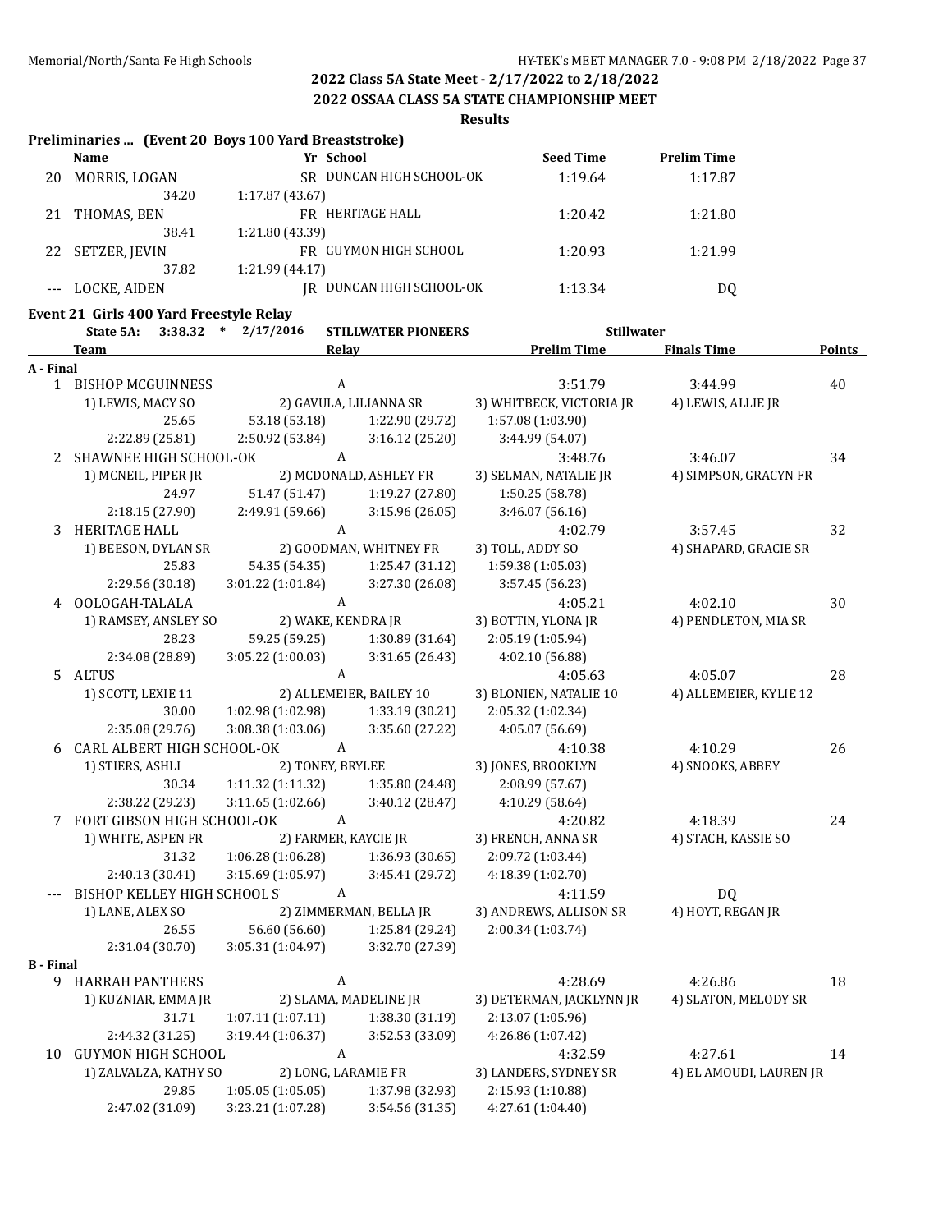## 2022 Class 5A State Meet - 2/17/2022 to 2/18/2022

## 2022 OSSAA CLASS 5A STATE CHAMPIONSHIP MEET

### Results

### Preliminaries ... (Event 20 Boys 100 Yard Breaststroke)

| | Name | Yr | School | Seed Time | Prelim Time |
|---|---|---|---|---|---|
| 20 | MORRIS, LOGAN | SR | DUNCAN HIGH SCHOOL-OK | 1:19.64 | 1:17.87 |
| | 34.20 | 1:17.87 (43.67) | | | |
| 21 | THOMAS, BEN | FR | HERITAGE HALL | 1:20.42 | 1:21.80 |
| | 38.41 | 1:21.80 (43.39) | | | |
| 22 | SETZER, JEVIN | FR | GUYMON HIGH SCHOOL | 1:20.93 | 1:21.99 |
| | 37.82 | 1:21.99 (44.17) | | | |
| --- | LOCKE, AIDEN | JR | DUNCAN HIGH SCHOOL-OK | 1:13.34 | DQ |

### Event 21 Girls 400 Yard Freestyle Relay

State 5A: 3:38.32 * 2/17/2016 STILLWATER PIONEERS Stillwater

| | Team | Relay | | Prelim Time | Finals Time | Points |
|---|---|---|---|---|---|---|
| **A - Final** | | | | | | |
| 1 | BISHOP MCGUINNESS | A | | 3:51.79 | 3:44.99 | 40 |
| | 1) LEWIS, MACY SO | 2) GAVULA, LILIANNA SR | | 3) WHITBECK, VICTORIA JR | 4) LEWIS, ALLIE JR | |
| | 25.65 | 53.18 (53.18) | 1:22.90 (29.72) | 1:57.08 (1:03.90) | | |
| | 2:22.89 (25.81) | 2:50.92 (53.84) | 3:16.12 (25.20) | 3:44.99 (54.07) | | |
| 2 | SHAWNEE HIGH SCHOOL-OK | A | | 3:48.76 | 3:46.07 | 34 |
| | 1) MCNEIL, PIPER JR | 2) MCDONALD, ASHLEY FR | | 3) SELMAN, NATALIE JR | 4) SIMPSON, GRACYN FR | |
| | 24.97 | 51.47 (51.47) | 1:19.27 (27.80) | 1:50.25 (58.78) | | |
| | 2:18.15 (27.90) | 2:49.91 (59.66) | 3:15.96 (26.05) | 3:46.07 (56.16) | | |
| 3 | HERITAGE HALL | A | | 4:02.79 | 3:57.45 | 32 |
| | 1) BEESON, DYLAN SR | 2) GOODMAN, WHITNEY FR | | 3) TOLL, ADDY SO | 4) SHAPARD, GRACIE SR | |
| | 25.83 | 54.35 (54.35) | 1:25.47 (31.12) | 1:59.38 (1:05.03) | | |
| | 2:29.56 (30.18) | 3:01.22 (1:01.84) | 3:27.30 (26.08) | 3:57.45 (56.23) | | |
| 4 | OOLOGAH-TALALA | A | | 4:05.21 | 4:02.10 | 30 |
| | 1) RAMSEY, ANSLEY SO | 2) WAKE, KENDRA JR | | 3) BOTTIN, YLONA JR | 4) PENDLETON, MIA SR | |
| | 28.23 | 59.25 (59.25) | 1:30.89 (31.64) | 2:05.19 (1:05.94) | | |
| | 2:34.08 (28.89) | 3:05.22 (1:00.03) | 3:31.65 (26.43) | 4:02.10 (56.88) | | |
| 5 | ALTUS | A | | 4:05.63 | 4:05.07 | 28 |
| | 1) SCOTT, LEXIE 11 | 2) ALLEMEIER, BAILEY 10 | | 3) BLONIEN, NATALIE 10 | 4) ALLEMEIER, KYLIE 12 | |
| | 30.00 | 1:02.98 (1:02.98) | 1:33.19 (30.21) | 2:05.32 (1:02.34) | | |
| | 2:35.08 (29.76) | 3:08.38 (1:03.06) | 3:35.60 (27.22) | 4:05.07 (56.69) | | |
| 6 | CARL ALBERT HIGH SCHOOL-OK | A | | 4:10.38 | 4:10.29 | 26 |
| | 1) STIERS, ASHLI | 2) TONEY, BRYLEE | | 3) JONES, BROOKLYN | 4) SNOOKS, ABBEY | |
| | 30.34 | 1:11.32 (1:11.32) | 1:35.80 (24.48) | 2:08.99 (57.67) | | |
| | 2:38.22 (29.23) | 3:11.65 (1:02.66) | 3:40.12 (28.47) | 4:10.29 (58.64) | | |
| 7 | FORT GIBSON HIGH SCHOOL-OK | A | | 4:20.82 | 4:18.39 | 24 |
| | 1) WHITE, ASPEN FR | 2) FARMER, KAYCIE JR | | 3) FRENCH, ANNA SR | 4) STACH, KASSIE SO | |
| | 31.32 | 1:06.28 (1:06.28) | 1:36.93 (30.65) | 2:09.72 (1:03.44) | | |
| | 2:40.13 (30.41) | 3:15.69 (1:05.97) | 3:45.41 (29.72) | 4:18.39 (1:02.70) | | |
| --- | BISHOP KELLEY HIGH SCHOOL S | A | | 4:11.59 | DQ | |
| | 1) LANE, ALEX SO | 2) ZIMMERMAN, BELLA JR | | 3) ANDREWS, ALLISON SR | 4) HOYT, REGAN JR | |
| | 26.55 | 56.60 (56.60) | 1:25.84 (29.24) | 2:00.34 (1:03.74) | | |
| | 2:31.04 (30.70) | 3:05.31 (1:04.97) | 3:32.70 (27.39) | | | |
| **B - Final** | | | | | | |
| 9 | HARRAH PANTHERS | A | | 4:28.69 | 4:26.86 | 18 |
| | 1) KUZNIAR, EMMA JR | 2) SLAMA, MADELINE JR | | 3) DETERMAN, JACKLYNN JR | 4) SLATON, MELODY SR | |
| | 31.71 | 1:07.11 (1:07.11) | 1:38.30 (31.19) | 2:13.07 (1:05.96) | | |
| | 2:44.32 (31.25) | 3:19.44 (1:06.37) | 3:52.53 (33.09) | 4:26.86 (1:07.42) | | |
| 10 | GUYMON HIGH SCHOOL | A | | 4:32.59 | 4:27.61 | 14 |
| | 1) ZALVALZA, KATHY SO | 2) LONG, LARAMIE FR | | 3) LANDERS, SYDNEY SR | 4) EL AMOUDI, LAUREN JR | |
| | 29.85 | 1:05.05 (1:05.05) | 1:37.98 (32.93) | 2:15.93 (1:10.88) | | |
| | 2:47.02 (31.09) | 3:23.21 (1:07.28) | 3:54.56 (31.35) | 4:27.61 (1:04.40) | | |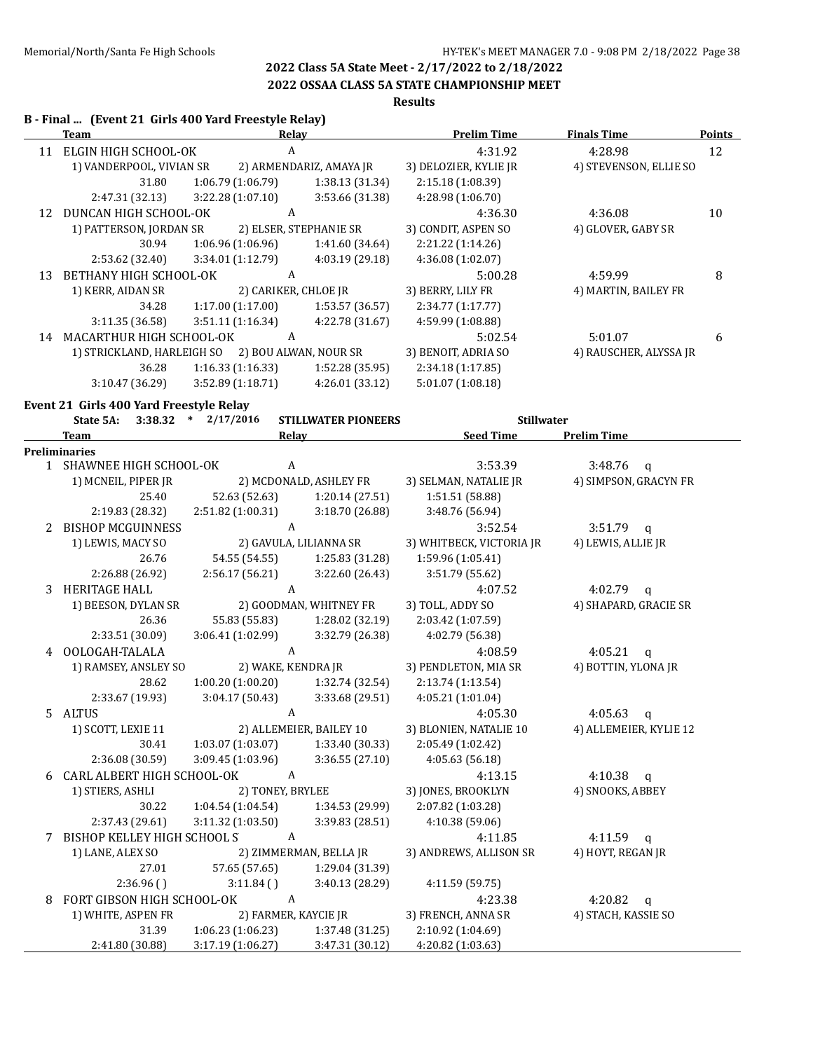## 2022 Class 5A State Meet - 2/17/2022 to 2/18/2022

## 2022 OSSAA CLASS 5A STATE CHAMPIONSHIP MEET

**Results**

### B - Final ... (Event 21 Girls 400 Yard Freestyle Relay)

| | Team | Relay | Prelim Time | Finals Time | Points |
|---|---|---|---|---|---|
| 11 | ELGIN HIGH SCHOOL-OK | A | 4:31.92 | 4:28.98 | 12 |
| | 1) VANDERPOOL, VIVIAN SR | 2) ARMENDARIZ, AMAYA JR | 3) DELOZIER, KYLIE JR | 4) STEVENSON, ELLIE SO | |
| | 31.80 | 1:06.79 (1:06.79) | 1:38.13 (31.34) | 2:15.18 (1:08.39) | |
| | 2:47.31 (32.13) | 3:22.28 (1:07.10) | 3:53.66 (31.38) | 4:28.98 (1:06.70) | |
| 12 | DUNCAN HIGH SCHOOL-OK | A | 4:36.30 | 4:36.08 | 10 |
| | 1) PATTERSON, JORDAN SR | 2) ELSER, STEPHANIE SR | 3) CONDIT, ASPEN SO | 4) GLOVER, GABY SR | |
| | 30.94 | 1:06.96 (1:06.96) | 1:41.60 (34.64) | 2:21.22 (1:14.26) | |
| | 2:53.62 (32.40) | 3:34.01 (1:12.79) | 4:03.19 (29.18) | 4:36.08 (1:02.07) | |
| 13 | BETHANY HIGH SCHOOL-OK | A | 5:00.28 | 4:59.99 | 8 |
| | 1) KERR, AIDAN SR | 2) CARIKER, CHLOE JR | 3) BERRY, LILY FR | 4) MARTIN, BAILEY FR | |
| | 34.28 | 1:17.00 (1:17.00) | 1:53.57 (36.57) | 2:34.77 (1:17.77) | |
| | 3:11.35 (36.58) | 3:51.11 (1:16.34) | 4:22.78 (31.67) | 4:59.99 (1:08.88) | |
| 14 | MACARTHUR HIGH SCHOOL-OK | A | 5:02.54 | 5:01.07 | 6 |
| | 1) STRICKLAND, HARLEIGH SO | 2) BOU ALWAN, NOUR SR | 3) BENOIT, ADRIA SO | 4) RAUSCHER, ALYSSA JR | |
| | 36.28 | 1:16.33 (1:16.33) | 1:52.28 (35.95) | 2:34.18 (1:17.85) | |
| | 3:10.47 (36.29) | 3:52.89 (1:18.71) | 4:26.01 (33.12) | 5:01.07 (1:08.18) | |

### Event 21 Girls 400 Yard Freestyle Relay

State 5A: 3:38.32 * 2/17/2016 STILLWATER PIONEERS Stillwater

| | Team | Relay | Seed Time | Prelim Time |
|---|---|---|---|---|
| **Preliminaries** | | | | |
| 1 | SHAWNEE HIGH SCHOOL-OK | A | 3:53.39 | 3:48.76 q |
| | 1) MCNEIL, PIPER JR | 2) MCDONALD, ASHLEY FR | 3) SELMAN, NATALIE JR | 4) SIMPSON, GRACYN FR |
| | 25.40 | 52.63 (52.63) | 1:20.14 (27.51) | 1:51.51 (58.88) |
| | 2:19.83 (28.32) | 2:51.82 (1:00.31) | 3:18.70 (26.88) | 3:48.76 (56.94) |
| 2 | BISHOP MCGUINNESS | A | 3:52.54 | 3:51.79 q |
| | 1) LEWIS, MACY SO | 2) GAVULA, LILIANNA SR | 3) WHITBECK, VICTORIA JR | 4) LEWIS, ALLIE JR |
| | 26.76 | 54.55 (54.55) | 1:25.83 (31.28) | 1:59.96 (1:05.41) |
| | 2:26.88 (26.92) | 2:56.17 (56.21) | 3:22.60 (26.43) | 3:51.79 (55.62) |
| 3 | HERITAGE HALL | A | 4:07.52 | 4:02.79 q |
| | 1) BEESON, DYLAN SR | 2) GOODMAN, WHITNEY FR | 3) TOLL, ADDY SO | 4) SHAPARD, GRACIE SR |
| | 26.36 | 55.83 (55.83) | 1:28.02 (32.19) | 2:03.42 (1:07.59) |
| | 2:33.51 (30.09) | 3:06.41 (1:02.99) | 3:32.79 (26.38) | 4:02.79 (56.38) |
| 4 | OOLOGAH-TALALA | A | 4:08.59 | 4:05.21 q |
| | 1) RAMSEY, ANSLEY SO | 2) WAKE, KENDRA JR | 3) PENDLETON, MIA SR | 4) BOTTIN, YLONA JR |
| | 28.62 | 1:00.20 (1:00.20) | 1:32.74 (32.54) | 2:13.74 (1:13.54) |
| | 2:33.67 (19.93) | 3:04.17 (50.43) | 3:33.68 (29.51) | 4:05.21 (1:01.04) |
| 5 | ALTUS | A | 4:05.30 | 4:05.63 q |
| | 1) SCOTT, LEXIE 11 | 2) ALLEMEIER, BAILEY 10 | 3) BLONIEN, NATALIE 10 | 4) ALLEMEIER, KYLIE 12 |
| | 30.41 | 1:03.07 (1:03.07) | 1:33.40 (30.33) | 2:05.49 (1:02.42) |
| | 2:36.08 (30.59) | 3:09.45 (1:03.96) | 3:36.55 (27.10) | 4:05.63 (56.18) |
| 6 | CARL ALBERT HIGH SCHOOL-OK | A | 4:13.15 | 4:10.38 q |
| | 1) STIERS, ASHLI | 2) TONEY, BRYLEE | 3) JONES, BROOKLYN | 4) SNOOKS, ABBEY |
| | 30.22 | 1:04.54 (1:04.54) | 1:34.53 (29.99) | 2:07.82 (1:03.28) |
| | 2:37.43 (29.61) | 3:11.32 (1:03.50) | 3:39.83 (28.51) | 4:10.38 (59.06) |
| 7 | BISHOP KELLEY HIGH SCHOOL S | A | 4:11.85 | 4:11.59 q |
| | 1) LANE, ALEX SO | 2) ZIMMERMAN, BELLA JR | 3) ANDREWS, ALLISON SR | 4) HOYT, REGAN JR |
| | 27.01 | 57.65 (57.65) | 1:29.04 (31.39) | |
| | 2:36.96 ( ) | 3:11.84 ( ) | 3:40.13 (28.29) | 4:11.59 (59.75) |
| 8 | FORT GIBSON HIGH SCHOOL-OK | A | 4:23.38 | 4:20.82 q |
| | 1) WHITE, ASPEN FR | 2) FARMER, KAYCIE JR | 3) FRENCH, ANNA SR | 4) STACH, KASSIE SO |
| | 31.39 | 1:06.23 (1:06.23) | 1:37.48 (31.25) | 2:10.92 (1:04.69) |
| | 2:41.80 (30.88) | 3:17.19 (1:06.27) | 3:47.31 (30.12) | 4:20.82 (1:03.63) |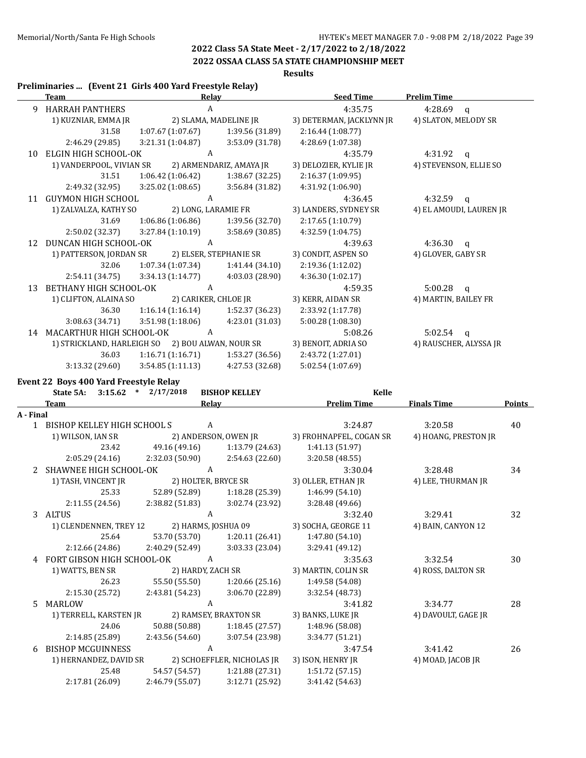## 2022 Class 5A State Meet - 2/17/2022 to 2/18/2022

## 2022 OSSAA CLASS 5A STATE CHAMPIONSHIP MEET

### Results

### Preliminaries ... (Event 21 Girls 400 Yard Freestyle Relay)

| | Team | Relay | Seed Time | Prelim Time |
|---|---|---|---|---|
| 9 | HARRAH PANTHERS | A | 4:35.75 | 4:28.69 q |
| | 1) KUZNIAR, EMMA JR | 2) SLAMA, MADELINE JR | 3) DETERMAN, JACKLYNN JR | 4) SLATON, MELODY SR |
| | 31.58 | 1:07.67 (1:07.67) | 1:39.56 (31.89) | 2:16.44 (1:08.77) |
| | 2:46.29 (29.85) | 3:21.31 (1:04.87) | 3:53.09 (31.78) | 4:28.69 (1:07.38) |
| 10 | ELGIN HIGH SCHOOL-OK | A | 4:35.79 | 4:31.92 q |
| | 1) VANDERPOOL, VIVIAN SR | 2) ARMENDARIZ, AMAYA JR | 3) DELOZIER, KYLIE JR | 4) STEVENSON, ELLIE SO |
| | 31.51 | 1:06.42 (1:06.42) | 1:38.67 (32.25) | 2:16.37 (1:09.95) |
| | 2:49.32 (32.95) | 3:25.02 (1:08.65) | 3:56.84 (31.82) | 4:31.92 (1:06.90) |
| 11 | GUYMON HIGH SCHOOL | A | 4:36.45 | 4:32.59 q |
| | 1) ZALVALZA, KATHY SO | 2) LONG, LARAMIE FR | 3) LANDERS, SYDNEY SR | 4) EL AMOUDI, LAUREN JR |
| | 31.69 | 1:06.86 (1:06.86) | 1:39.56 (32.70) | 2:17.65 (1:10.79) |
| | 2:50.02 (32.37) | 3:27.84 (1:10.19) | 3:58.69 (30.85) | 4:32.59 (1:04.75) |
| 12 | DUNCAN HIGH SCHOOL-OK | A | 4:39.63 | 4:36.30 q |
| | 1) PATTERSON, JORDAN SR | 2) ELSER, STEPHANIE SR | 3) CONDIT, ASPEN SO | 4) GLOVER, GABY SR |
| | 32.06 | 1:07.34 (1:07.34) | 1:41.44 (34.10) | 2:19.36 (1:12.02) |
| | 2:54.11 (34.75) | 3:34.13 (1:14.77) | 4:03.03 (28.90) | 4:36.30 (1:02.17) |
| 13 | BETHANY HIGH SCHOOL-OK | A | 4:59.35 | 5:00.28 q |
| | 1) CLIFTON, ALAINA SO | 2) CARIKER, CHLOE JR | 3) KERR, AIDAN SR | 4) MARTIN, BAILEY FR |
| | 36.30 | 1:16.14 (1:16.14) | 1:52.37 (36.23) | 2:33.92 (1:17.78) |
| | 3:08.63 (34.71) | 3:51.98 (1:18.06) | 4:23.01 (31.03) | 5:00.28 (1:08.30) |
| 14 | MACARTHUR HIGH SCHOOL-OK | A | 5:08.26 | 5:02.54 q |
| | 1) STRICKLAND, HARLEIGH SO | 2) BOU ALWAN, NOUR SR | 3) BENOIT, ADRIA SO | 4) RAUSCHER, ALYSSA JR |
| | 36.03 | 1:16.71 (1:16.71) | 1:53.27 (36.56) | 2:43.72 (1:27.01) |
| | 3:13.32 (29.60) | 3:54.85 (1:11.13) | 4:27.53 (32.68) | 5:02.54 (1:07.69) |

### Event 22 Boys 400 Yard Freestyle Relay

State 5A: 3:15.62 * 2/17/2018 BISHOP KELLEY Kelle

| | Team | Relay | Prelim Time | Finals Time | Points |
|---|---|---|---|---|---|
| **A - Final** | | | | | |
| 1 | BISHOP KELLEY HIGH SCHOOL S | A | 3:24.87 | 3:20.58 | 40 |
| | 1) WILSON, IAN SR | 2) ANDERSON, OWEN JR | 3) FROHNAPFEL, COGAN SR | 4) HOANG, PRESTON JR | |
| | 23.42 | 49.16 (49.16) | 1:13.79 (24.63) | 1:41.13 (51.97) | |
| | 2:05.29 (24.16) | 2:32.03 (50.90) | 2:54.63 (22.60) | 3:20.58 (48.55) | |
| 2 | SHAWNEE HIGH SCHOOL-OK | A | 3:30.04 | 3:28.48 | 34 |
| | 1) TASH, VINCENT JR | 2) HOLTER, BRYCE SR | 3) OLLER, ETHAN JR | 4) LEE, THURMAN JR | |
| | 25.33 | 52.89 (52.89) | 1:18.28 (25.39) | 1:46.99 (54.10) | |
| | 2:11.55 (24.56) | 2:38.82 (51.83) | 3:02.74 (23.92) | 3:28.48 (49.66) | |
| 3 | ALTUS | A | 3:32.40 | 3:29.41 | 32 |
| | 1) CLENDENNEN, TREY 12 | 2) HARMS, JOSHUA 09 | 3) SOCHA, GEORGE 11 | 4) BAIN, CANYON 12 | |
| | 25.64 | 53.70 (53.70) | 1:20.11 (26.41) | 1:47.80 (54.10) | |
| | 2:12.66 (24.86) | 2:40.29 (52.49) | 3:03.33 (23.04) | 3:29.41 (49.12) | |
| 4 | FORT GIBSON HIGH SCHOOL-OK | A | 3:35.63 | 3:32.54 | 30 |
| | 1) WATTS, BEN SR | 2) HARDY, ZACH SR | 3) MARTIN, COLIN SR | 4) ROSS, DALTON SR | |
| | 26.23 | 55.50 (55.50) | 1:20.66 (25.16) | 1:49.58 (54.08) | |
| | 2:15.30 (25.72) | 2:43.81 (54.23) | 3:06.70 (22.89) | 3:32.54 (48.73) | |
| 5 | MARLOW | A | 3:41.82 | 3:34.77 | 28 |
| | 1) TERRELL, KARSTEN JR | 2) RAMSEY, BRAXTON SR | 3) BANKS, LUKE JR | 4) DAVOULT, GAGE JR | |
| | 24.06 | 50.88 (50.88) | 1:18.45 (27.57) | 1:48.96 (58.08) | |
| | 2:14.85 (25.89) | 2:43.56 (54.60) | 3:07.54 (23.98) | 3:34.77 (51.21) | |
| 6 | BISHOP MCGUINNESS | A | 3:47.54 | 3:41.42 | 26 |
| | 1) HERNANDEZ, DAVID SR | 2) SCHOEFFLER, NICHOLAS JR | 3) ISON, HENRY JR | 4) MOAD, JACOB JR | |
| | 25.48 | 54.57 (54.57) | 1:21.88 (27.31) | 1:51.72 (57.15) | |
| | 2:17.81 (26.09) | 2:46.79 (55.07) | 3:12.71 (25.92) | 3:41.42 (54.63) | |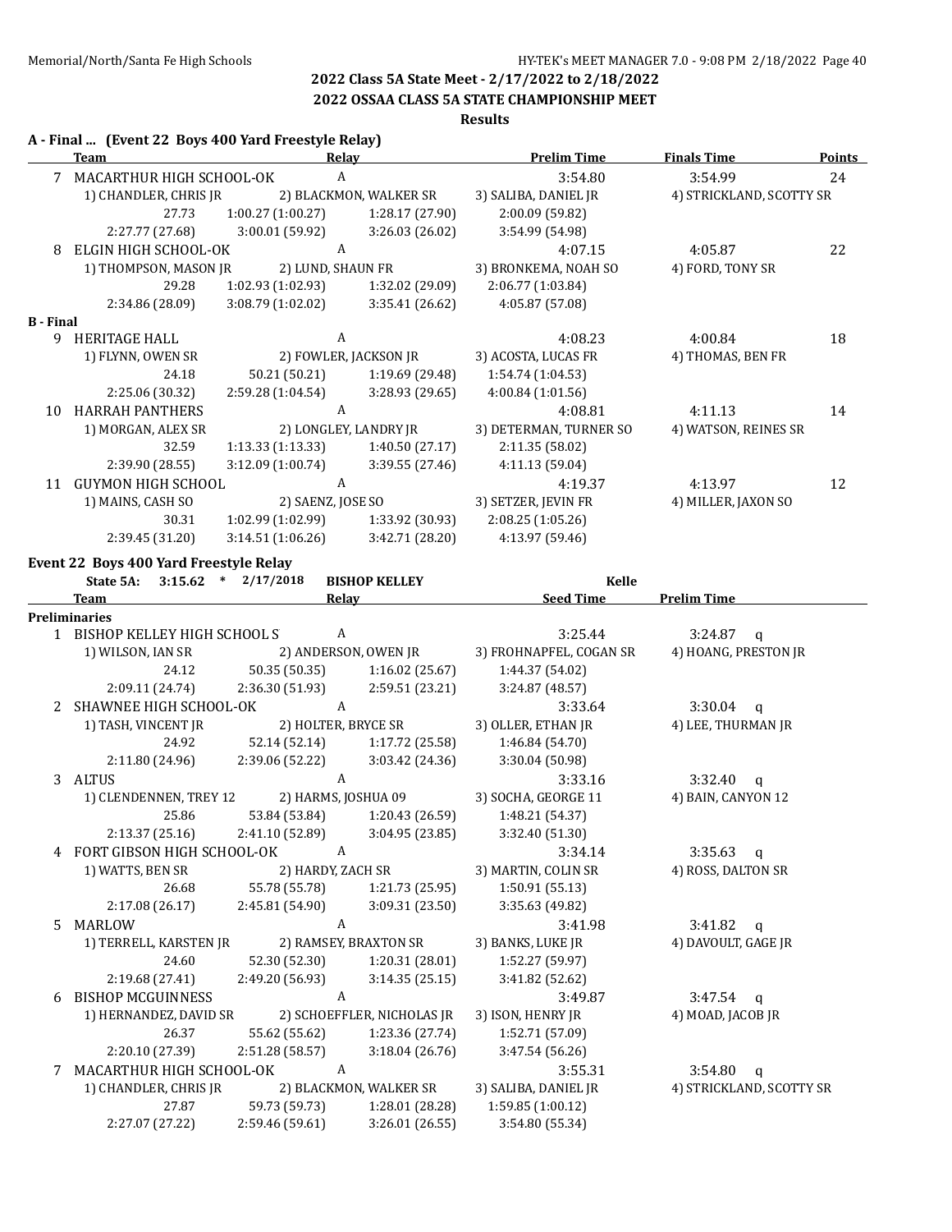## 2022 Class 5A State Meet - 2/17/2022 to 2/18/2022
## 2022 OSSAA CLASS 5A STATE CHAMPIONSHIP MEET
### Results

**A - Final ... (Event 22 Boys 400 Yard Freestyle Relay)**

| | Team | Relay | | Prelim Time | Finals Time | Points |
|---|---|---|---|---|---|---|
| 7 | MACARTHUR HIGH SCHOOL-OK | A | | 3:54.80 | 3:54.99 | 24 |
| | 1) CHANDLER, CHRIS JR | 2) BLACKMON, WALKER SR | | 3) SALIBA, DANIEL JR | 4) STRICKLAND, SCOTTY SR | |
| | 27.73 | 1:00.27 (1:00.27) | 1:28.17 (27.90) | 2:00.09 (59.82) | | |
| | 2:27.77 (27.68) | 3:00.01 (59.92) | 3:26.03 (26.02) | 3:54.99 (54.98) | | |
| 8 | ELGIN HIGH SCHOOL-OK | A | | 4:07.15 | 4:05.87 | 22 |
| | 1) THOMPSON, MASON JR | 2) LUND, SHAUN FR | | 3) BRONKEMA, NOAH SO | 4) FORD, TONY SR | |
| | 29.28 | 1:02.93 (1:02.93) | 1:32.02 (29.09) | 2:06.77 (1:03.84) | | |
| | 2:34.86 (28.09) | 3:08.79 (1:02.02) | 3:35.41 (26.62) | 4:05.87 (57.08) | | |

**B - Final**

| | Team | Relay | | Prelim Time | Finals Time | Points |
|---|---|---|---|---|---|---|
| 9 | HERITAGE HALL | A | | 4:08.23 | 4:00.84 | 18 |
| | 1) FLYNN, OWEN SR | 2) FOWLER, JACKSON JR | | 3) ACOSTA, LUCAS FR | 4) THOMAS, BEN FR | |
| | 24.18 | 50.21 (50.21) | 1:19.69 (29.48) | 1:54.74 (1:04.53) | | |
| | 2:25.06 (30.32) | 2:59.28 (1:04.54) | 3:28.93 (29.65) | 4:00.84 (1:01.56) | | |
| 10 | HARRAH PANTHERS | A | | 4:08.81 | 4:11.13 | 14 |
| | 1) MORGAN, ALEX SR | 2) LONGLEY, LANDRY JR | | 3) DETERMAN, TURNER SO | 4) WATSON, REINES SR | |
| | 32.59 | 1:13.33 (1:13.33) | 1:40.50 (27.17) | 2:11.35 (58.02) | | |
| | 2:39.90 (28.55) | 3:12.09 (1:00.74) | 3:39.55 (27.46) | 4:11.13 (59.04) | | |
| 11 | GUYMON HIGH SCHOOL | A | | 4:19.37 | 4:13.97 | 12 |
| | 1) MAINS, CASH SO | 2) SAENZ, JOSE SO | | 3) SETZER, JEVIN FR | 4) MILLER, JAXON SO | |
| | 30.31 | 1:02.99 (1:02.99) | 1:33.92 (30.93) | 2:08.25 (1:05.26) | | |
| | 2:39.45 (31.20) | 3:14.51 (1:06.26) | 3:42.71 (28.20) | 4:13.97 (59.46) | | |

**Event 22 Boys 400 Yard Freestyle Relay**

State 5A: 3:15.62 * 2/17/2018 BISHOP KELLEY Kelle

**Preliminaries**

| | Team | Relay | | Seed Time | Prelim Time |
|---|---|---|---|---|---|
| 1 | BISHOP KELLEY HIGH SCHOOL S | A | | 3:25.44 | 3:24.87 q |
| | 1) WILSON, IAN SR | 2) ANDERSON, OWEN JR | | 3) FROHNAPFEL, COGAN SR | 4) HOANG, PRESTON JR |
| | 24.12 | 50.35 (50.35) | 1:16.02 (25.67) | 1:44.37 (54.02) | |
| | 2:09.11 (24.74) | 2:36.30 (51.93) | 2:59.51 (23.21) | 3:24.87 (48.57) | |
| 2 | SHAWNEE HIGH SCHOOL-OK | A | | 3:33.64 | 3:30.04 q |
| | 1) TASH, VINCENT JR | 2) HOLTER, BRYCE SR | | 3) OLLER, ETHAN JR | 4) LEE, THURMAN JR |
| | 24.92 | 52.14 (52.14) | 1:17.72 (25.58) | 1:46.84 (54.70) | |
| | 2:11.80 (24.96) | 2:39.06 (52.22) | 3:03.42 (24.36) | 3:30.04 (50.98) | |
| 3 | ALTUS | A | | 3:33.16 | 3:32.40 q |
| | 1) CLENDENNEN, TREY 12 | 2) HARMS, JOSHUA 09 | | 3) SOCHA, GEORGE 11 | 4) BAIN, CANYON 12 |
| | 25.86 | 53.84 (53.84) | 1:20.43 (26.59) | 1:48.21 (54.37) | |
| | 2:13.37 (25.16) | 2:41.10 (52.89) | 3:04.95 (23.85) | 3:32.40 (51.30) | |
| 4 | FORT GIBSON HIGH SCHOOL-OK | A | | 3:34.14 | 3:35.63 q |
| | 1) WATTS, BEN SR | 2) HARDY, ZACH SR | | 3) MARTIN, COLIN SR | 4) ROSS, DALTON SR |
| | 26.68 | 55.78 (55.78) | 1:21.73 (25.95) | 1:50.91 (55.13) | |
| | 2:17.08 (26.17) | 2:45.81 (54.90) | 3:09.31 (23.50) | 3:35.63 (49.82) | |
| 5 | MARLOW | A | | 3:41.98 | 3:41.82 q |
| | 1) TERRELL, KARSTEN JR | 2) RAMSEY, BRAXTON SR | | 3) BANKS, LUKE JR | 4) DAVOULT, GAGE JR |
| | 24.60 | 52.30 (52.30) | 1:20.31 (28.01) | 1:52.27 (59.97) | |
| | 2:19.68 (27.41) | 2:49.20 (56.93) | 3:14.35 (25.15) | 3:41.82 (52.62) | |
| 6 | BISHOP MCGUINNESS | A | | 3:49.87 | 3:47.54 q |
| | 1) HERNANDEZ, DAVID SR | 2) SCHOEFFLER, NICHOLAS JR | | 3) ISON, HENRY JR | 4) MOAD, JACOB JR |
| | 26.37 | 55.62 (55.62) | 1:23.36 (27.74) | 1:52.71 (57.09) | |
| | 2:20.10 (27.39) | 2:51.28 (58.57) | 3:18.04 (26.76) | 3:47.54 (56.26) | |
| 7 | MACARTHUR HIGH SCHOOL-OK | A | | 3:55.31 | 3:54.80 q |
| | 1) CHANDLER, CHRIS JR | 2) BLACKMON, WALKER SR | | 3) SALIBA, DANIEL JR | 4) STRICKLAND, SCOTTY SR |
| | 27.87 | 59.73 (59.73) | 1:28.01 (28.28) | 1:59.85 (1:00.12) | |
| | 2:27.07 (27.22) | 2:59.46 (59.61) | 3:26.01 (26.55) | 3:54.80 (55.34) | |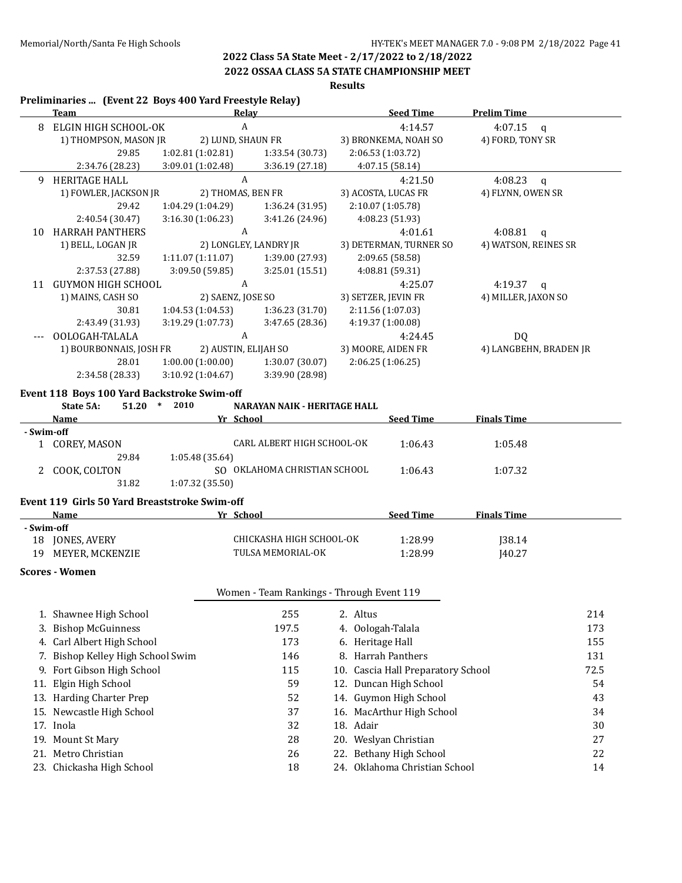## 2022 Class 5A State Meet - 2/17/2022 to 2/18/2022

## 2022 OSSAA CLASS 5A STATE CHAMPIONSHIP MEET

### Results

### Preliminaries ... (Event 22 Boys 400 Yard Freestyle Relay)

| | Team | Relay | Seed Time | Prelim Time |
|---|---|---|---|---|
| 8 | ELGIN HIGH SCHOOL-OK | A | 4:14.57 | 4:07.15 q |
| | 1) THOMPSON, MASON JR; 2) LUND, SHAUN FR; 3) BRONKEMA, NOAH SO; 4) FORD, TONY SR | | | |
| | 29.85; 1:02.81 (1:02.81); 1:33.54 (30.73); 2:06.53 (1:03.72) | | | |
| | 2:34.76 (28.23); 3:09.01 (1:02.48); 3:36.19 (27.18); 4:07.15 (58.14) | | | |
| 9 | HERITAGE HALL | A | 4:21.50 | 4:08.23 q |
| | 1) FOWLER, JACKSON JR; 2) THOMAS, BEN FR; 3) ACOSTA, LUCAS FR; 4) FLYNN, OWEN SR | | | |
| | 29.42; 1:04.29 (1:04.29); 1:36.24 (31.95); 2:10.07 (1:05.78) | | | |
| | 2:40.54 (30.47); 3:16.30 (1:06.23); 3:41.26 (24.96); 4:08.23 (51.93) | | | |
| 10 | HARRAH PANTHERS | A | 4:01.61 | 4:08.81 q |
| | 1) BELL, LOGAN JR; 2) LONGLEY, LANDRY JR; 3) DETERMAN, TURNER SO; 4) WATSON, REINES SR | | | |
| | 32.59; 1:11.07 (1:11.07); 1:39.00 (27.93); 2:09.65 (58.58) | | | |
| | 2:37.53 (27.88); 3:09.50 (59.85); 3:25.01 (15.51); 4:08.81 (59.31) | | | |
| 11 | GUYMON HIGH SCHOOL | A | 4:25.07 | 4:19.37 q |
| | 1) MAINS, CASH SO; 2) SAENZ, JOSE SO; 3) SETZER, JEVIN FR; 4) MILLER, JAXON SO | | | |
| | 30.81; 1:04.53 (1:04.53); 1:36.23 (31.70); 2:11.56 (1:07.03) | | | |
| | 2:43.49 (31.93); 3:19.29 (1:07.73); 3:47.65 (28.36); 4:19.37 (1:00.08) | | | |
| --- | OOLOGAH-TALALA | A | 4:24.45 | DQ |
| | 1) BOURBONNAIS, JOSH FR; 2) AUSTIN, ELIJAH SO; 3) MOORE, AIDEN FR; 4) LANGBEHN, BRADEN JR | | | |
| | 28.01; 1:00.00 (1:00.00); 1:30.07 (30.07); 2:06.25 (1:06.25) | | | |
| | 2:34.58 (28.33); 3:10.92 (1:04.67); 3:39.90 (28.98) | | | |

### Event 118 Boys 100 Yard Backstroke Swim-off

State 5A: 51.20 * 2010 NARAYAN NAIK - HERITAGE HALL

| | Name | Yr | School | Seed Time | Finals Time |
|---|---|---|---|---|---|
| **- Swim-off** | | | | | |
| 1 | COREY, MASON | | CARL ALBERT HIGH SCHOOL-OK | 1:06.43 | 1:05.48 |
| | 29.84; 1:05.48 (35.64) | | | | |
| 2 | COOK, COLTON | SO | OKLAHOMA CHRISTIAN SCHOOL | 1:06.43 | 1:07.32 |
| | 31.82; 1:07.32 (35.50) | | | | |

### Event 119 Girls 50 Yard Breaststroke Swim-off

| | Name | Yr | School | Seed Time | Finals Time |
|---|---|---|---|---|---|
| **- Swim-off** | | | | | |
| 18 | JONES, AVERY | | CHICKASHA HIGH SCHOOL-OK | 1:28.99 | J38.14 |
| 19 | MEYER, MCKENZIE | | TULSA MEMORIAL-OK | 1:28.99 | J40.27 |

### Scores - Women

Women - Team Rankings - Through Event 119

| Place | Team | Points | Place | Team | Points |
|---|---|---|---|---|---|
| 1. | Shawnee High School | 255 | 2. | Altus | 214 |
| 3. | Bishop McGuinness | 197.5 | 4. | Oologah-Talala | 173 |
| 4. | Carl Albert High School | 173 | 6. | Heritage Hall | 155 |
| 7. | Bishop Kelley High School Swim | 146 | 8. | Harrah Panthers | 131 |
| 9. | Fort Gibson High School | 115 | 10. | Cascia Hall Preparatory School | 72.5 |
| 11. | Elgin High School | 59 | 12. | Duncan High School | 54 |
| 13. | Harding Charter Prep | 52 | 14. | Guymon High School | 43 |
| 15. | Newcastle High School | 37 | 16. | MacArthur High School | 34 |
| 17. | Inola | 32 | 18. | Adair | 30 |
| 19. | Mount St Mary | 28 | 20. | Weslyan Christian | 27 |
| 21. | Metro Christian | 26 | 22. | Bethany High School | 22 |
| 23. | Chickasha High School | 18 | 24. | Oklahoma Christian School | 14 |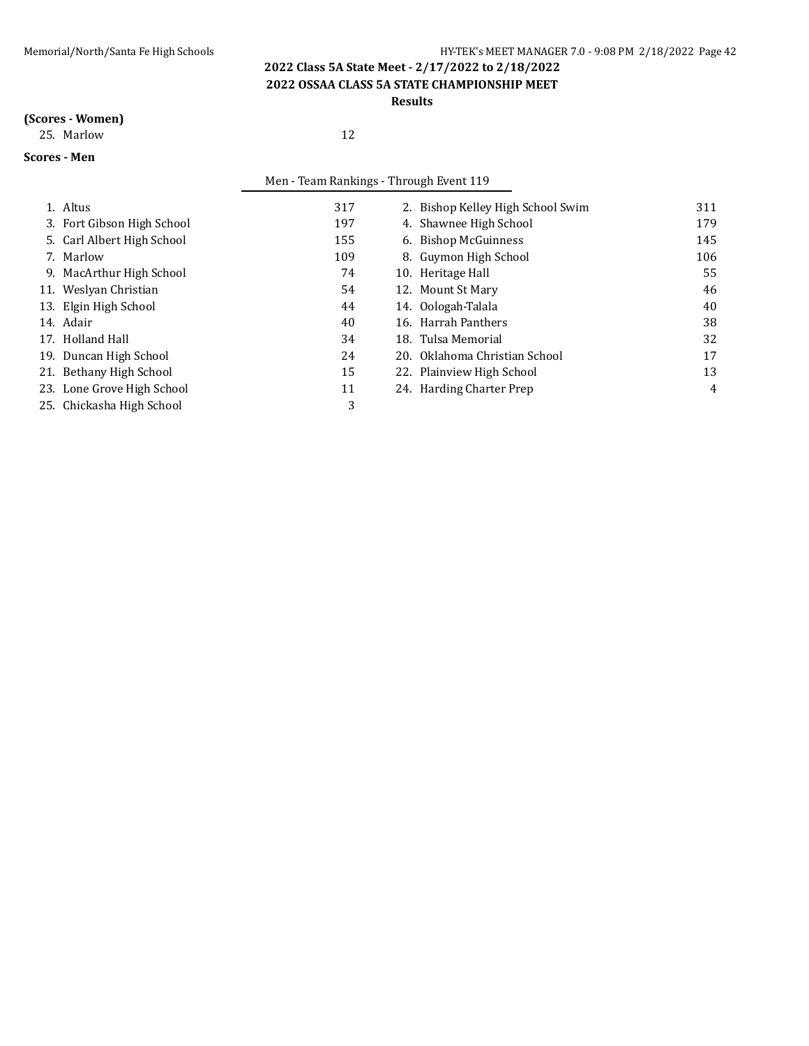**2022 Class 5A State Meet - 2/17/2022 to 2/18/2022**
**2022 OSSAA CLASS 5A STATE CHAMPIONSHIP MEET**
**Results**

**(Scores - Women)**

25. Marlow 12

**Scores - Men**

Men - Team Rankings - Through Event 119

| | | | | | |
|---|---|---|---|---|---|
| 1. | Altus | 317 | 2. | Bishop Kelley High School Swim | 311 |
| 3. | Fort Gibson High School | 197 | 4. | Shawnee High School | 179 |
| 5. | Carl Albert High School | 155 | 6. | Bishop McGuinness | 145 |
| 7. | Marlow | 109 | 8. | Guymon High School | 106 |
| 9. | MacArthur High School | 74 | 10. | Heritage Hall | 55 |
| 11. | Weslyan Christian | 54 | 12. | Mount St Mary | 46 |
| 13. | Elgin High School | 44 | 14. | Oologah-Talala | 40 |
| 14. | Adair | 40 | 16. | Harrah Panthers | 38 |
| 17. | Holland Hall | 34 | 18. | Tulsa Memorial | 32 |
| 19. | Duncan High School | 24 | 20. | Oklahoma Christian School | 17 |
| 21. | Bethany High School | 15 | 22. | Plainview High School | 13 |
| 23. | Lone Grove High School | 11 | 24. | Harding Charter Prep | 4 |
| 25. | Chickasha High School | 3 | | | |